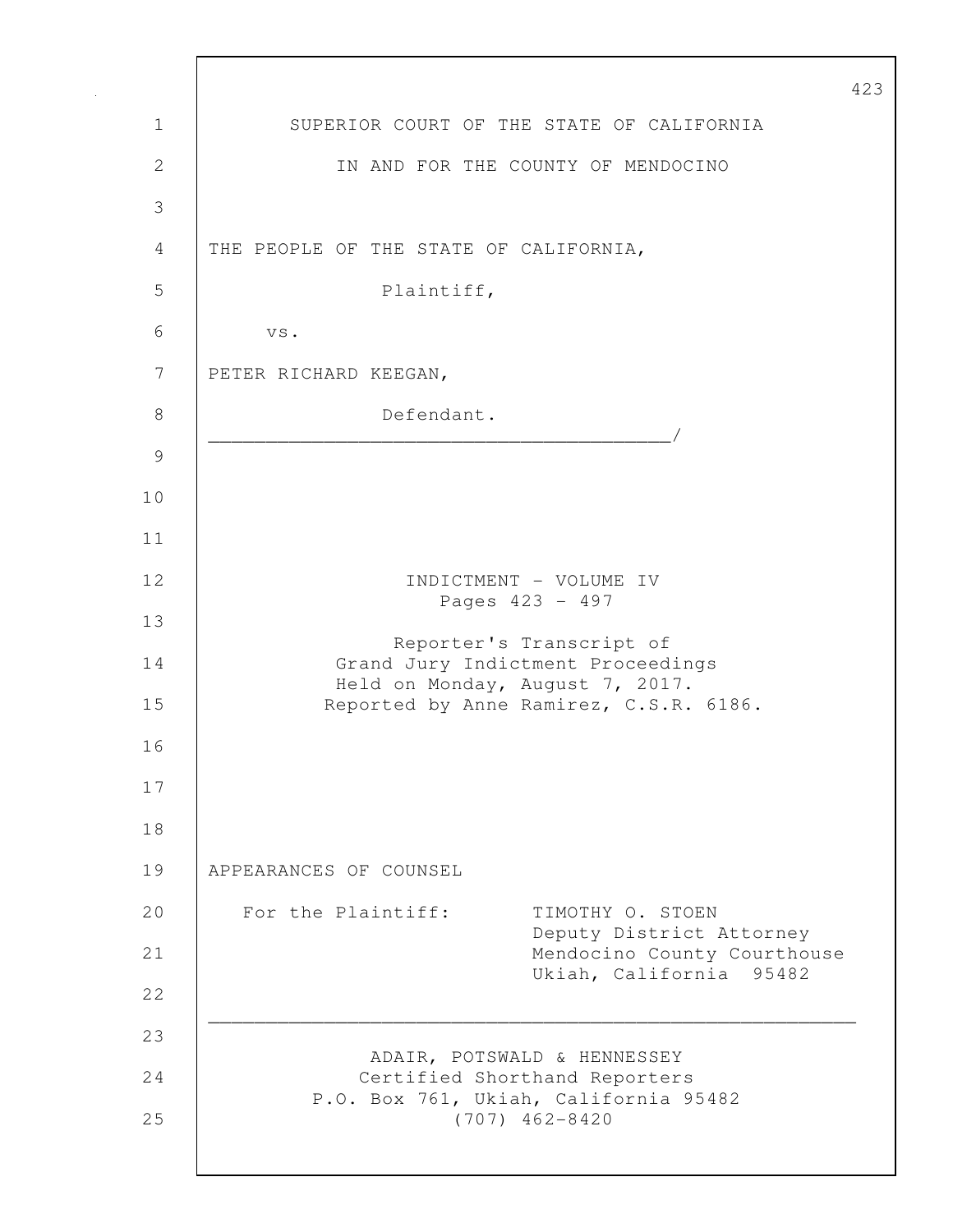SUPERIOR COURT OF THE STATE OF CALIFORNIA

IN AND FOR THE COUNTY OF MENDOCINO

THE PEOPLE OF THE STATE OF CALIFORNIA,

Plaintiff,

vs.

PETER RICHARD KEEGAN,

Defendant.
_________________________________________/

INDICTMENT - VOLUME IV
Pages 423 - 497

Reporter's Transcript of
Grand Jury Indictment Proceedings
Held on Monday, August 7, 2017.
Reported by Anne Ramirez, C.S.R. 6186.

APPEARANCES OF COUNSEL

For the Plaintiff: TIMOTHY O. STOEN
Deputy District Attorney
Mendocino County Courthouse
Ukiah, California 95482

---

ADAIR, POTSWALD & HENNESSEY
Certified Shorthand Reporters
P.O. Box 761, Ukiah, California 95482
(707) 462-8420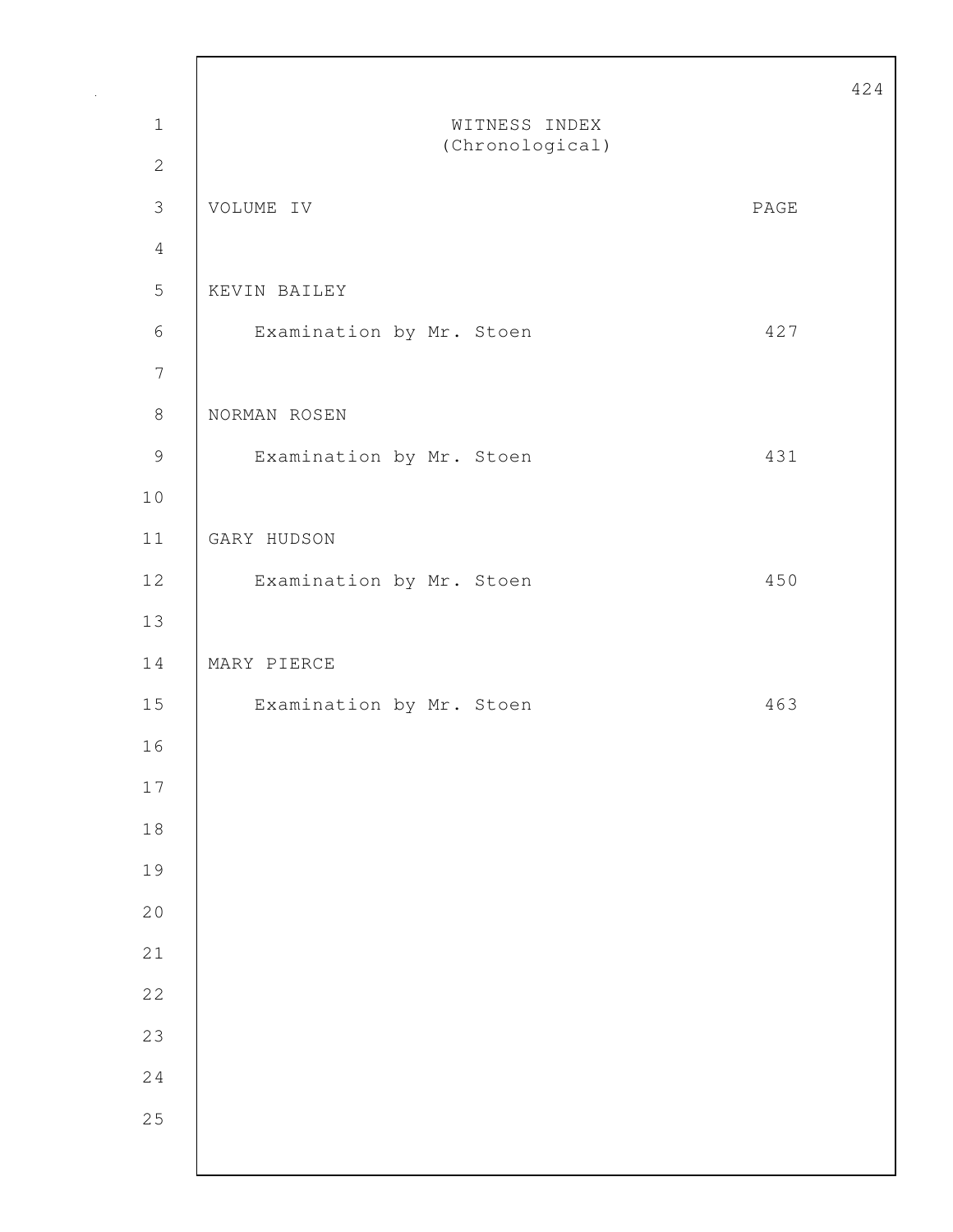# WITNESS INDEX
## (Chronological)

| VOLUME IV | PAGE |
|---|---|
| KEVIN BAILEY | |
| Examination by Mr. Stoen | 427 |
| NORMAN ROSEN | |
| Examination by Mr. Stoen | 431 |
| GARY HUDSON | |
| Examination by Mr. Stoen | 450 |
| MARY PIERCE | |
| Examination by Mr. Stoen | 463 |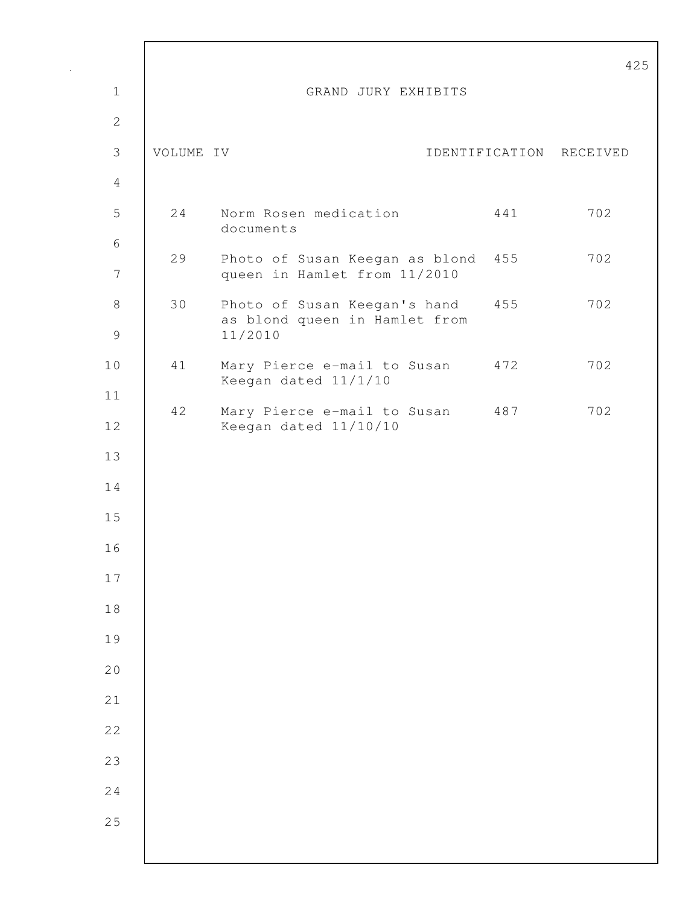# GRAND JURY EXHIBITS

| VOLUME IV | | IDENTIFICATION | RECEIVED |
|---|---|---|---|
| 24 | Norm Rosen medication documents | 441 | 702 |
| 29 | Photo of Susan Keegan as blond queen in Hamlet from 11/2010 | 455 | 702 |
| 30 | Photo of Susan Keegan's hand as blond queen in Hamlet from 11/2010 | 455 | 702 |
| 41 | Mary Pierce e-mail to Susan Keegan dated 11/1/10 | 472 | 702 |
| 42 | Mary Pierce e-mail to Susan Keegan dated 11/10/10 | 487 | 702 |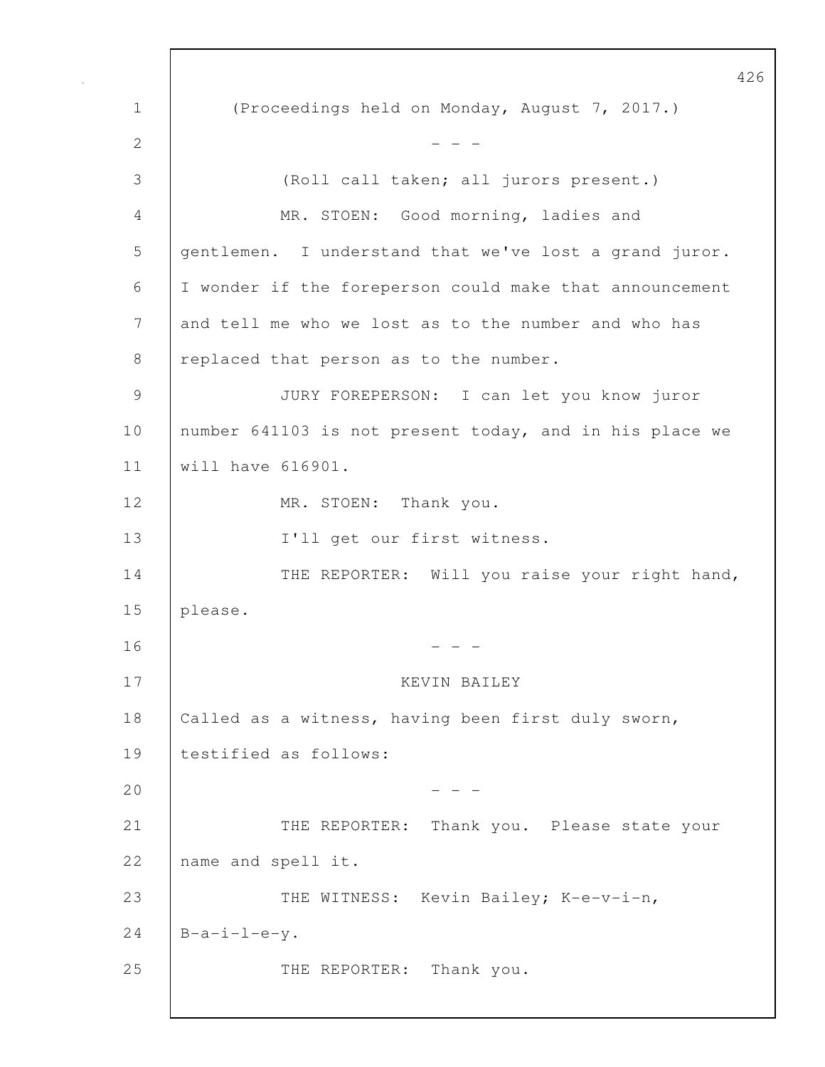(Proceedings held on Monday, August 7, 2017.)

- - -

(Roll call taken; all jurors present.)

MR. STOEN: Good morning, ladies and gentlemen. I understand that we've lost a grand juror. I wonder if the foreperson could make that announcement and tell me who we lost as to the number and who has replaced that person as to the number.

JURY FOREPERSON: I can let you know juror number 641103 is not present today, and in his place we will have 616901.

MR. STOEN: Thank you.

I'll get our first witness.

THE REPORTER: Will you raise your right hand, please.

- - -

KEVIN BAILEY

Called as a witness, having been first duly sworn, testified as follows:

- - -

THE REPORTER: Thank you. Please state your name and spell it.

THE WITNESS: Kevin Bailey; K-e-v-i-n, B-a-i-l-e-y.

THE REPORTER: Thank you.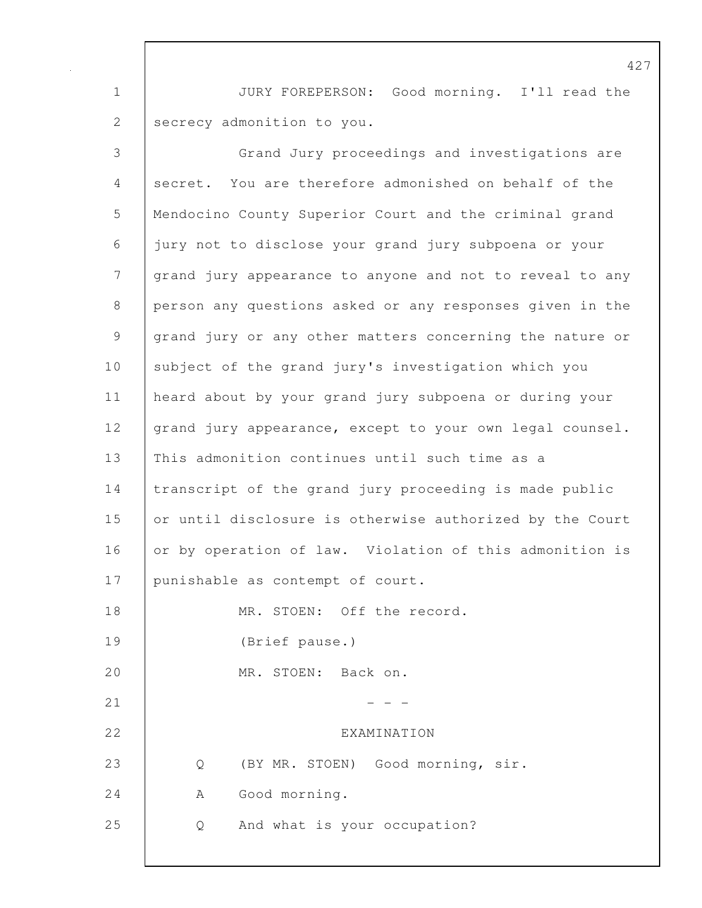JURY FOREPERSON: Good morning. I'll read the secrecy admonition to you.

Grand Jury proceedings and investigations are secret. You are therefore admonished on behalf of the Mendocino County Superior Court and the criminal grand jury not to disclose your grand jury subpoena or your grand jury appearance to anyone and not to reveal to any person any questions asked or any responses given in the grand jury or any other matters concerning the nature or subject of the grand jury's investigation which you heard about by your grand jury subpoena or during your grand jury appearance, except to your own legal counsel. This admonition continues until such time as a transcript of the grand jury proceeding is made public or until disclosure is otherwise authorized by the Court or by operation of law. Violation of this admonition is punishable as contempt of court.

MR. STOEN: Off the record.

(Brief pause.)

MR. STOEN: Back on.

\- - -

EXAMINATION

Q (BY MR. STOEN) Good morning, sir.

A Good morning.

Q And what is your occupation?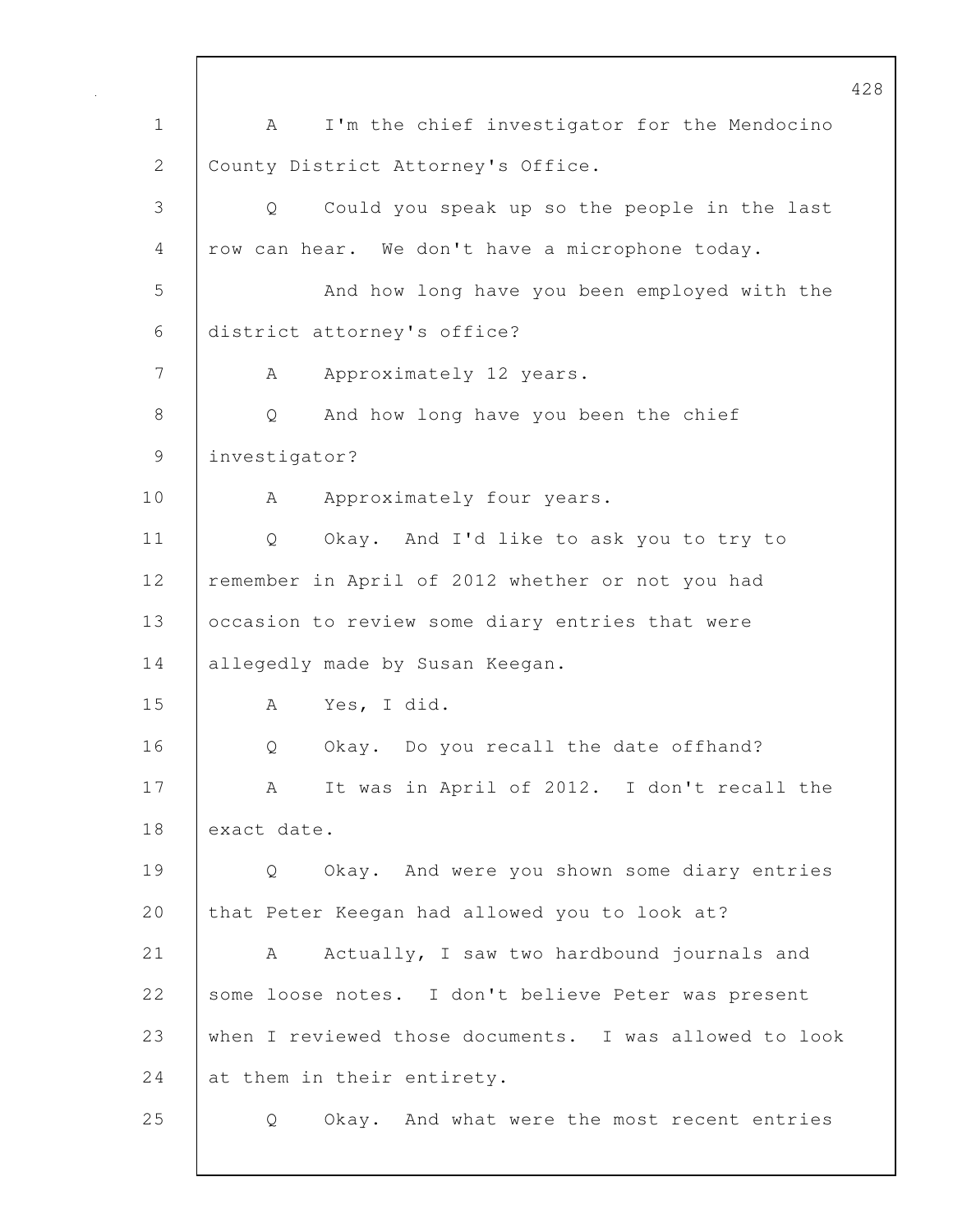1 A I'm the chief investigator for the Mendocino
2 County District Attorney's Office.
3 Q Could you speak up so the people in the last
4 row can hear. We don't have a microphone today.
5 And how long have you been employed with the
6 district attorney's office?
7 A Approximately 12 years.
8 Q And how long have you been the chief
9 investigator?
10 A Approximately four years.
11 Q Okay. And I'd like to ask you to try to
12 remember in April of 2012 whether or not you had
13 occasion to review some diary entries that were
14 allegedly made by Susan Keegan.
15 A Yes, I did.
16 Q Okay. Do you recall the date offhand?
17 A It was in April of 2012. I don't recall the
18 exact date.
19 Q Okay. And were you shown some diary entries
20 that Peter Keegan had allowed you to look at?
21 A Actually, I saw two hardbound journals and
22 some loose notes. I don't believe Peter was present
23 when I reviewed those documents. I was allowed to look
24 at them in their entirety.
25 Q Okay. And what were the most recent entries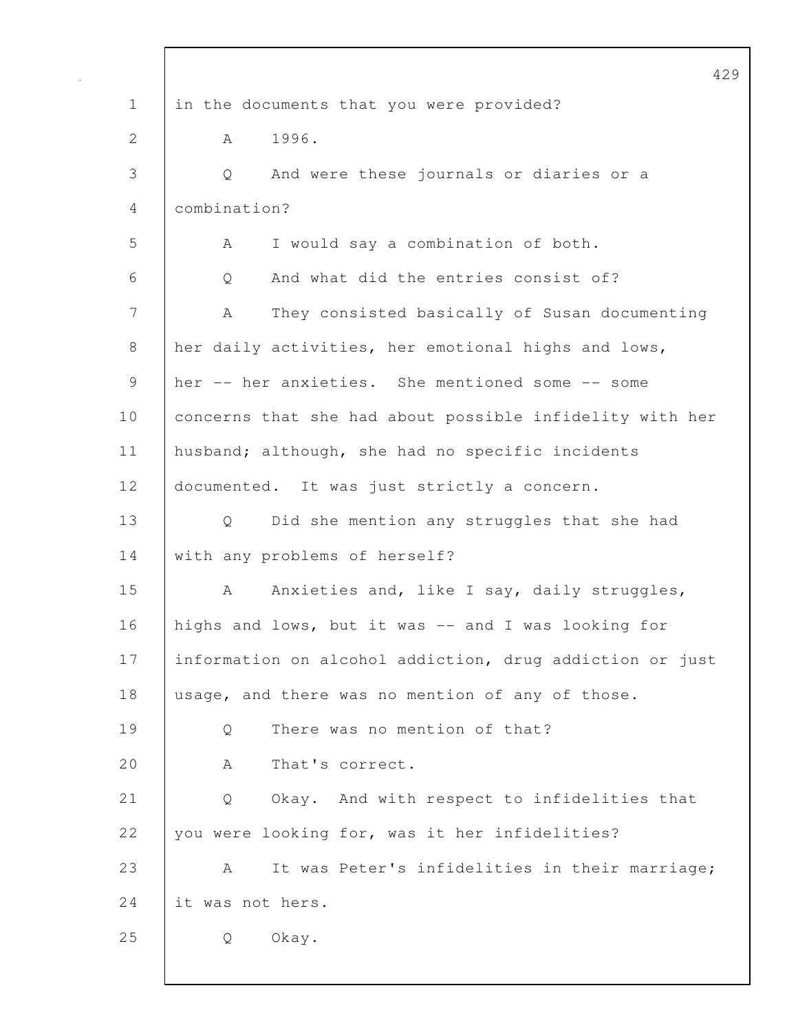in the documents that you were provided?

A 1996.

Q And were these journals or diaries or a combination?

A I would say a combination of both.

Q And what did the entries consist of?

A They consisted basically of Susan documenting her daily activities, her emotional highs and lows, her -- her anxieties. She mentioned some -- some concerns that she had about possible infidelity with her husband; although, she had no specific incidents documented. It was just strictly a concern.

Q Did she mention any struggles that she had with any problems of herself?

A Anxieties and, like I say, daily struggles, highs and lows, but it was -- and I was looking for information on alcohol addiction, drug addiction or just usage, and there was no mention of any of those.

Q There was no mention of that?

A That's correct.

Q Okay. And with respect to infidelities that you were looking for, was it her infidelities?

A It was Peter's infidelities in their marriage; it was not hers.

Q Okay.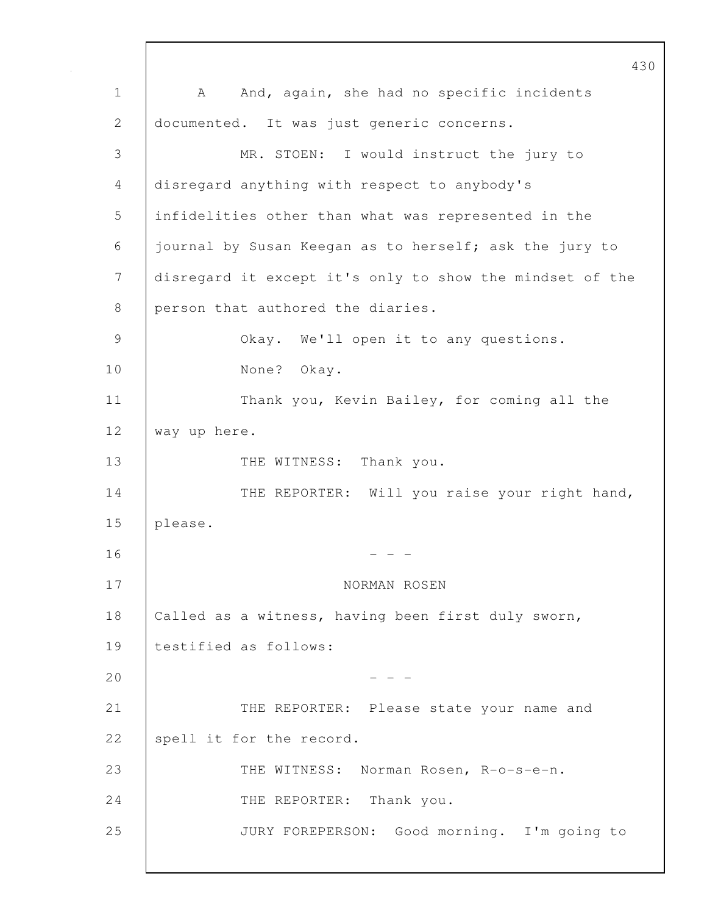A And, again, she had no specific incidents documented. It was just generic concerns.

MR. STOEN: I would instruct the jury to disregard anything with respect to anybody's infidelities other than what was represented in the journal by Susan Keegan as to herself; ask the jury to disregard it except it's only to show the mindset of the person that authored the diaries.

Okay. We'll open it to any questions.

None? Okay.

Thank you, Kevin Bailey, for coming all the way up here.

THE WITNESS: Thank you.

THE REPORTER: Will you raise your right hand, please.

\- - -

NORMAN ROSEN

Called as a witness, having been first duly sworn, testified as follows:

\- - -

THE REPORTER: Please state your name and spell it for the record.

THE WITNESS: Norman Rosen, R-o-s-e-n.

THE REPORTER: Thank you.

JURY FOREPERSON: Good morning. I'm going to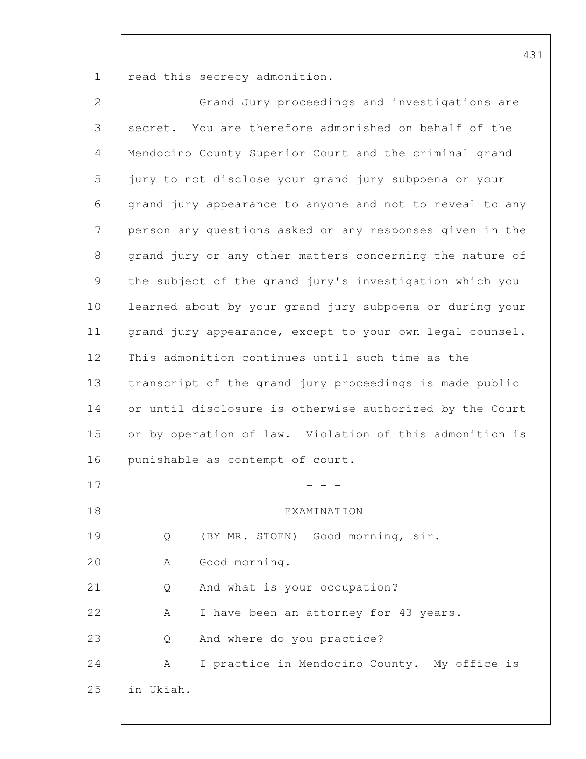read this secrecy admonition.

Grand Jury proceedings and investigations are secret. You are therefore admonished on behalf of the Mendocino County Superior Court and the criminal grand jury to not disclose your grand jury subpoena or your grand jury appearance to anyone and not to reveal to any person any questions asked or any responses given in the grand jury or any other matters concerning the nature of the subject of the grand jury's investigation which you learned about by your grand jury subpoena or during your grand jury appearance, except to your own legal counsel. This admonition continues until such time as the transcript of the grand jury proceedings is made public or until disclosure is otherwise authorized by the Court or by operation of law. Violation of this admonition is punishable as contempt of court.

\- - -

EXAMINATION

Q (BY MR. STOEN) Good morning, sir.

A Good morning.

Q And what is your occupation?

A I have been an attorney for 43 years.

Q And where do you practice?

A I practice in Mendocino County. My office is in Ukiah.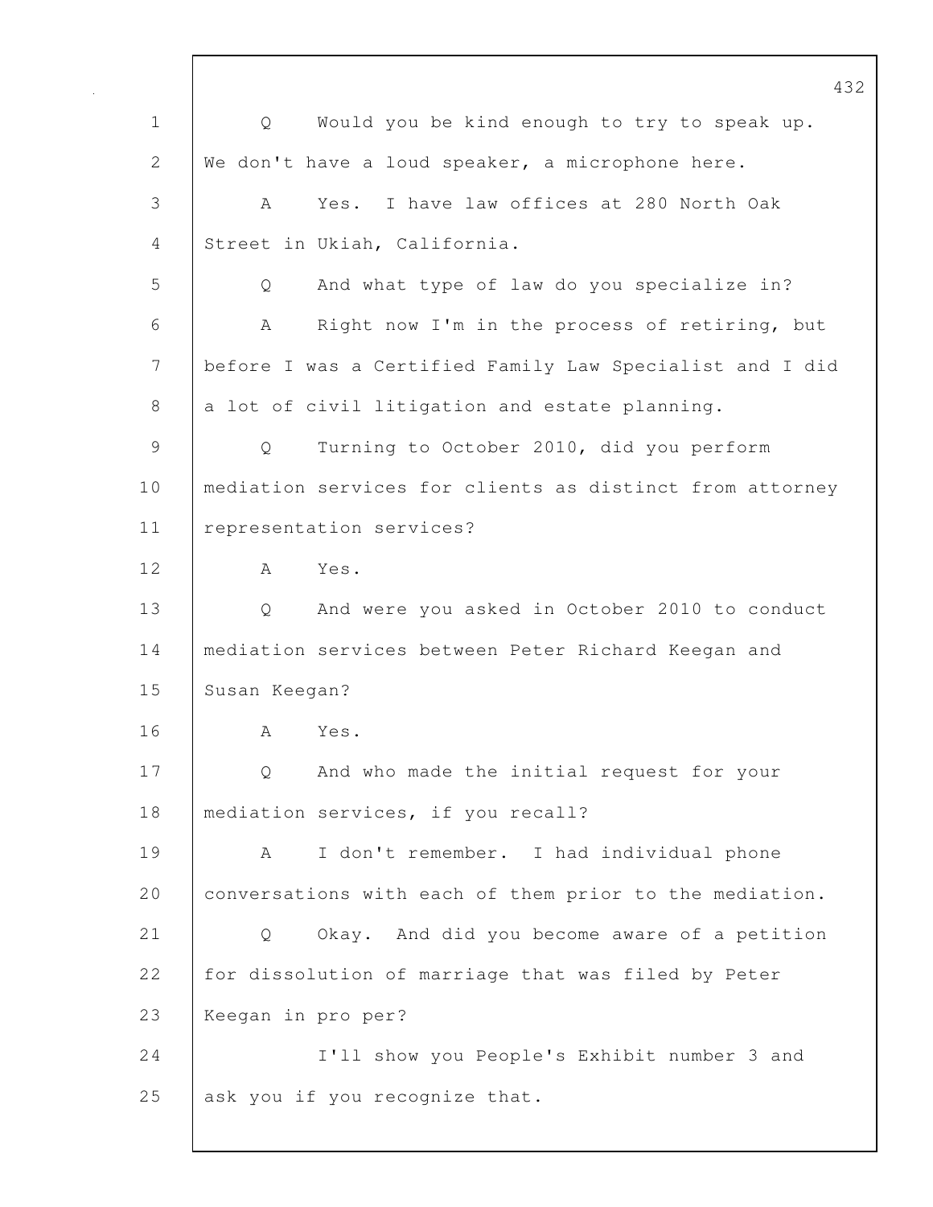Q Would you be kind enough to try to speak up. We don't have a loud speaker, a microphone here.

A Yes. I have law offices at 280 North Oak Street in Ukiah, California.

Q And what type of law do you specialize in?

A Right now I'm in the process of retiring, but before I was a Certified Family Law Specialist and I did a lot of civil litigation and estate planning.

Q Turning to October 2010, did you perform mediation services for clients as distinct from attorney representation services?

A Yes.

Q And were you asked in October 2010 to conduct mediation services between Peter Richard Keegan and Susan Keegan?

A Yes.

Q And who made the initial request for your mediation services, if you recall?

A I don't remember. I had individual phone conversations with each of them prior to the mediation.

Q Okay. And did you become aware of a petition for dissolution of marriage that was filed by Peter Keegan in pro per?

I'll show you People's Exhibit number 3 and ask you if you recognize that.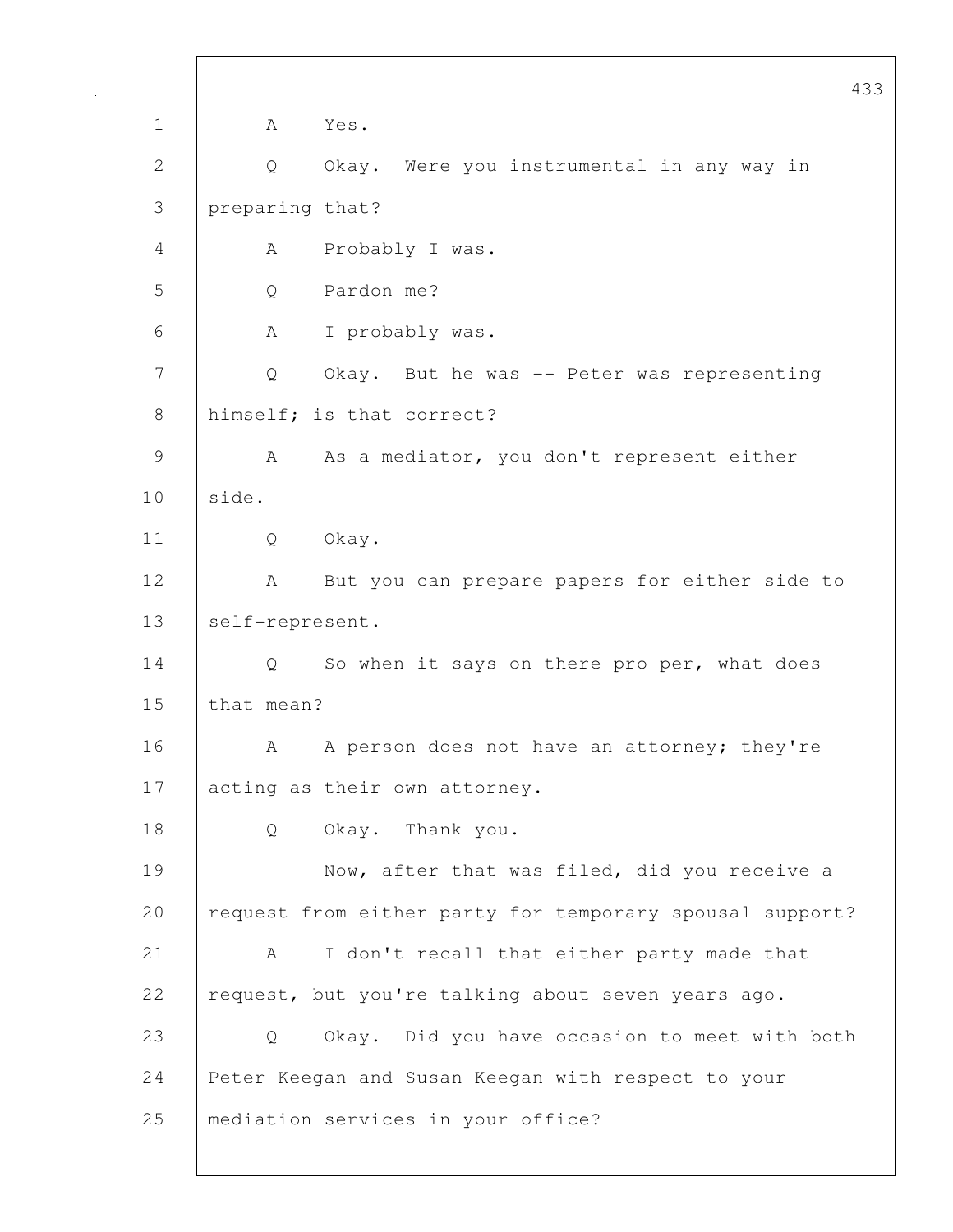A Yes.

Q Okay. Were you instrumental in any way in preparing that?

A Probably I was.

Q Pardon me?

A I probably was.

Q Okay. But he was -- Peter was representing himself; is that correct?

A As a mediator, you don't represent either side.

Q Okay.

A But you can prepare papers for either side to self-represent.

Q So when it says on there pro per, what does that mean?

A A person does not have an attorney; they're acting as their own attorney.

Q Okay. Thank you.

Now, after that was filed, did you receive a request from either party for temporary spousal support?

A I don't recall that either party made that request, but you're talking about seven years ago.

Q Okay. Did you have occasion to meet with both Peter Keegan and Susan Keegan with respect to your mediation services in your office?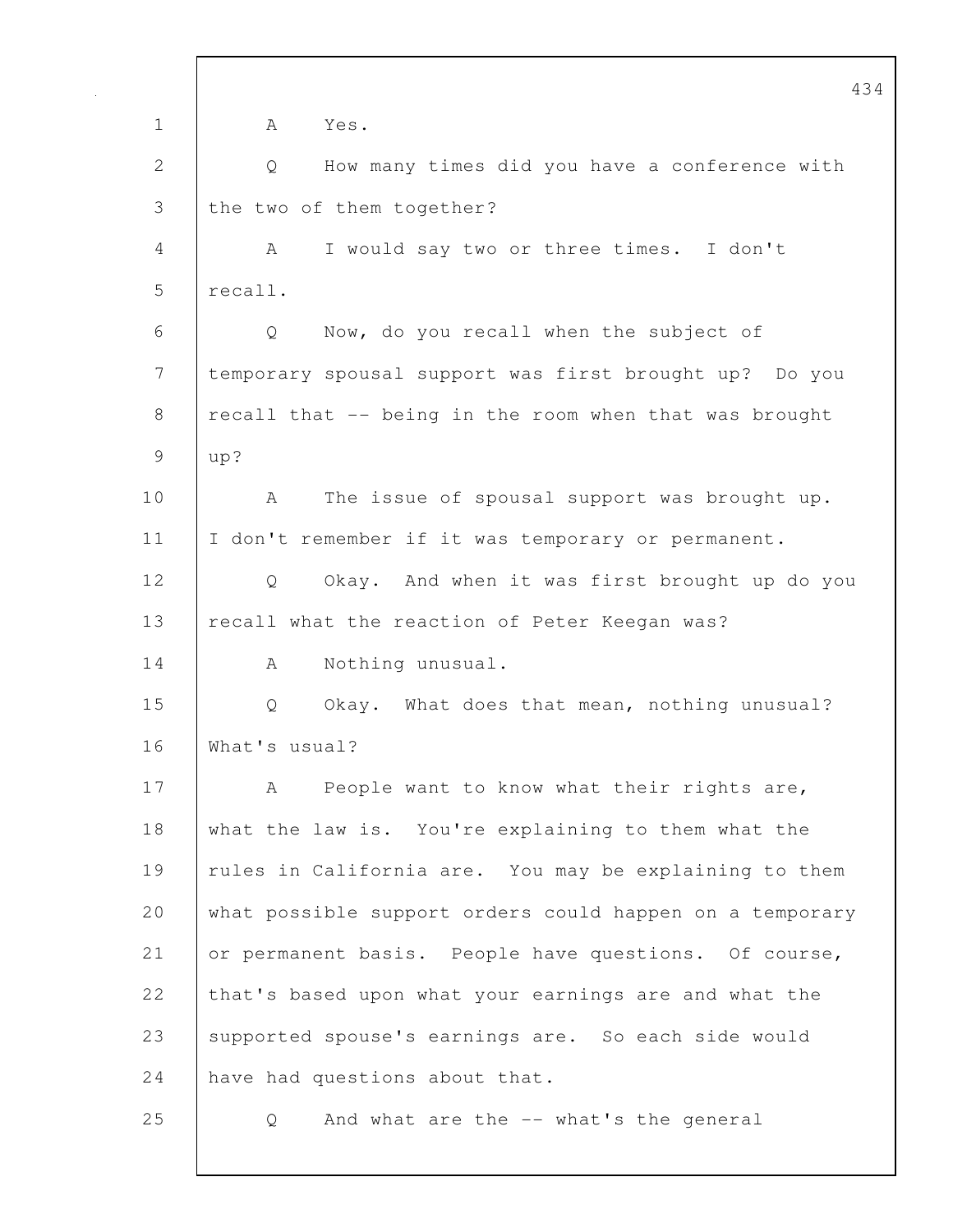A Yes.

Q How many times did you have a conference with the two of them together?

A I would say two or three times. I don't recall.

Q Now, do you recall when the subject of temporary spousal support was first brought up? Do you recall that -- being in the room when that was brought up?

A The issue of spousal support was brought up. I don't remember if it was temporary or permanent.

Q Okay. And when it was first brought up do you recall what the reaction of Peter Keegan was?

A Nothing unusual.

Q Okay. What does that mean, nothing unusual? What's usual?

A People want to know what their rights are, what the law is. You're explaining to them what the rules in California are. You may be explaining to them what possible support orders could happen on a temporary or permanent basis. People have questions. Of course, that's based upon what your earnings are and what the supported spouse's earnings are. So each side would have had questions about that.

Q And what are the -- what's the general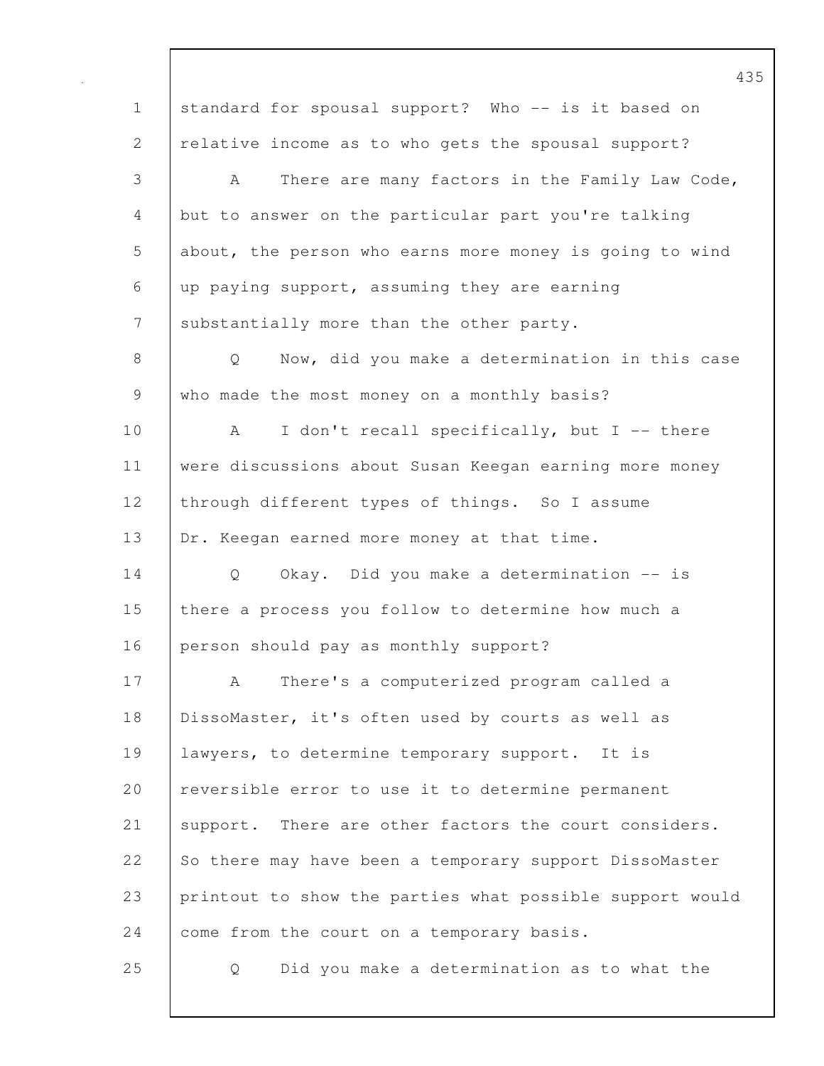standard for spousal support? Who -- is it based on relative income as to who gets the spousal support?

A There are many factors in the Family Law Code, but to answer on the particular part you're talking about, the person who earns more money is going to wind up paying support, assuming they are earning substantially more than the other party.

Q Now, did you make a determination in this case who made the most money on a monthly basis?

A I don't recall specifically, but I -- there were discussions about Susan Keegan earning more money through different types of things. So I assume Dr. Keegan earned more money at that time.

Q Okay. Did you make a determination -- is there a process you follow to determine how much a person should pay as monthly support?

A There's a computerized program called a DissoMaster, it's often used by courts as well as lawyers, to determine temporary support. It is reversible error to use it to determine permanent support. There are other factors the court considers. So there may have been a temporary support DissoMaster printout to show the parties what possible support would come from the court on a temporary basis.

Q Did you make a determination as to what the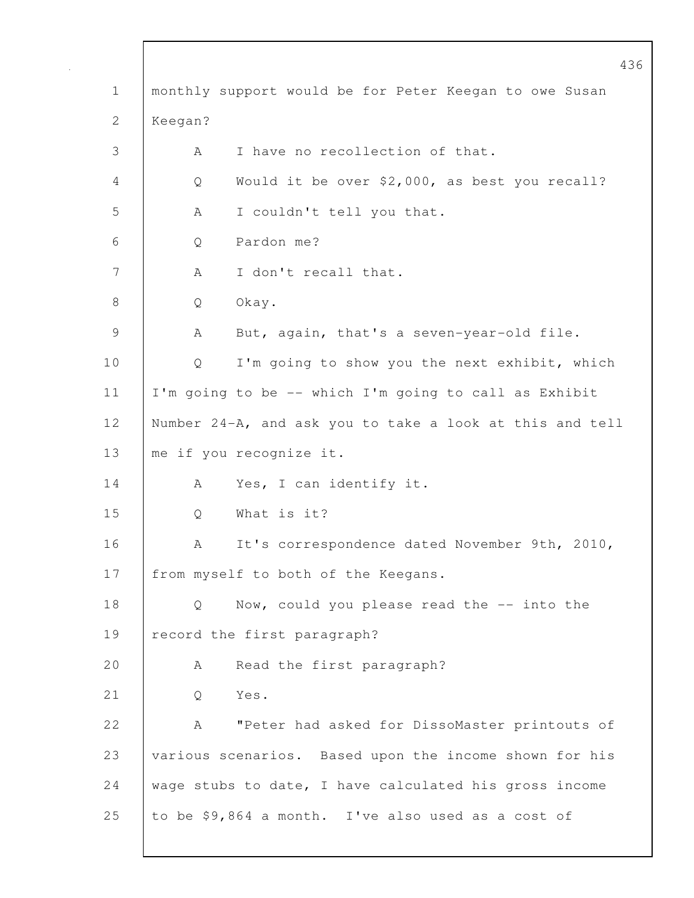monthly support would be for Peter Keegan to owe Susan Keegan?

A I have no recollection of that.

Q Would it be over $2,000, as best you recall?

A I couldn't tell you that.

Q Pardon me?

A I don't recall that.

Q Okay.

A But, again, that's a seven-year-old file.

Q I'm going to show you the next exhibit, which I'm going to be -- which I'm going to call as Exhibit Number 24-A, and ask you to take a look at this and tell me if you recognize it.

A Yes, I can identify it.

Q What is it?

A It's correspondence dated November 9th, 2010, from myself to both of the Keegans.

Q Now, could you please read the -- into the record the first paragraph?

A Read the first paragraph?

Q Yes.

A "Peter had asked for DissoMaster printouts of various scenarios. Based upon the income shown for his wage stubs to date, I have calculated his gross income to be $9,864 a month. I've also used as a cost of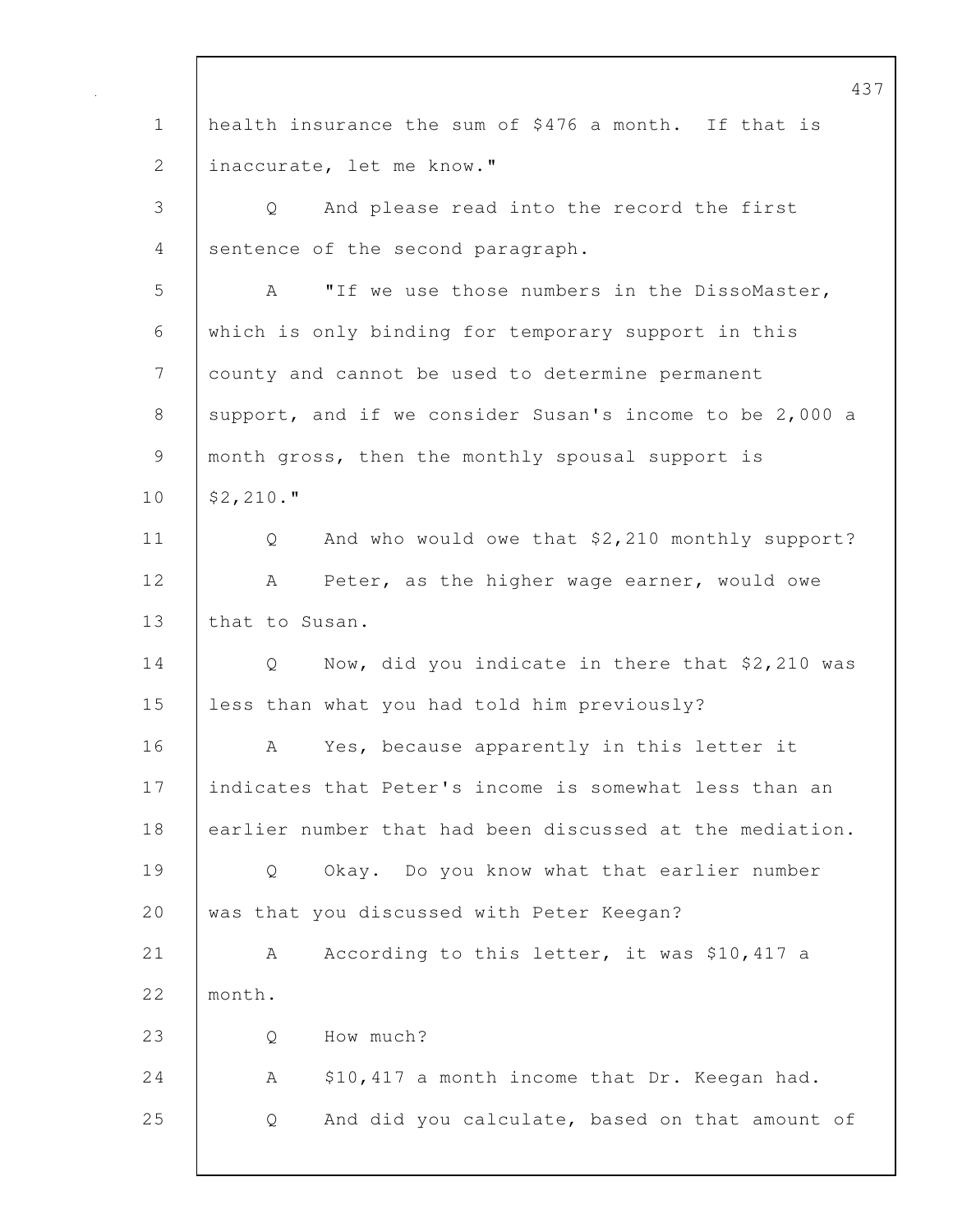health insurance the sum of $476 a month. If that is inaccurate, let me know."

Q And please read into the record the first sentence of the second paragraph.

A "If we use those numbers in the DissoMaster, which is only binding for temporary support in this county and cannot be used to determine permanent support, and if we consider Susan's income to be 2,000 a month gross, then the monthly spousal support is $2,210."

Q And who would owe that $2,210 monthly support?

A Peter, as the higher wage earner, would owe that to Susan.

Q Now, did you indicate in there that $2,210 was less than what you had told him previously?

A Yes, because apparently in this letter it indicates that Peter's income is somewhat less than an earlier number that had been discussed at the mediation.

Q Okay. Do you know what that earlier number was that you discussed with Peter Keegan?

A According to this letter, it was $10,417 a month.

Q How much?

A $10,417 a month income that Dr. Keegan had.

Q And did you calculate, based on that amount of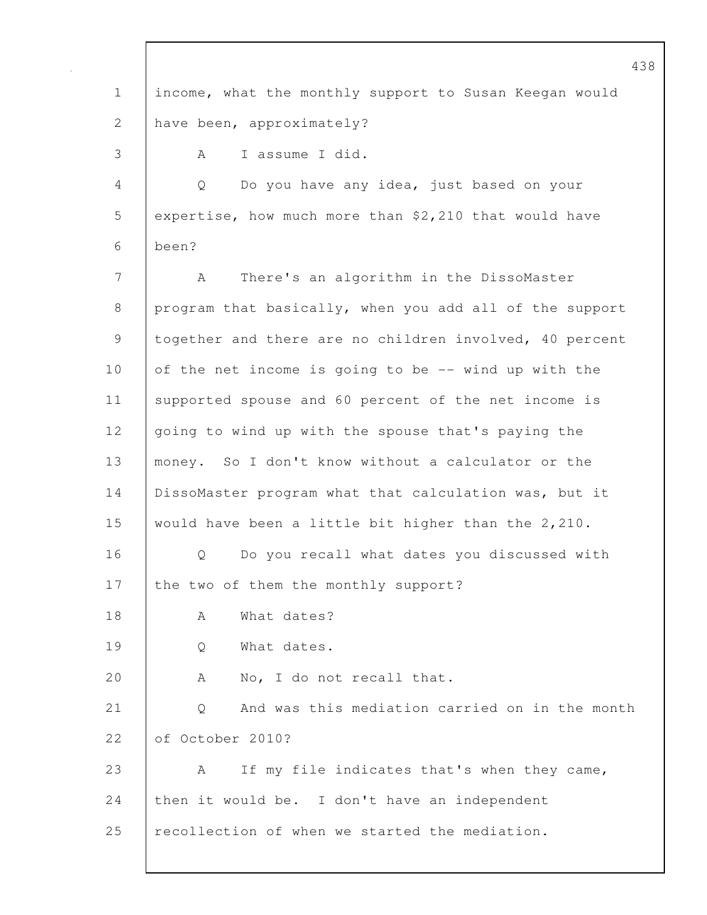income, what the monthly support to Susan Keegan would have been, approximately?

A I assume I did.

Q Do you have any idea, just based on your expertise, how much more than $2,210 that would have been?

A There's an algorithm in the DissoMaster program that basically, when you add all of the support together and there are no children involved, 40 percent of the net income is going to be -- wind up with the supported spouse and 60 percent of the net income is going to wind up with the spouse that's paying the money. So I don't know without a calculator or the DissoMaster program what that calculation was, but it would have been a little bit higher than the 2,210.

Q Do you recall what dates you discussed with the two of them the monthly support?

A What dates?

Q What dates.

A No, I do not recall that.

Q And was this mediation carried on in the month of October 2010?

A If my file indicates that's when they came, then it would be. I don't have an independent recollection of when we started the mediation.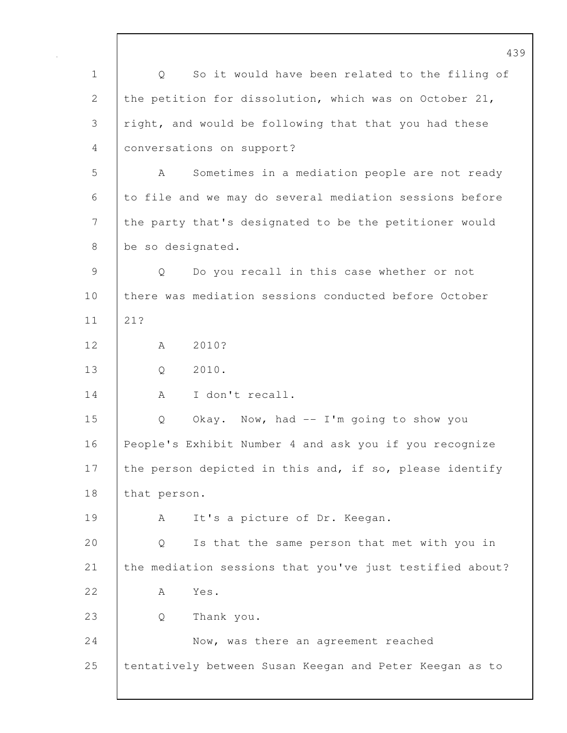Q So it would have been related to the filing of the petition for dissolution, which was on October 21, right, and would be following that that you had these conversations on support?

A Sometimes in a mediation people are not ready to file and we may do several mediation sessions before the party that's designated to be the petitioner would be so designated.

Q Do you recall in this case whether or not there was mediation sessions conducted before October 21?

A 2010?

Q 2010.

A I don't recall.

Q Okay. Now, had -- I'm going to show you People's Exhibit Number 4 and ask you if you recognize the person depicted in this and, if so, please identify that person.

A It's a picture of Dr. Keegan.

Q Is that the same person that met with you in the mediation sessions that you've just testified about?

A Yes.

Q Thank you.

Now, was there an agreement reached tentatively between Susan Keegan and Peter Keegan as to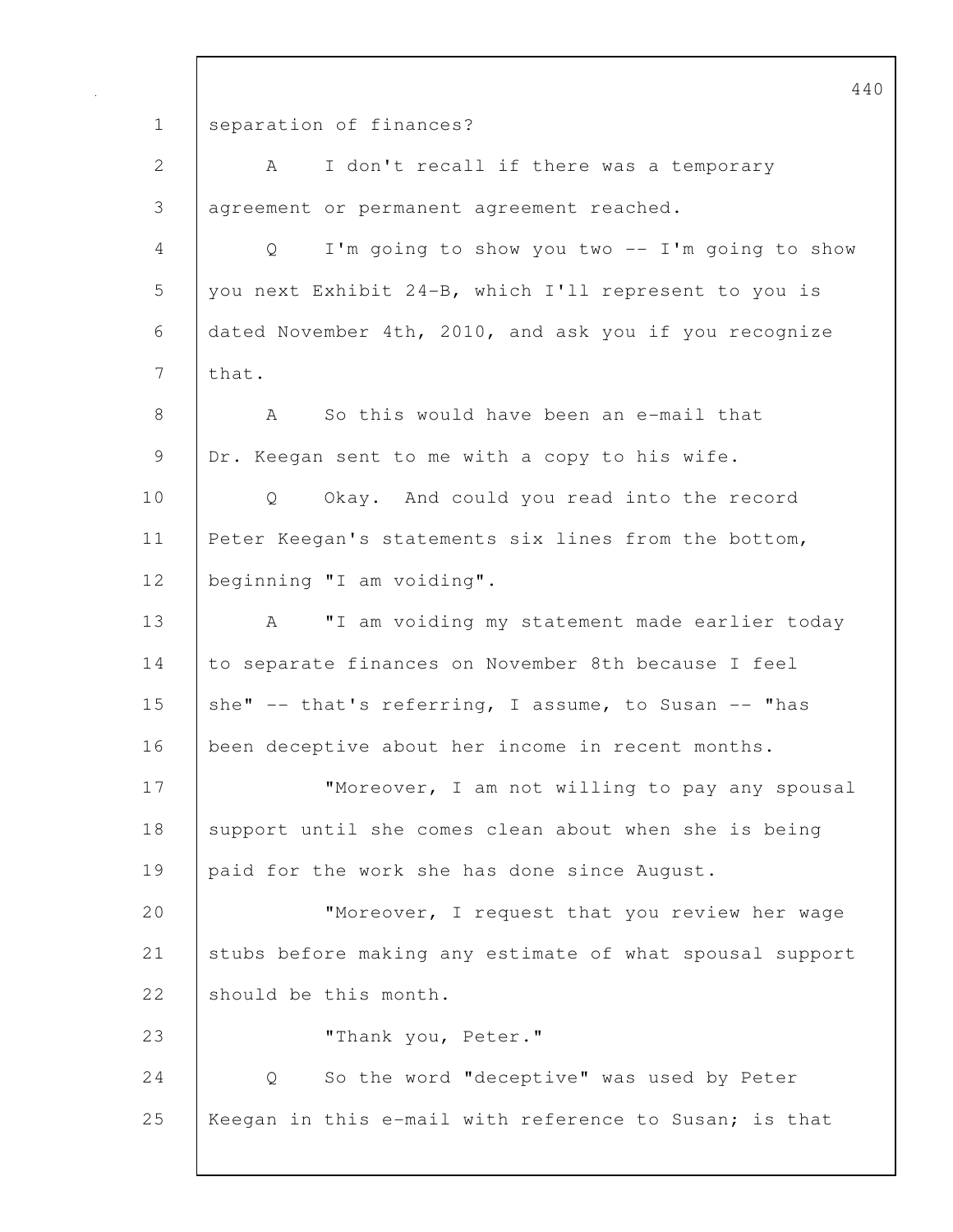separation of finances?

A I don't recall if there was a temporary agreement or permanent agreement reached.

Q I'm going to show you two -- I'm going to show you next Exhibit 24-B, which I'll represent to you is dated November 4th, 2010, and ask you if you recognize that.

A So this would have been an e-mail that Dr. Keegan sent to me with a copy to his wife.

Q Okay. And could you read into the record Peter Keegan's statements six lines from the bottom, beginning "I am voiding".

A "I am voiding my statement made earlier today to separate finances on November 8th because I feel she" -- that's referring, I assume, to Susan -- "has been deceptive about her income in recent months.

"Moreover, I am not willing to pay any spousal support until she comes clean about when she is being paid for the work she has done since August.

"Moreover, I request that you review her wage stubs before making any estimate of what spousal support should be this month.

"Thank you, Peter."

Q So the word "deceptive" was used by Peter Keegan in this e-mail with reference to Susan; is that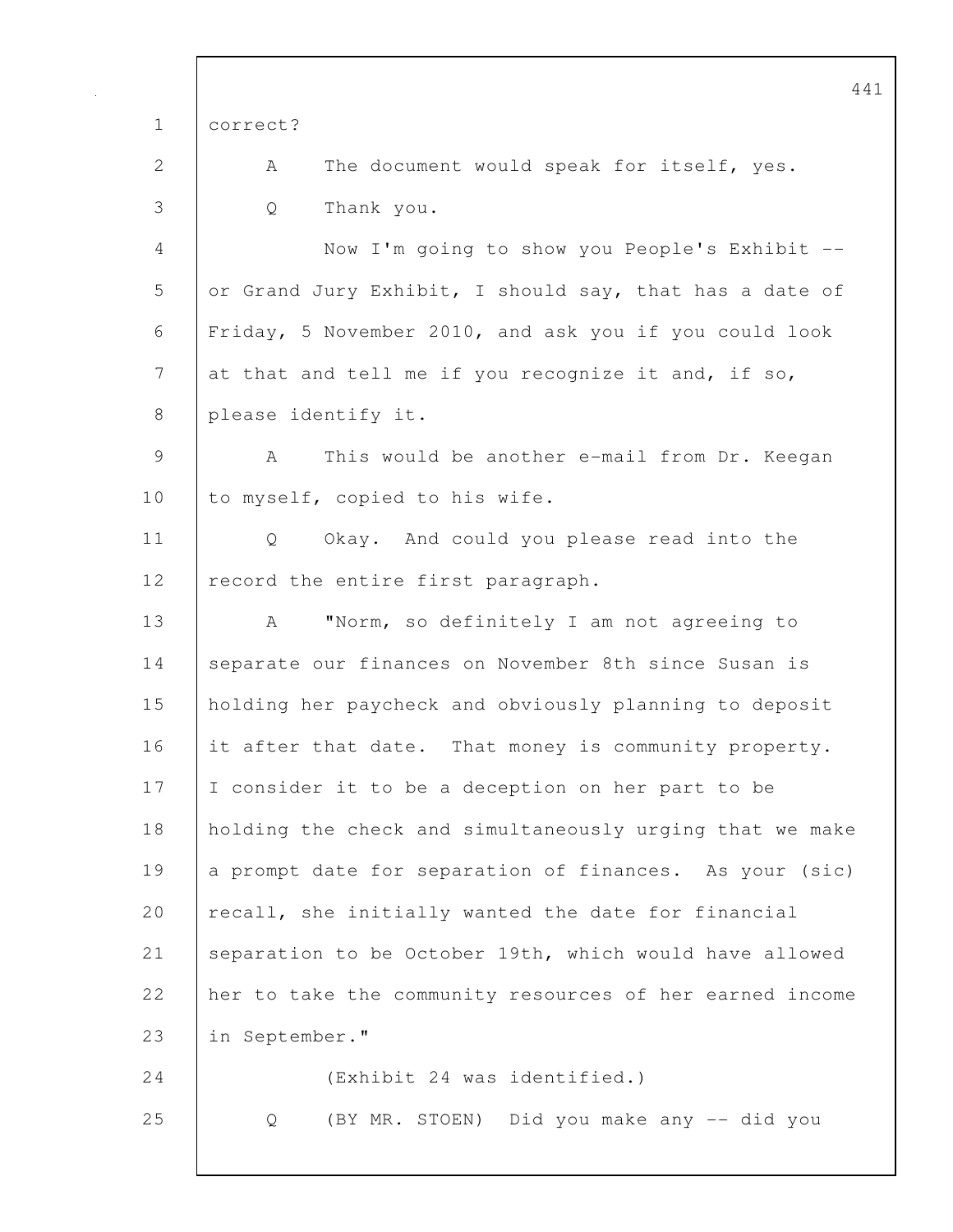correct?

A The document would speak for itself, yes.

Q Thank you.

Now I'm going to show you People's Exhibit -- or Grand Jury Exhibit, I should say, that has a date of Friday, 5 November 2010, and ask you if you could look at that and tell me if you recognize it and, if so, please identify it.

A This would be another e-mail from Dr. Keegan to myself, copied to his wife.

Q Okay. And could you please read into the record the entire first paragraph.

A "Norm, so definitely I am not agreeing to separate our finances on November 8th since Susan is holding her paycheck and obviously planning to deposit it after that date. That money is community property. I consider it to be a deception on her part to be holding the check and simultaneously urging that we make a prompt date for separation of finances. As your (sic) recall, she initially wanted the date for financial separation to be October 19th, which would have allowed her to take the community resources of her earned income in September."

(Exhibit 24 was identified.)

Q (BY MR. STOEN) Did you make any -- did you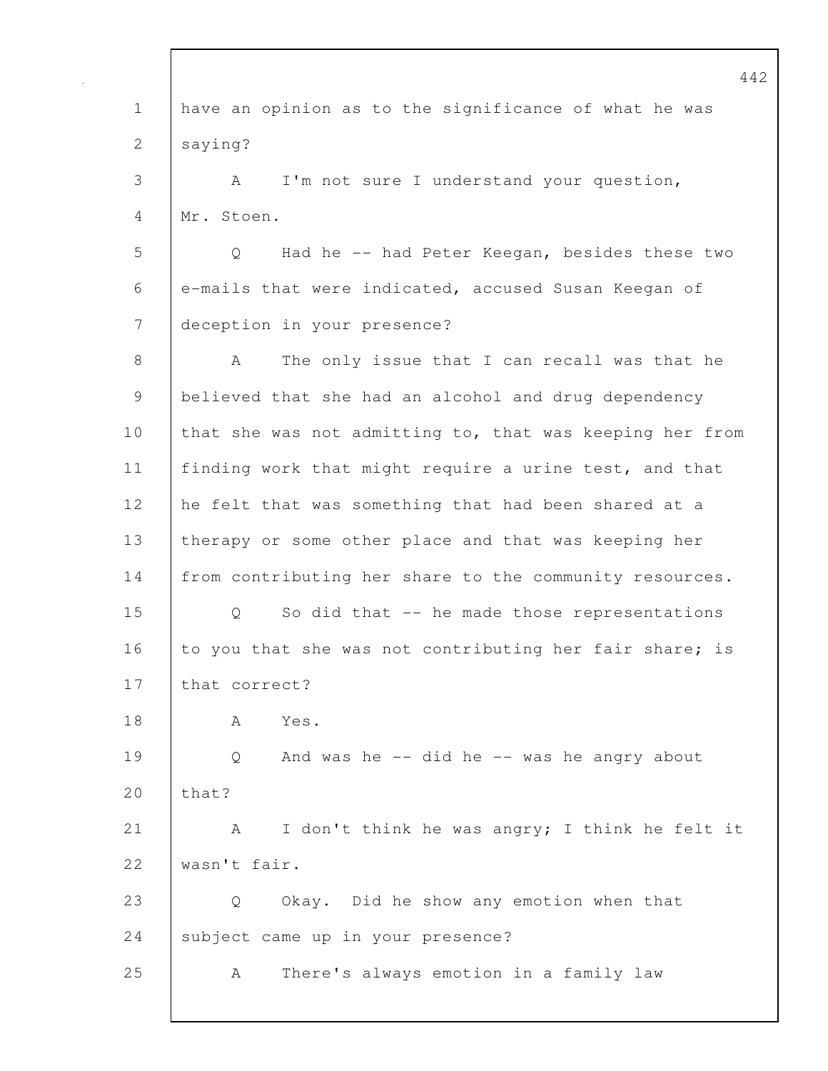have an opinion as to the significance of what he was saying?

A I'm not sure I understand your question, Mr. Stoen.

Q Had he -- had Peter Keegan, besides these two e-mails that were indicated, accused Susan Keegan of deception in your presence?

A The only issue that I can recall was that he believed that she had an alcohol and drug dependency that she was not admitting to, that was keeping her from finding work that might require a urine test, and that he felt that was something that had been shared at a therapy or some other place and that was keeping her from contributing her share to the community resources.

Q So did that -- he made those representations to you that she was not contributing her fair share; is that correct?

A Yes.

Q And was he -- did he -- was he angry about that?

A I don't think he was angry; I think he felt it wasn't fair.

Q Okay. Did he show any emotion when that subject came up in your presence?

A There's always emotion in a family law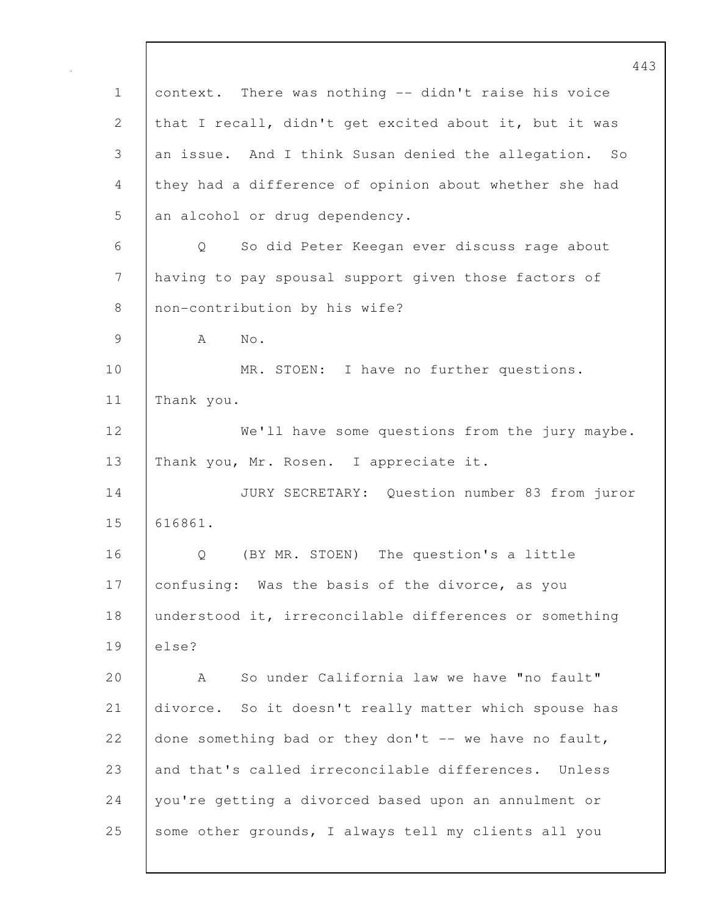context. There was nothing -- didn't raise his voice that I recall, didn't get excited about it, but it was an issue. And I think Susan denied the allegation. So they had a difference of opinion about whether she had an alcohol or drug dependency.

Q So did Peter Keegan ever discuss rage about having to pay spousal support given those factors of non-contribution by his wife?

A No.

MR. STOEN: I have no further questions. Thank you.

We'll have some questions from the jury maybe. Thank you, Mr. Rosen. I appreciate it.

JURY SECRETARY: Question number 83 from juror 616861.

Q (BY MR. STOEN) The question's a little confusing: Was the basis of the divorce, as you understood it, irreconcilable differences or something else?

A So under California law we have "no fault" divorce. So it doesn't really matter which spouse has done something bad or they don't -- we have no fault, and that's called irreconcilable differences. Unless you're getting a divorced based upon an annulment or some other grounds, I always tell my clients all you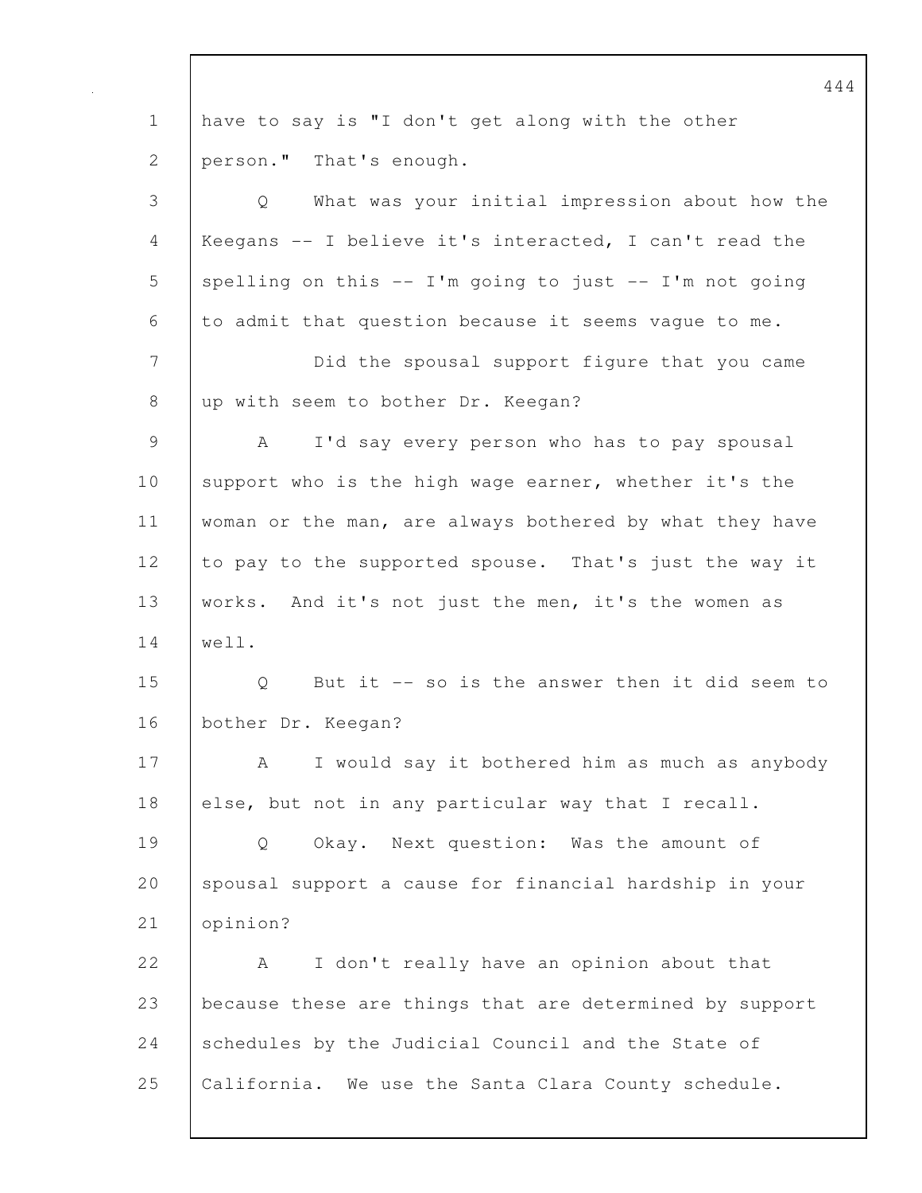have to say is "I don't get along with the other person." That's enough.

Q What was your initial impression about how the Keegans -- I believe it's interacted, I can't read the spelling on this -- I'm going to just -- I'm not going to admit that question because it seems vague to me.

Did the spousal support figure that you came up with seem to bother Dr. Keegan?

A I'd say every person who has to pay spousal support who is the high wage earner, whether it's the woman or the man, are always bothered by what they have to pay to the supported spouse. That's just the way it works. And it's not just the men, it's the women as well.

Q But it -- so is the answer then it did seem to bother Dr. Keegan?

A I would say it bothered him as much as anybody else, but not in any particular way that I recall.

Q Okay. Next question: Was the amount of spousal support a cause for financial hardship in your opinion?

A I don't really have an opinion about that because these are things that are determined by support schedules by the Judicial Council and the State of California. We use the Santa Clara County schedule.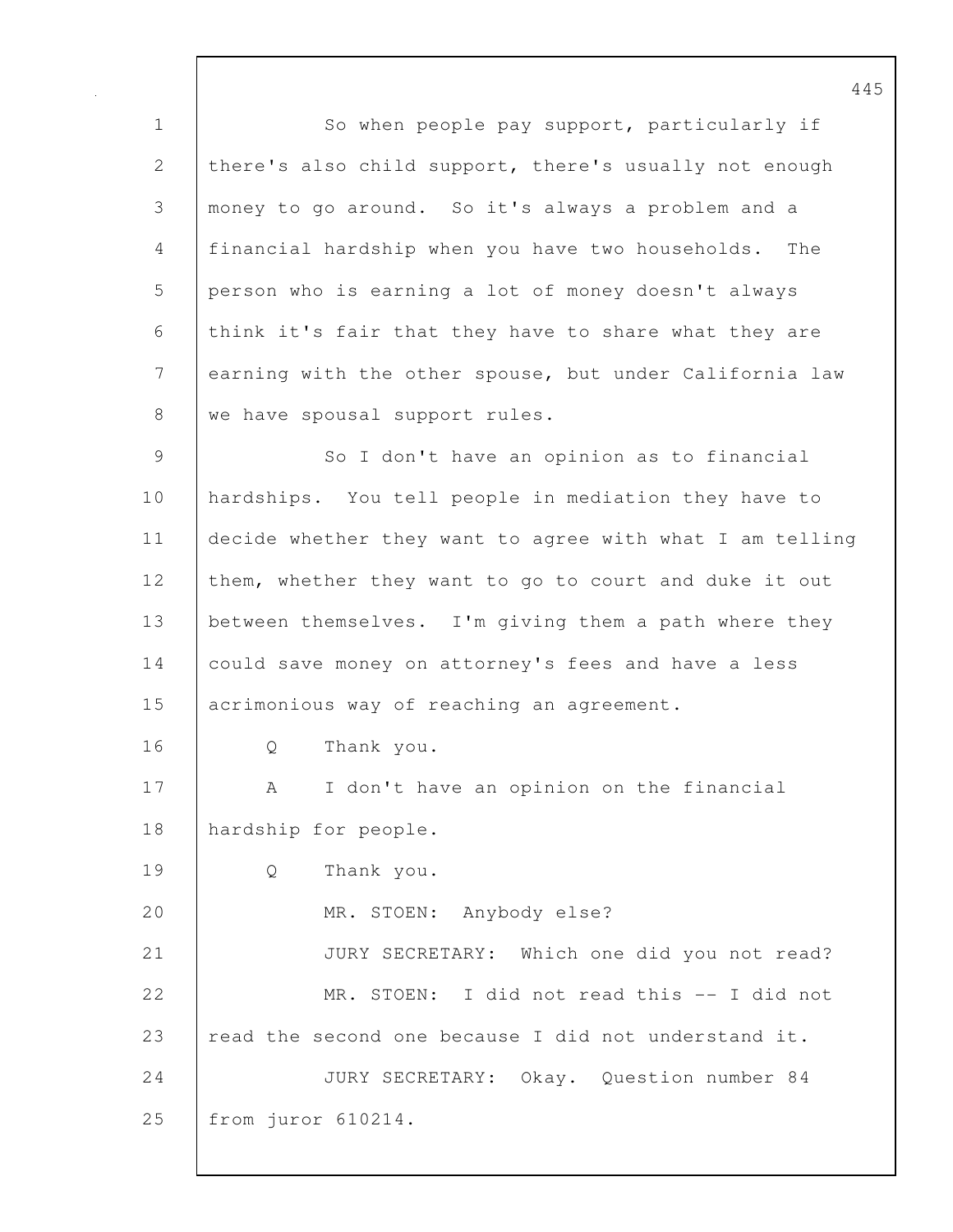So when people pay support, particularly if there's also child support, there's usually not enough money to go around. So it's always a problem and a financial hardship when you have two households. The person who is earning a lot of money doesn't always think it's fair that they have to share what they are earning with the other spouse, but under California law we have spousal support rules.

So I don't have an opinion as to financial hardships. You tell people in mediation they have to decide whether they want to agree with what I am telling them, whether they want to go to court and duke it out between themselves. I'm giving them a path where they could save money on attorney's fees and have a less acrimonious way of reaching an agreement.

Q Thank you.

A I don't have an opinion on the financial hardship for people.

Q Thank you.

MR. STOEN: Anybody else?

JURY SECRETARY: Which one did you not read?

MR. STOEN: I did not read this -- I did not read the second one because I did not understand it.

JURY SECRETARY: Okay. Question number 84 from juror 610214.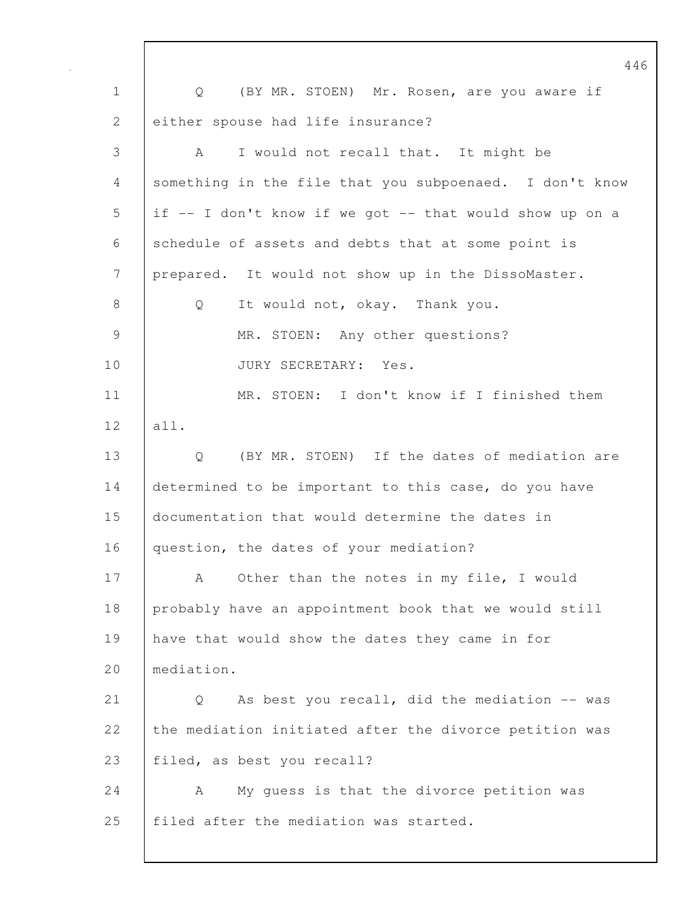Q (BY MR. STOEN) Mr. Rosen, are you aware if either spouse had life insurance?

A I would not recall that. It might be something in the file that you subpoenaed. I don't know if -- I don't know if we got -- that would show up on a schedule of assets and debts that at some point is prepared. It would not show up in the DissoMaster.

Q It would not, okay. Thank you.

MR. STOEN: Any other questions?

JURY SECRETARY: Yes.

MR. STOEN: I don't know if I finished them all.

Q (BY MR. STOEN) If the dates of mediation are determined to be important to this case, do you have documentation that would determine the dates in question, the dates of your mediation?

A Other than the notes in my file, I would probably have an appointment book that we would still have that would show the dates they came in for mediation.

Q As best you recall, did the mediation -- was the mediation initiated after the divorce petition was filed, as best you recall?

A My guess is that the divorce petition was filed after the mediation was started.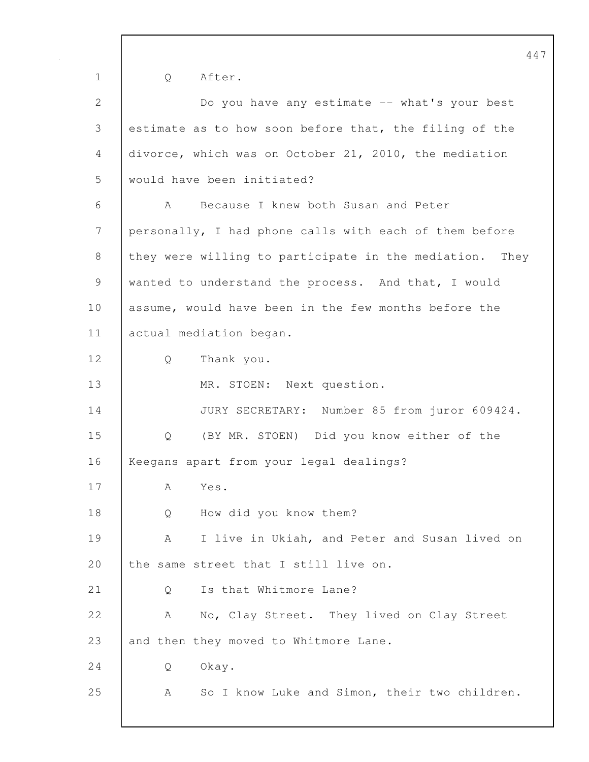Q After.

Do you have any estimate -- what's your best estimate as to how soon before that, the filing of the divorce, which was on October 21, 2010, the mediation would have been initiated?

A Because I knew both Susan and Peter personally, I had phone calls with each of them before they were willing to participate in the mediation. They wanted to understand the process. And that, I would assume, would have been in the few months before the actual mediation began.

Q Thank you.

MR. STOEN: Next question.

JURY SECRETARY: Number 85 from juror 609424.

Q (BY MR. STOEN) Did you know either of the Keegans apart from your legal dealings?

A Yes.

Q How did you know them?

A I live in Ukiah, and Peter and Susan lived on the same street that I still live on.

Q Is that Whitmore Lane?

A No, Clay Street. They lived on Clay Street and then they moved to Whitmore Lane.

Q Okay.

A So I know Luke and Simon, their two children.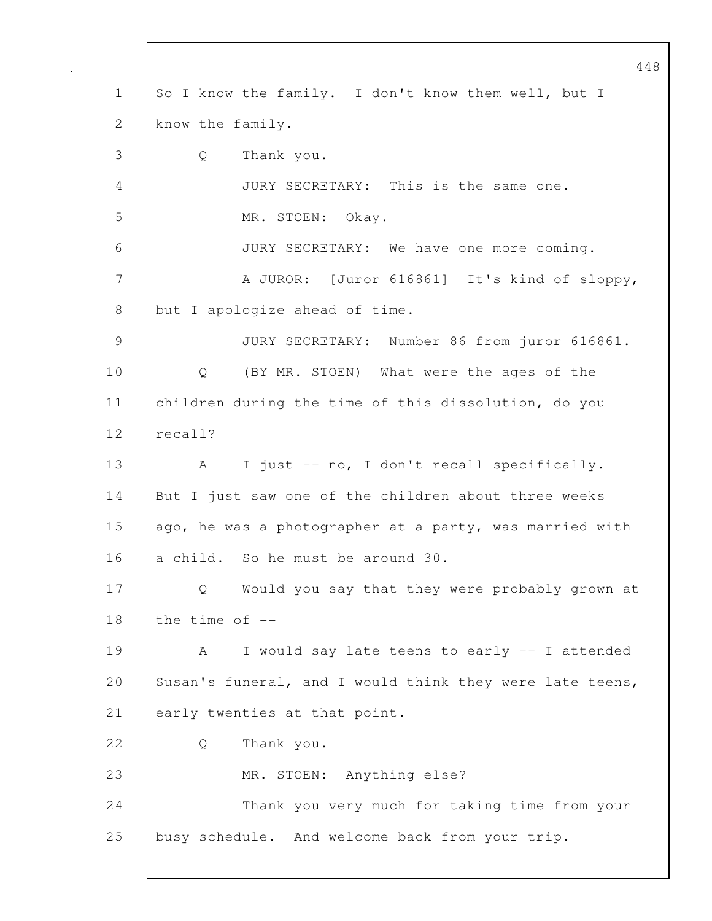So I know the family. I don't know them well, but I know the family.

Q Thank you.

JURY SECRETARY: This is the same one.

MR. STOEN: Okay.

JURY SECRETARY: We have one more coming.

A JUROR: [Juror 616861] It's kind of sloppy, but I apologize ahead of time.

JURY SECRETARY: Number 86 from juror 616861.

Q (BY MR. STOEN) What were the ages of the children during the time of this dissolution, do you recall?

A I just -- no, I don't recall specifically. But I just saw one of the children about three weeks ago, he was a photographer at a party, was married with a child. So he must be around 30.

Q Would you say that they were probably grown at the time of --

A I would say late teens to early -- I attended Susan's funeral, and I would think they were late teens, early twenties at that point.

Q Thank you.

MR. STOEN: Anything else?

Thank you very much for taking time from your busy schedule. And welcome back from your trip.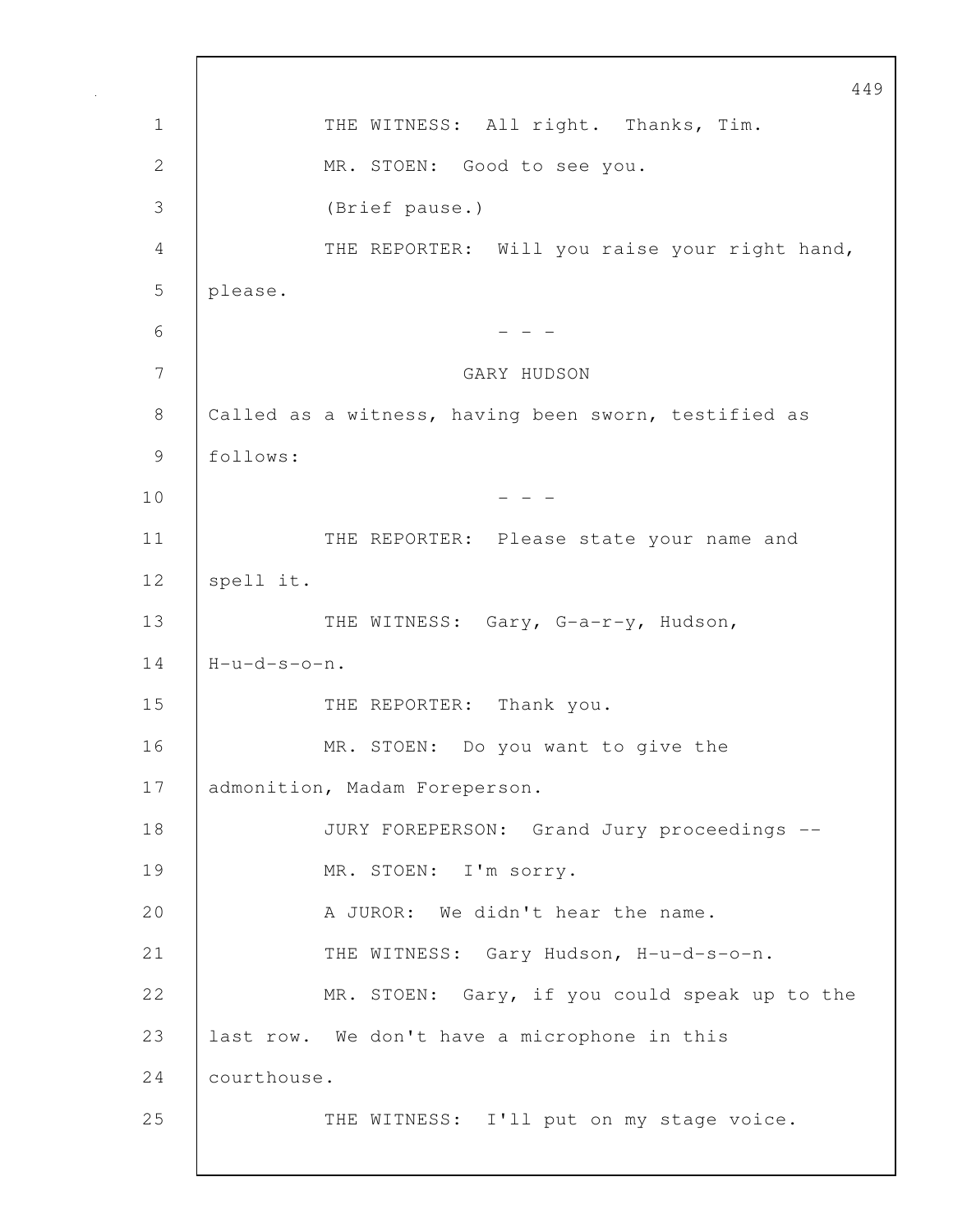THE WITNESS: All right. Thanks, Tim.

MR. STOEN: Good to see you.

(Brief pause.)

THE REPORTER: Will you raise your right hand, please.

\- - -

GARY HUDSON

Called as a witness, having been sworn, testified as follows:

\- - -

THE REPORTER: Please state your name and spell it.

THE WITNESS: Gary, G-a-r-y, Hudson, H-u-d-s-o-n.

THE REPORTER: Thank you.

MR. STOEN: Do you want to give the admonition, Madam Foreperson.

JURY FOREPERSON: Grand Jury proceedings --

MR. STOEN: I'm sorry.

A JUROR: We didn't hear the name.

THE WITNESS: Gary Hudson, H-u-d-s-o-n.

MR. STOEN: Gary, if you could speak up to the last row. We don't have a microphone in this courthouse.

THE WITNESS: I'll put on my stage voice.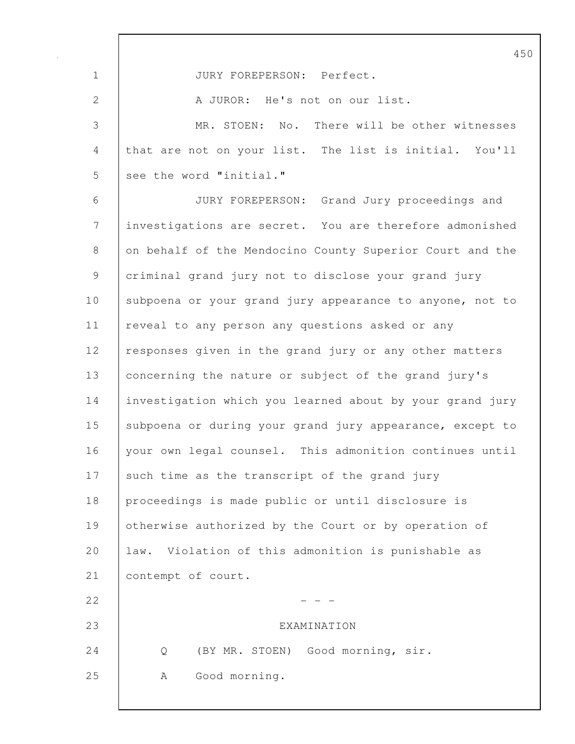JURY FOREPERSON: Perfect.

A JUROR: He's not on our list.

MR. STOEN: No. There will be other witnesses that are not on your list. The list is initial. You'll see the word "initial."

JURY FOREPERSON: Grand Jury proceedings and investigations are secret. You are therefore admonished on behalf of the Mendocino County Superior Court and the criminal grand jury not to disclose your grand jury subpoena or your grand jury appearance to anyone, not to reveal to any person any questions asked or any responses given in the grand jury or any other matters concerning the nature or subject of the grand jury's investigation which you learned about by your grand jury subpoena or during your grand jury appearance, except to your own legal counsel. This admonition continues until such time as the transcript of the grand jury proceedings is made public or until disclosure is otherwise authorized by the Court or by operation of law. Violation of this admonition is punishable as contempt of court.

\- - -

EXAMINATION

Q (BY MR. STOEN) Good morning, sir.

A Good morning.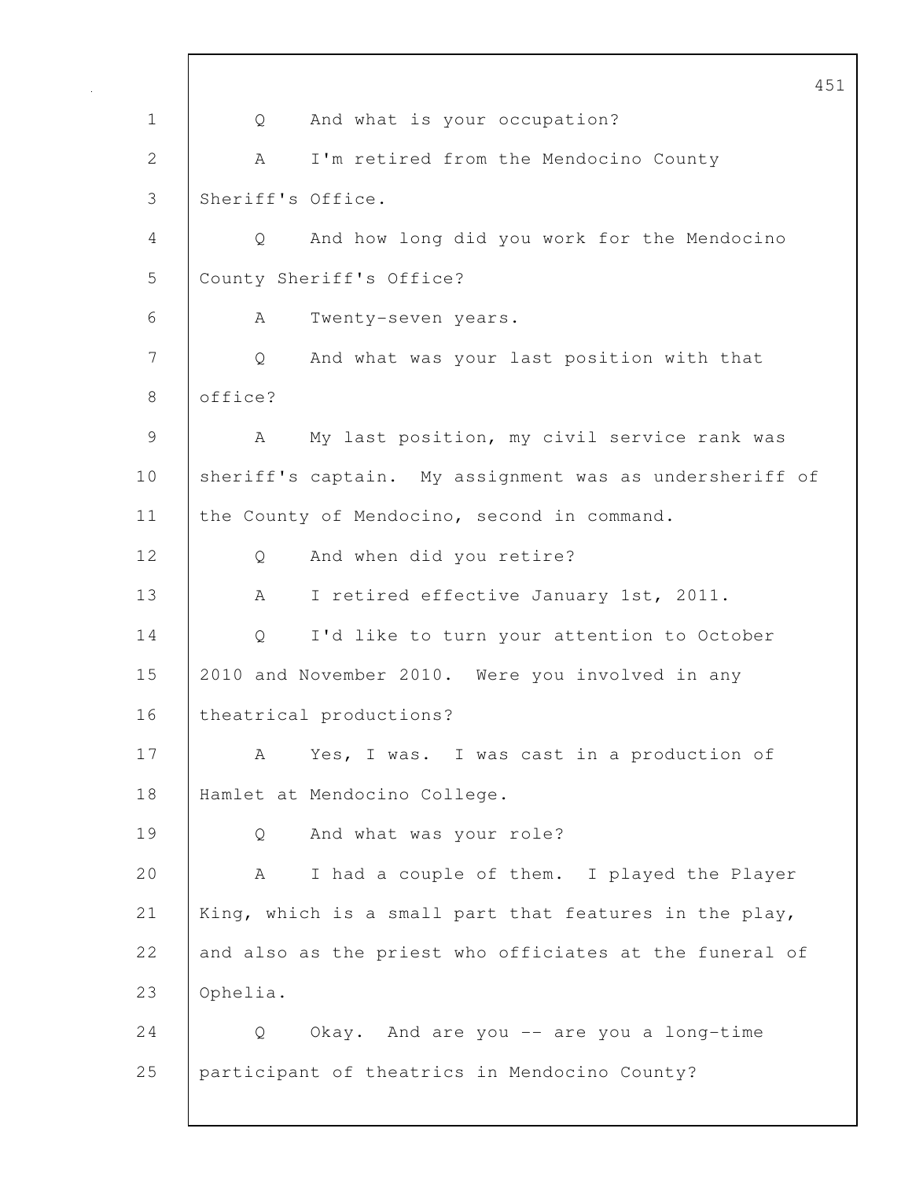Q And what is your occupation?

A I'm retired from the Mendocino County Sheriff's Office.

Q And how long did you work for the Mendocino County Sheriff's Office?

A Twenty-seven years.

Q And what was your last position with that office?

A My last position, my civil service rank was sheriff's captain. My assignment was as undersheriff of the County of Mendocino, second in command.

Q And when did you retire?

A I retired effective January 1st, 2011.

Q I'd like to turn your attention to October 2010 and November 2010. Were you involved in any theatrical productions?

A Yes, I was. I was cast in a production of Hamlet at Mendocino College.

Q And what was your role?

A I had a couple of them. I played the Player King, which is a small part that features in the play, and also as the priest who officiates at the funeral of Ophelia.

Q Okay. And are you -- are you a long-time participant of theatrics in Mendocino County?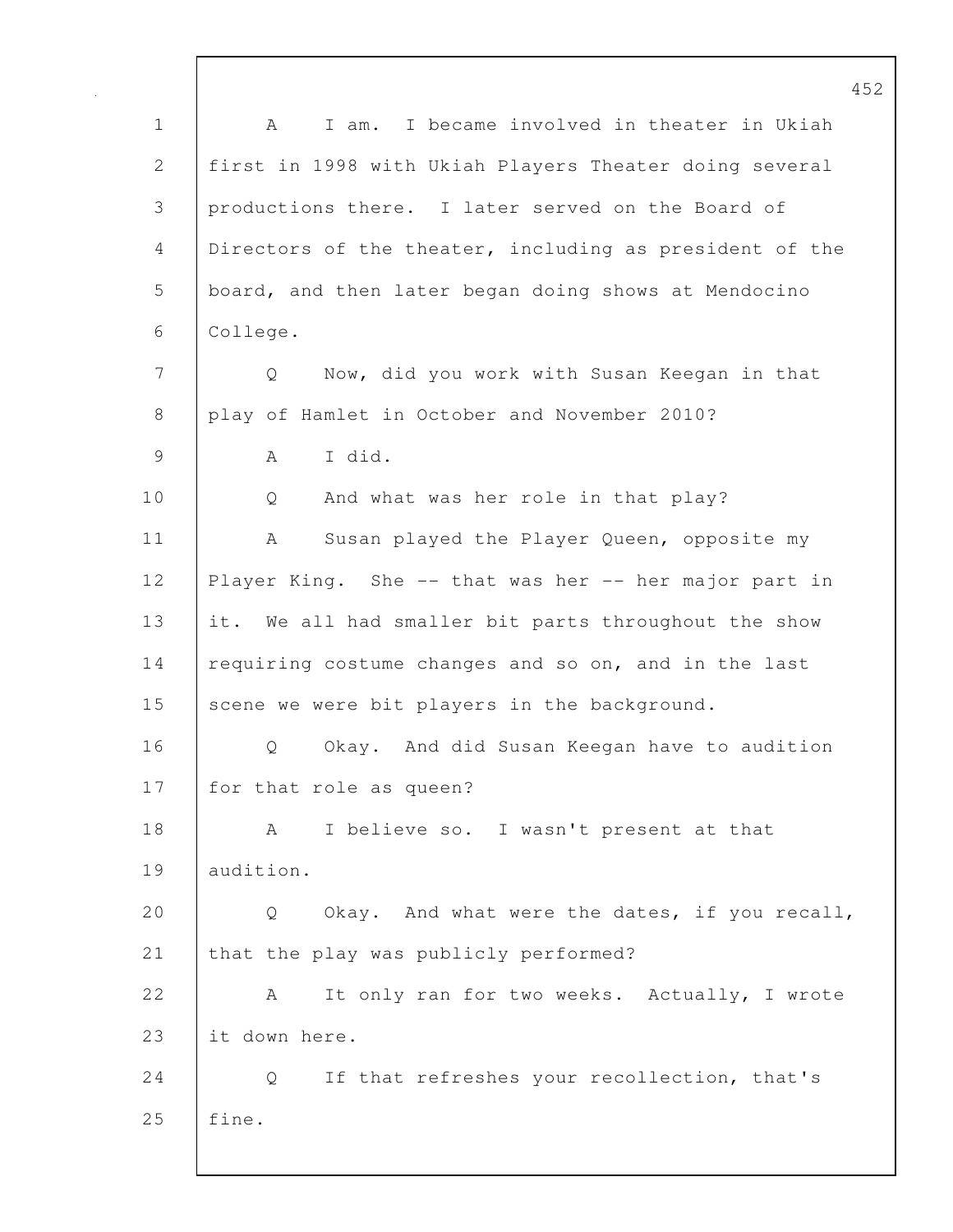A I am. I became involved in theater in Ukiah first in 1998 with Ukiah Players Theater doing several productions there. I later served on the Board of Directors of the theater, including as president of the board, and then later began doing shows at Mendocino College.

Q Now, did you work with Susan Keegan in that play of Hamlet in October and November 2010?

A I did.

Q And what was her role in that play?

A Susan played the Player Queen, opposite my Player King. She -- that was her -- her major part in it. We all had smaller bit parts throughout the show requiring costume changes and so on, and in the last scene we were bit players in the background.

Q Okay. And did Susan Keegan have to audition for that role as queen?

A I believe so. I wasn't present at that audition.

Q Okay. And what were the dates, if you recall, that the play was publicly performed?

A It only ran for two weeks. Actually, I wrote it down here.

Q If that refreshes your recollection, that's fine.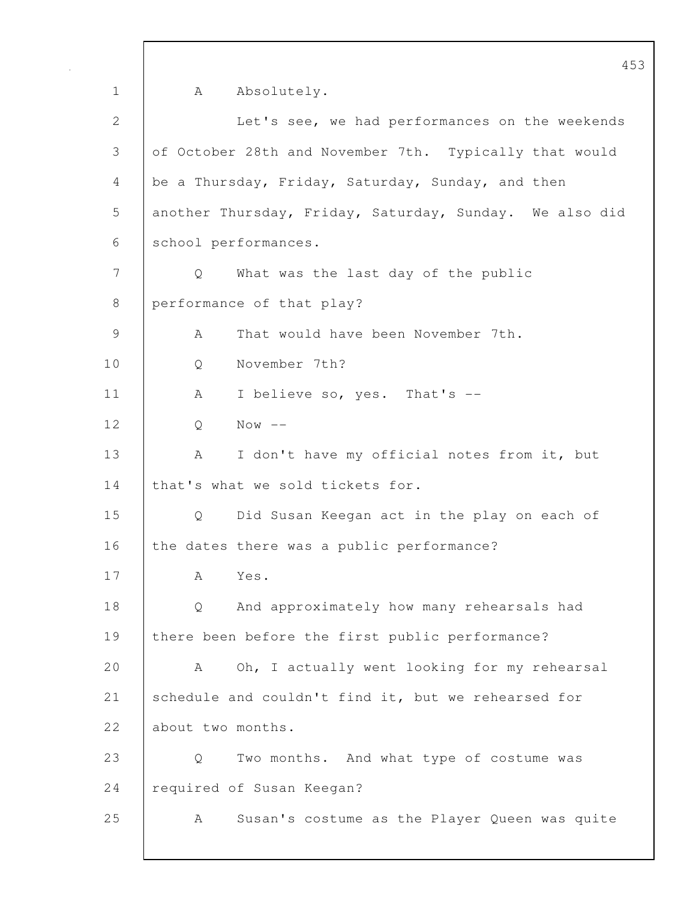A Absolutely.

Let's see, we had performances on the weekends of October 28th and November 7th. Typically that would be a Thursday, Friday, Saturday, Sunday, and then another Thursday, Friday, Saturday, Sunday. We also did school performances.

Q What was the last day of the public performance of that play?

A That would have been November 7th.

Q November 7th?

A I believe so, yes. That's --

Q Now --

A I don't have my official notes from it, but that's what we sold tickets for.

Q Did Susan Keegan act in the play on each of the dates there was a public performance?

A Yes.

Q And approximately how many rehearsals had there been before the first public performance?

A Oh, I actually went looking for my rehearsal schedule and couldn't find it, but we rehearsed for about two months.

Q Two months. And what type of costume was required of Susan Keegan?

A Susan's costume as the Player Queen was quite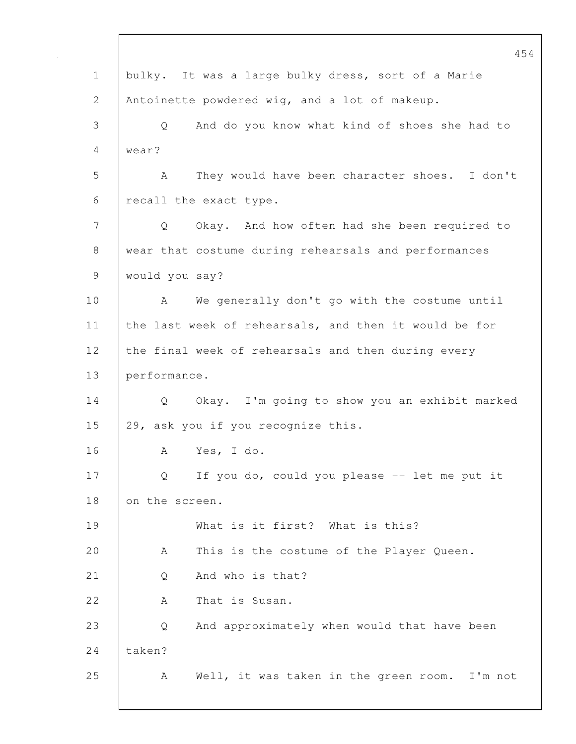1 bulky. It was a large bulky dress, sort of a Marie
2 Antoinette powdered wig, and a lot of makeup.
3 Q And do you know what kind of shoes she had to
4 wear?
5 A They would have been character shoes. I don't
6 recall the exact type.
7 Q Okay. And how often had she been required to
8 wear that costume during rehearsals and performances
9 would you say?
10 A We generally don't go with the costume until
11 the last week of rehearsals, and then it would be for
12 the final week of rehearsals and then during every
13 performance.
14 Q Okay. I'm going to show you an exhibit marked
15 29, ask you if you recognize this.
16 A Yes, I do.
17 Q If you do, could you please -- let me put it
18 on the screen.
19 What is it first? What is this?
20 A This is the costume of the Player Queen.
21 Q And who is that?
22 A That is Susan.
23 Q And approximately when would that have been
24 taken?
25 A Well, it was taken in the green room. I'm not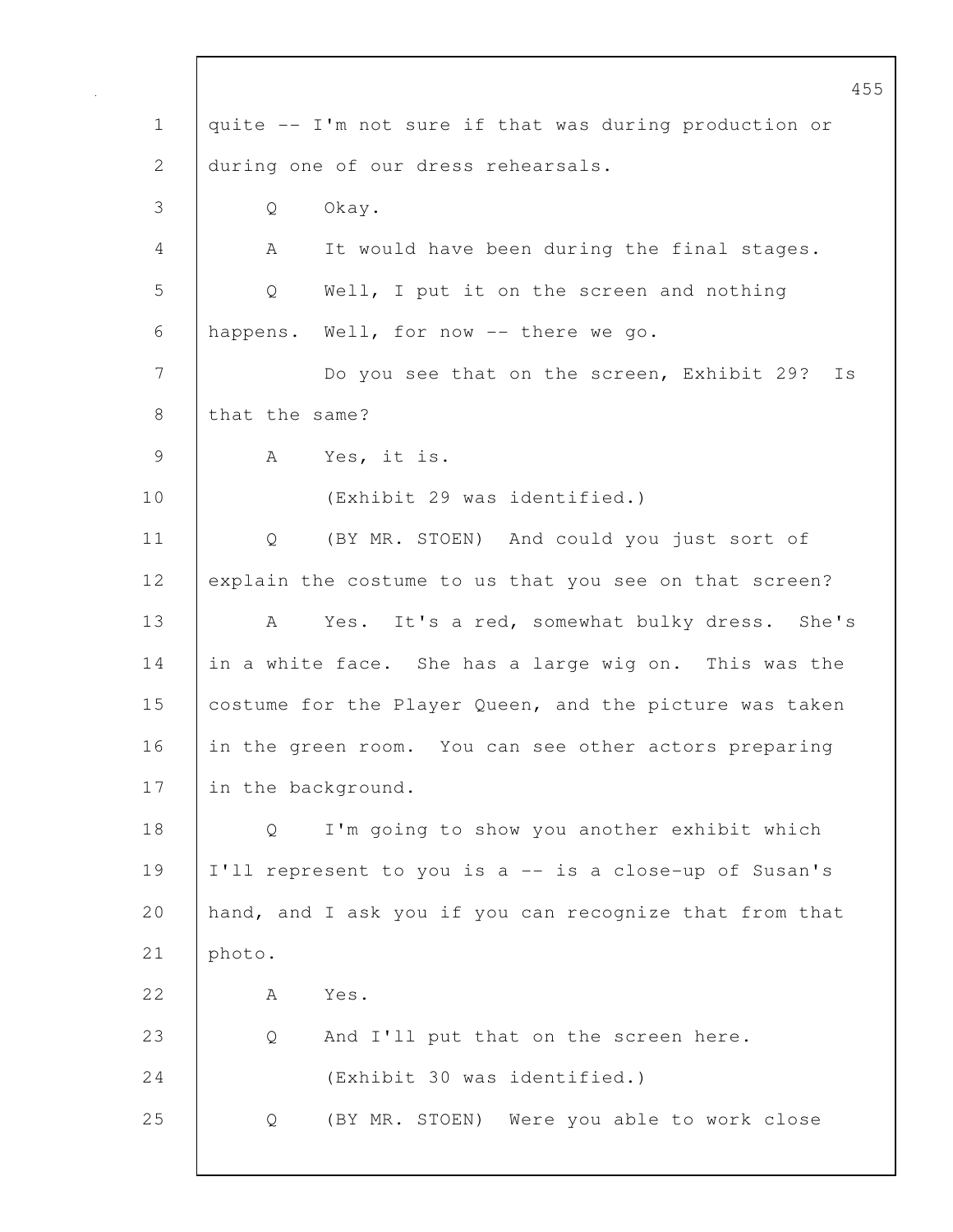quite -- I'm not sure if that was during production or during one of our dress rehearsals.

Q Okay.

A It would have been during the final stages.

Q Well, I put it on the screen and nothing happens. Well, for now -- there we go.

Do you see that on the screen, Exhibit 29? Is that the same?

A Yes, it is.

(Exhibit 29 was identified.)

Q (BY MR. STOEN) And could you just sort of explain the costume to us that you see on that screen?

A Yes. It's a red, somewhat bulky dress. She's in a white face. She has a large wig on. This was the costume for the Player Queen, and the picture was taken in the green room. You can see other actors preparing in the background.

Q I'm going to show you another exhibit which I'll represent to you is a -- is a close-up of Susan's hand, and I ask you if you can recognize that from that photo.

A Yes.

Q And I'll put that on the screen here.

(Exhibit 30 was identified.)

Q (BY MR. STOEN) Were you able to work close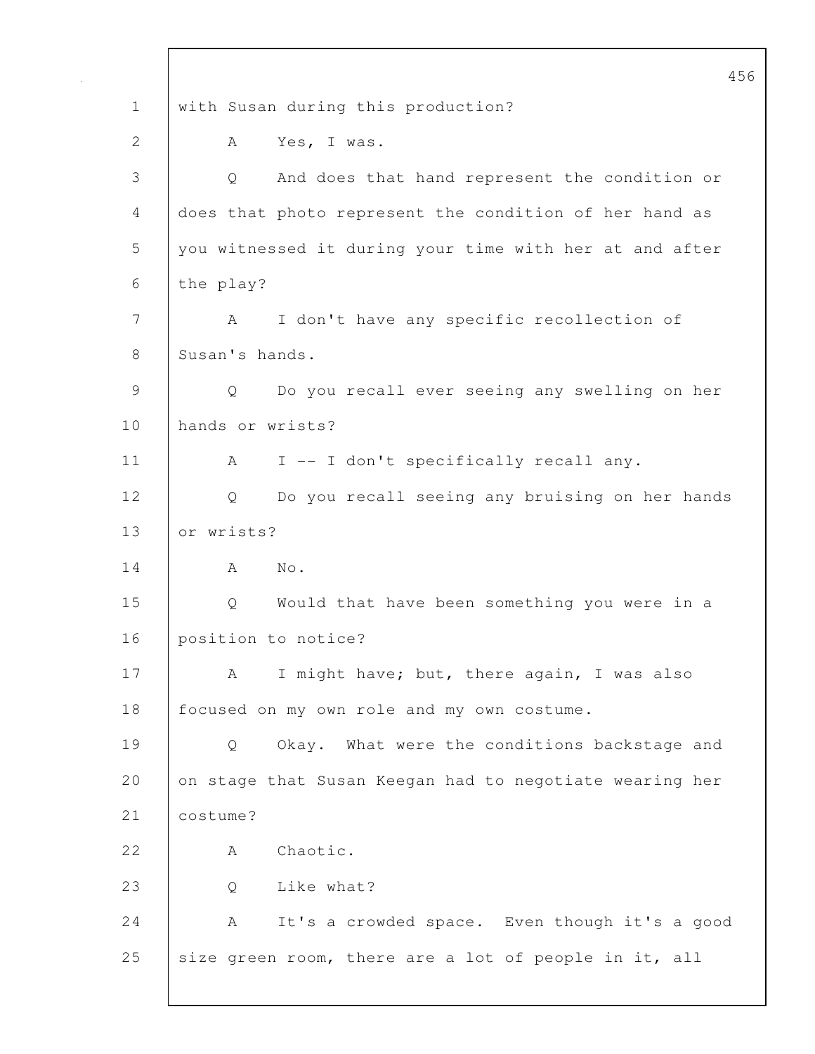1 with Susan during this production?

2 A Yes, I was.

3 Q And does that hand represent the condition or

4 does that photo represent the condition of her hand as

5 you witnessed it during your time with her at and after

6 the play?

7 A I don't have any specific recollection of

8 Susan's hands.

9 Q Do you recall ever seeing any swelling on her

10 hands or wrists?

11 A I -- I don't specifically recall any.

12 Q Do you recall seeing any bruising on her hands

13 or wrists?

14 A No.

15 Q Would that have been something you were in a

16 position to notice?

17 A I might have; but, there again, I was also

18 focused on my own role and my own costume.

19 Q Okay. What were the conditions backstage and

20 on stage that Susan Keegan had to negotiate wearing her

21 costume?

22 A Chaotic.

23 Q Like what?

24 A It's a crowded space. Even though it's a good

25 size green room, there are a lot of people in it, all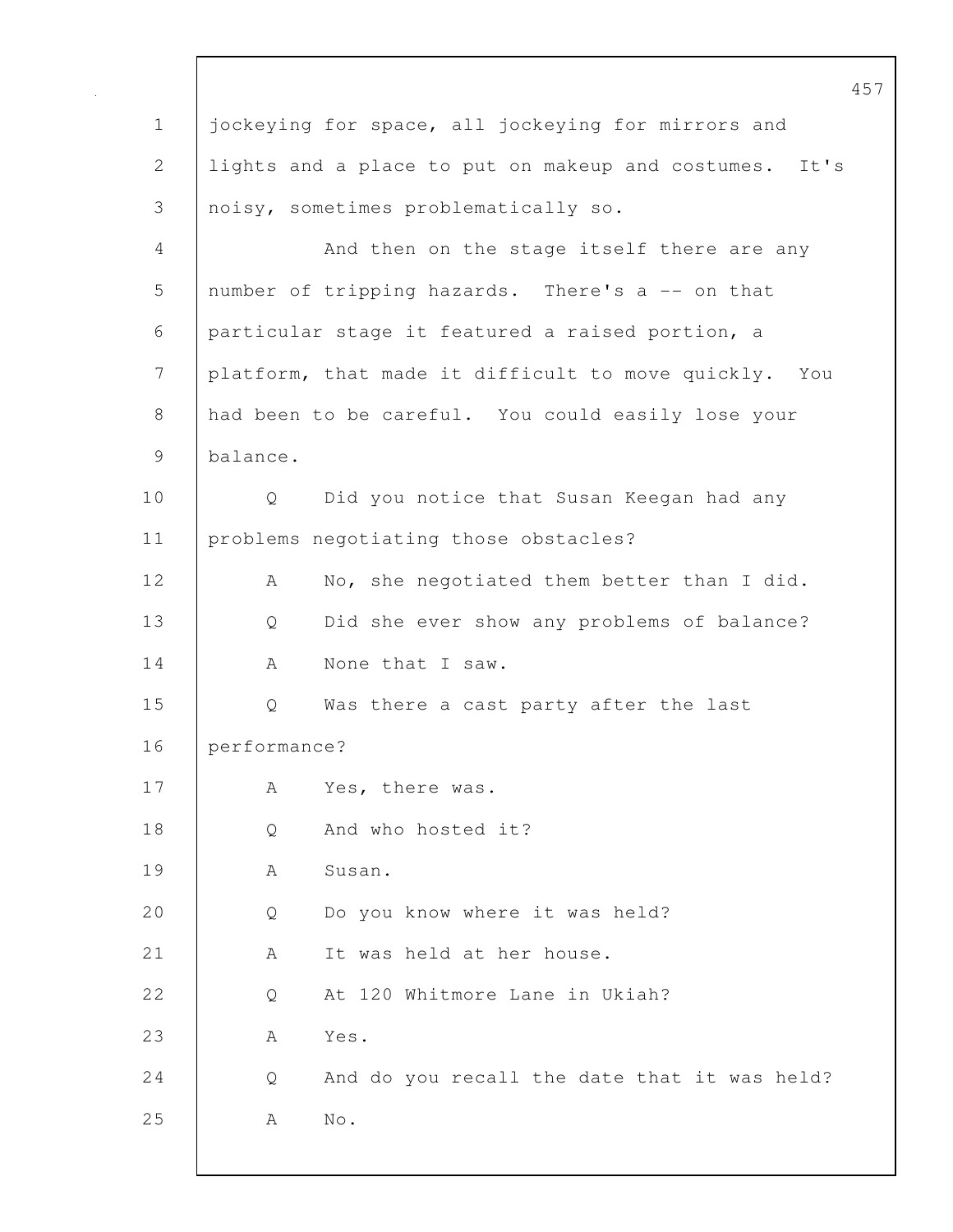jockeying for space, all jockeying for mirrors and lights and a place to put on makeup and costumes. It's noisy, sometimes problematically so.

And then on the stage itself there are any number of tripping hazards. There's a -- on that particular stage it featured a raised portion, a platform, that made it difficult to move quickly. You had been to be careful. You could easily lose your balance.

Q Did you notice that Susan Keegan had any problems negotiating those obstacles?

A No, she negotiated them better than I did.

Q Did she ever show any problems of balance?

A None that I saw.

Q Was there a cast party after the last performance?

A Yes, there was.

Q And who hosted it?

A Susan.

Q Do you know where it was held?

A It was held at her house.

Q At 120 Whitmore Lane in Ukiah?

A Yes.

Q And do you recall the date that it was held?

A No.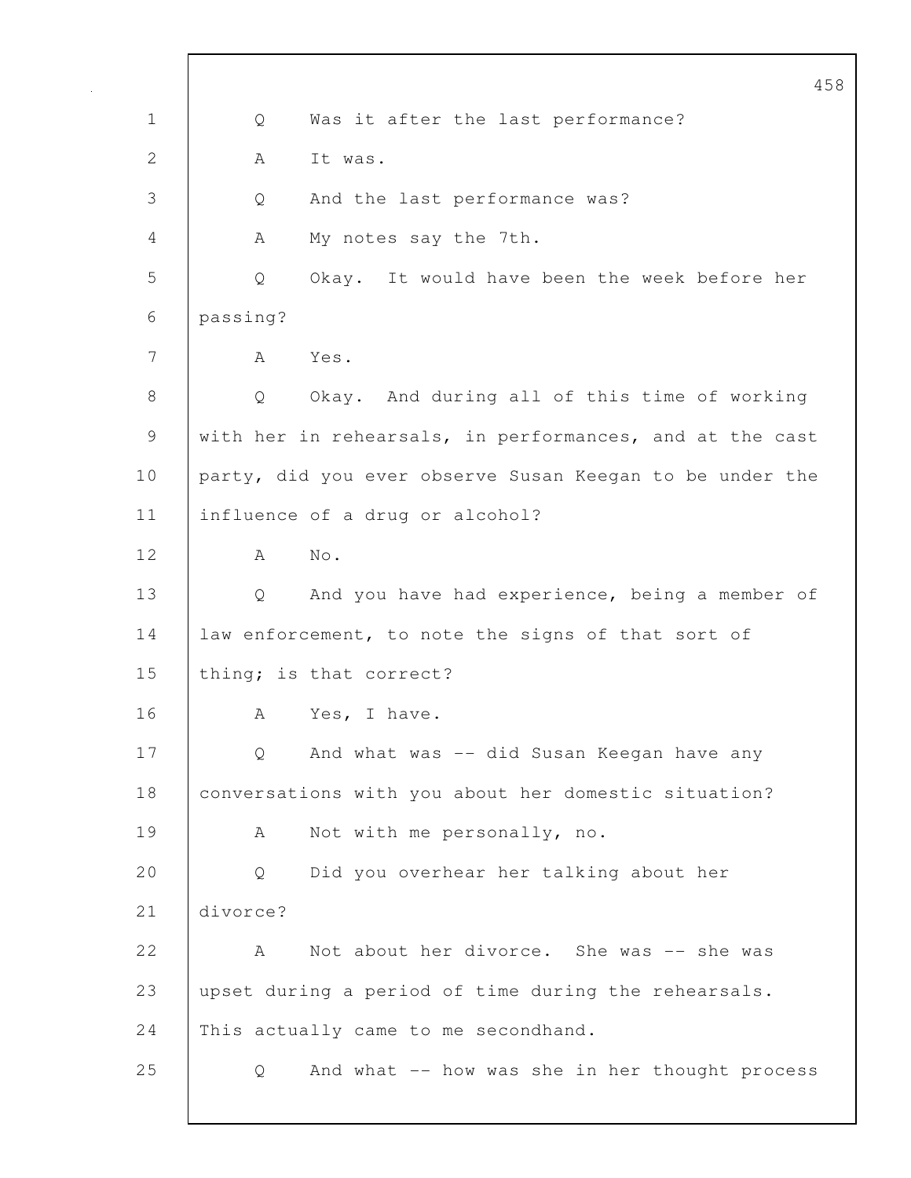Q Was it after the last performance?

A It was.

Q And the last performance was?

A My notes say the 7th.

Q Okay. It would have been the week before her passing?

A Yes.

Q Okay. And during all of this time of working with her in rehearsals, in performances, and at the cast party, did you ever observe Susan Keegan to be under the influence of a drug or alcohol?

A No.

Q And you have had experience, being a member of law enforcement, to note the signs of that sort of thing; is that correct?

A Yes, I have.

Q And what was -- did Susan Keegan have any conversations with you about her domestic situation?

A Not with me personally, no.

Q Did you overhear her talking about her divorce?

A Not about her divorce. She was -- she was upset during a period of time during the rehearsals. This actually came to me secondhand.

Q And what -- how was she in her thought process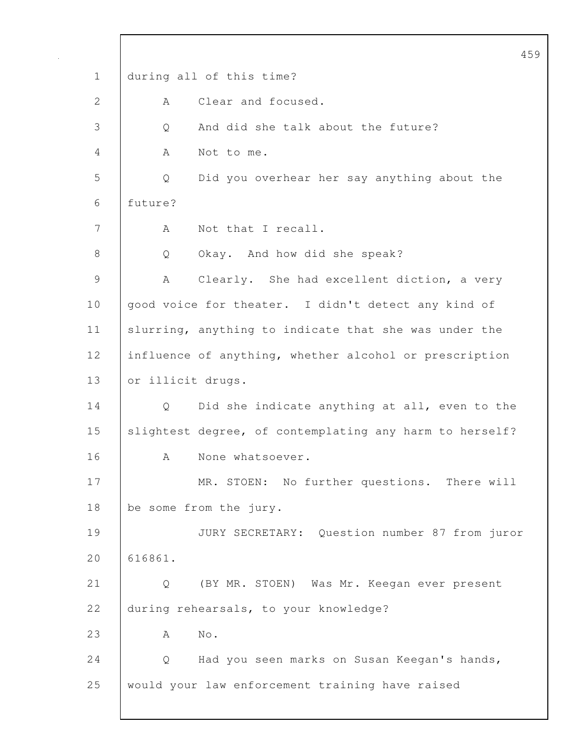during all of this time?

A Clear and focused.

Q And did she talk about the future?

A Not to me.

Q Did you overhear her say anything about the future?

A Not that I recall.

Q Okay. And how did she speak?

A Clearly. She had excellent diction, a very good voice for theater. I didn't detect any kind of slurring, anything to indicate that she was under the influence of anything, whether alcohol or prescription or illicit drugs.

Q Did she indicate anything at all, even to the slightest degree, of contemplating any harm to herself?

A None whatsoever.

MR. STOEN: No further questions. There will be some from the jury.

JURY SECRETARY: Question number 87 from juror 616861.

Q (BY MR. STOEN) Was Mr. Keegan ever present during rehearsals, to your knowledge?

A No.

Q Had you seen marks on Susan Keegan's hands, would your law enforcement training have raised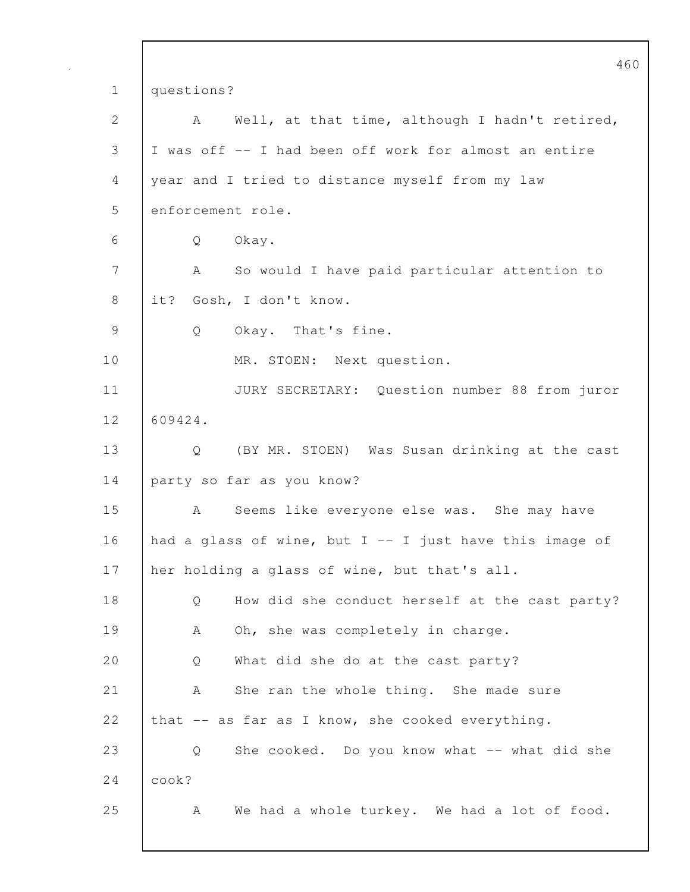questions?

A Well, at that time, although I hadn't retired, I was off -- I had been off work for almost an entire year and I tried to distance myself from my law enforcement role.

Q Okay.

A So would I have paid particular attention to it? Gosh, I don't know.

Q Okay. That's fine.

MR. STOEN: Next question.

JURY SECRETARY: Question number 88 from juror 609424.

Q (BY MR. STOEN) Was Susan drinking at the cast party so far as you know?

A Seems like everyone else was. She may have had a glass of wine, but I -- I just have this image of her holding a glass of wine, but that's all.

Q How did she conduct herself at the cast party?

A Oh, she was completely in charge.

Q What did she do at the cast party?

A She ran the whole thing. She made sure that -- as far as I know, she cooked everything.

Q She cooked. Do you know what -- what did she cook?

A We had a whole turkey. We had a lot of food.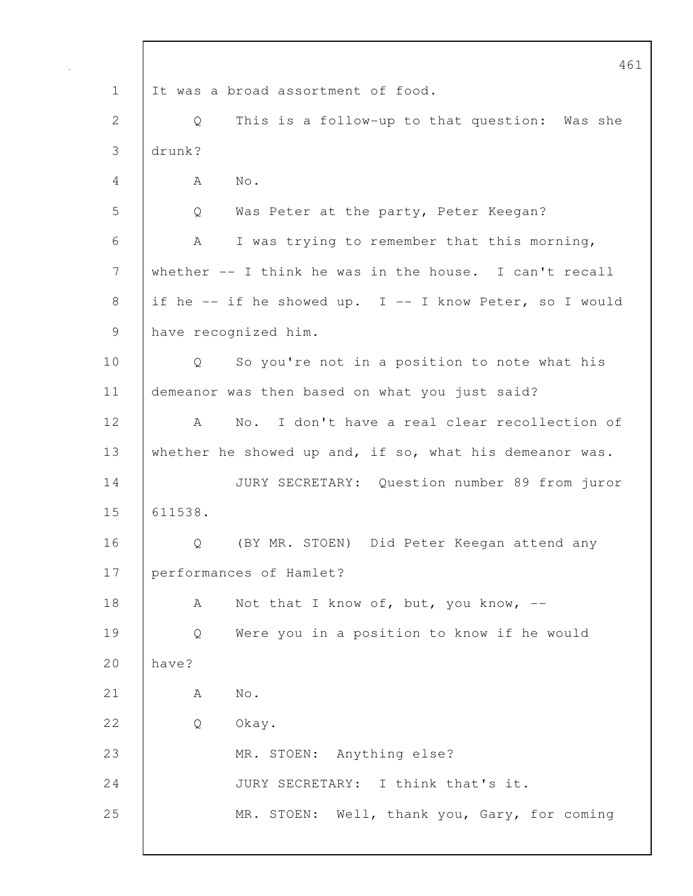It was a broad assortment of food.

Q This is a follow-up to that question: Was she drunk?

A No.

Q Was Peter at the party, Peter Keegan?

A I was trying to remember that this morning, whether -- I think he was in the house. I can't recall if he -- if he showed up. I -- I know Peter, so I would have recognized him.

Q So you're not in a position to note what his demeanor was then based on what you just said?

A No. I don't have a real clear recollection of whether he showed up and, if so, what his demeanor was.

JURY SECRETARY: Question number 89 from juror 611538.

Q (BY MR. STOEN) Did Peter Keegan attend any performances of Hamlet?

A Not that I know of, but, you know, --

Q Were you in a position to know if he would have?

A No.

Q Okay.

MR. STOEN: Anything else?

JURY SECRETARY: I think that's it.

MR. STOEN: Well, thank you, Gary, for coming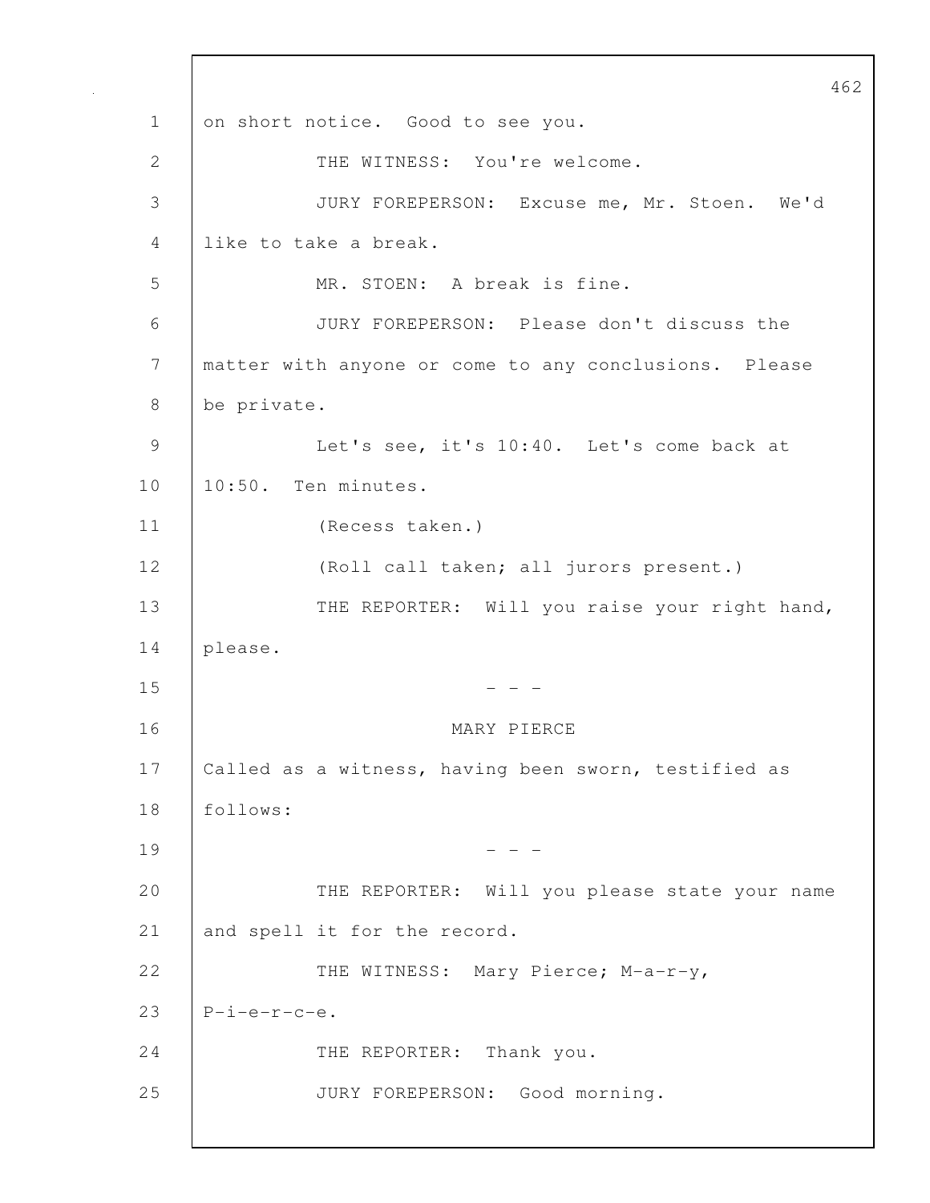on short notice. Good to see you.

THE WITNESS: You're welcome.

JURY FOREPERSON: Excuse me, Mr. Stoen. We'd like to take a break.

MR. STOEN: A break is fine.

JURY FOREPERSON: Please don't discuss the matter with anyone or come to any conclusions. Please be private.

Let's see, it's 10:40. Let's come back at 10:50. Ten minutes.

(Recess taken.)

(Roll call taken; all jurors present.)

THE REPORTER: Will you raise your right hand, please.

- - -

MARY PIERCE

Called as a witness, having been sworn, testified as follows:

- - -

THE REPORTER: Will you please state your name and spell it for the record.

THE WITNESS: Mary Pierce; M-a-r-y, P-i-e-r-c-e.

THE REPORTER: Thank you.

JURY FOREPERSON: Good morning.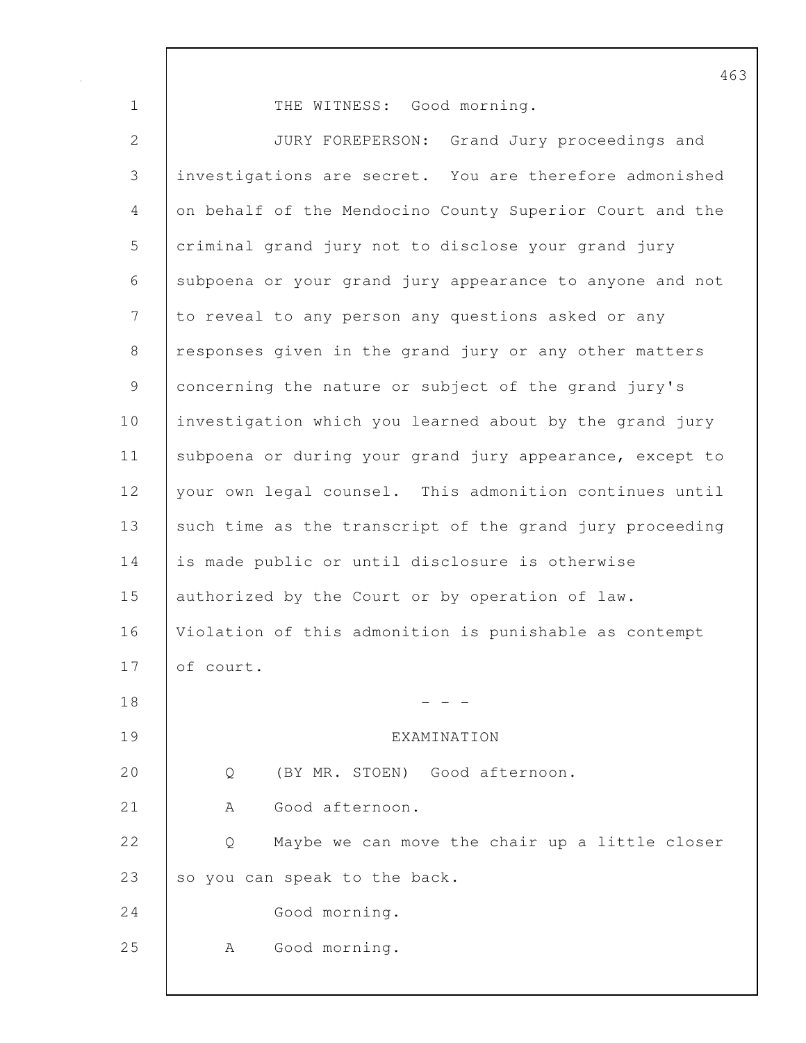THE WITNESS: Good morning.

JURY FOREPERSON: Grand Jury proceedings and investigations are secret. You are therefore admonished on behalf of the Mendocino County Superior Court and the criminal grand jury not to disclose your grand jury subpoena or your grand jury appearance to anyone and not to reveal to any person any questions asked or any responses given in the grand jury or any other matters concerning the nature or subject of the grand jury's investigation which you learned about by the grand jury subpoena or during your grand jury appearance, except to your own legal counsel. This admonition continues until such time as the transcript of the grand jury proceeding is made public or until disclosure is otherwise authorized by the Court or by operation of law. Violation of this admonition is punishable as contempt of court.

\- - -

EXAMINATION

Q (BY MR. STOEN) Good afternoon.

A Good afternoon.

Q Maybe we can move the chair up a little closer so you can speak to the back.

Good morning.

A Good morning.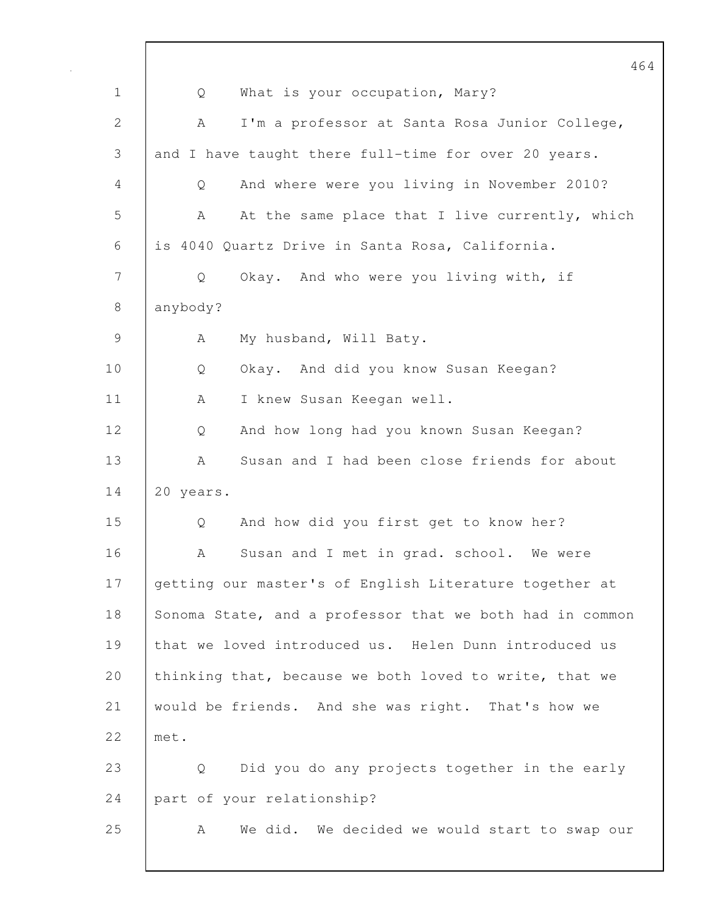Q What is your occupation, Mary?

A I'm a professor at Santa Rosa Junior College, and I have taught there full-time for over 20 years.

Q And where were you living in November 2010?

A At the same place that I live currently, which is 4040 Quartz Drive in Santa Rosa, California.

Q Okay. And who were you living with, if anybody?

A My husband, Will Baty.

Q Okay. And did you know Susan Keegan?

A I knew Susan Keegan well.

Q And how long had you known Susan Keegan?

A Susan and I had been close friends for about 20 years.

Q And how did you first get to know her?

A Susan and I met in grad. school. We were getting our master's of English Literature together at Sonoma State, and a professor that we both had in common that we loved introduced us. Helen Dunn introduced us thinking that, because we both loved to write, that we would be friends. And she was right. That's how we met.

Q Did you do any projects together in the early part of your relationship?

A We did. We decided we would start to swap our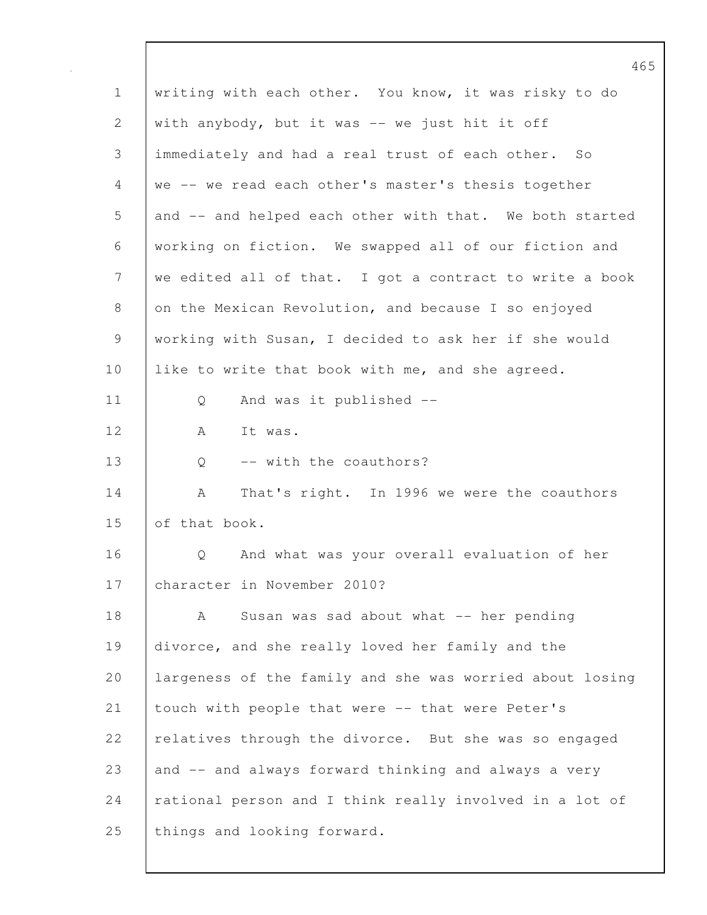writing with each other. You know, it was risky to do with anybody, but it was -- we just hit it off immediately and had a real trust of each other. So we -- we read each other's master's thesis together and -- and helped each other with that. We both started working on fiction. We swapped all of our fiction and we edited all of that. I got a contract to write a book on the Mexican Revolution, and because I so enjoyed working with Susan, I decided to ask her if she would like to write that book with me, and she agreed.

Q And was it published --

A It was.

Q -- with the coauthors?

A That's right. In 1996 we were the coauthors of that book.

Q And what was your overall evaluation of her character in November 2010?

A Susan was sad about what -- her pending divorce, and she really loved her family and the largeness of the family and she was worried about losing touch with people that were -- that were Peter's relatives through the divorce. But she was so engaged and -- and always forward thinking and always a very rational person and I think really involved in a lot of things and looking forward.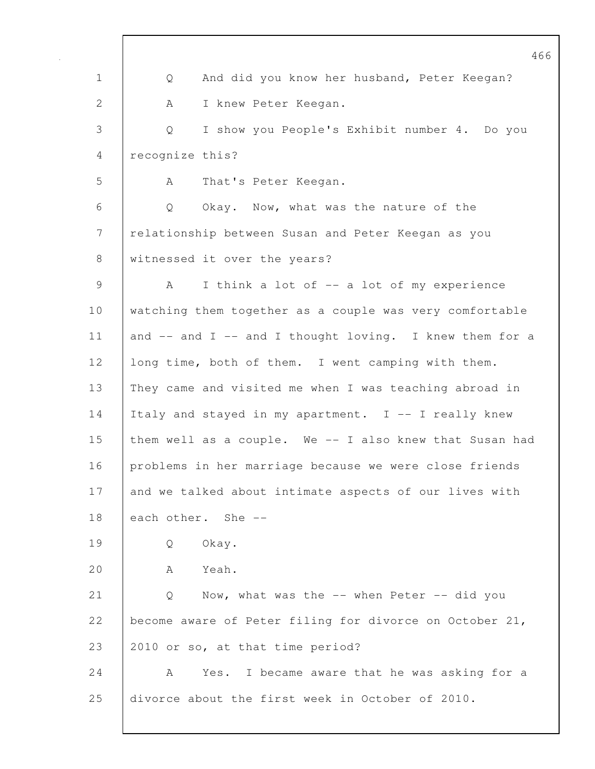Q  And did you know her husband, Peter Keegan?

A  I knew Peter Keegan.

Q  I show you People's Exhibit number 4.  Do you recognize this?

A  That's Peter Keegan.

Q  Okay.  Now, what was the nature of the relationship between Susan and Peter Keegan as you witnessed it over the years?

A  I think a lot of -- a lot of my experience watching them together as a couple was very comfortable and -- and I -- and I thought loving.  I knew them for a long time, both of them.  I went camping with them. They came and visited me when I was teaching abroad in Italy and stayed in my apartment.  I -- I really knew them well as a couple.  We -- I also knew that Susan had problems in her marriage because we were close friends and we talked about intimate aspects of our lives with each other.  She --

Q  Okay.

A  Yeah.

Q  Now, what was the -- when Peter -- did you become aware of Peter filing for divorce on October 21, 2010 or so, at that time period?

A  Yes.  I became aware that he was asking for a divorce about the first week in October of 2010.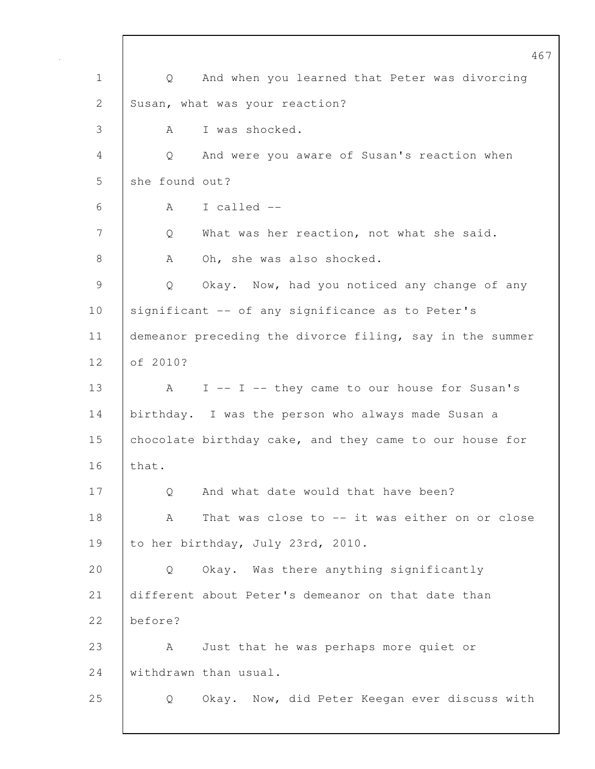Q And when you learned that Peter was divorcing Susan, what was your reaction?

A I was shocked.

Q And were you aware of Susan's reaction when she found out?

A I called --

Q What was her reaction, not what she said.

A Oh, she was also shocked.

Q Okay. Now, had you noticed any change of any significant -- of any significance as to Peter's demeanor preceding the divorce filing, say in the summer of 2010?

A I -- I -- they came to our house for Susan's birthday. I was the person who always made Susan a chocolate birthday cake, and they came to our house for that.

Q And what date would that have been?

A That was close to -- it was either on or close to her birthday, July 23rd, 2010.

Q Okay. Was there anything significantly different about Peter's demeanor on that date than before?

A Just that he was perhaps more quiet or withdrawn than usual.

Q Okay. Now, did Peter Keegan ever discuss with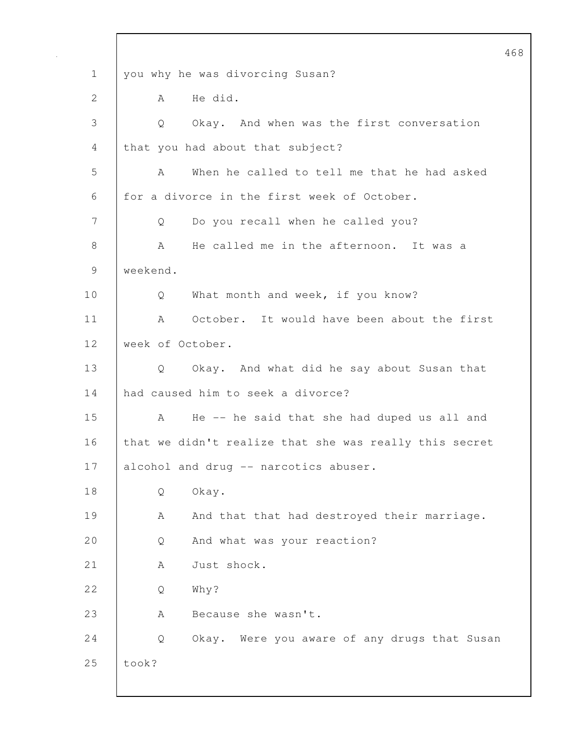you why he was divorcing Susan?

A He did.

Q Okay. And when was the first conversation that you had about that subject?

A When he called to tell me that he had asked for a divorce in the first week of October.

Q Do you recall when he called you?

A He called me in the afternoon. It was a weekend.

Q What month and week, if you know?

A October. It would have been about the first week of October.

Q Okay. And what did he say about Susan that had caused him to seek a divorce?

A He -- he said that she had duped us all and that we didn't realize that she was really this secret alcohol and drug -- narcotics abuser.

Q Okay.

A And that that had destroyed their marriage.

Q And what was your reaction?

A Just shock.

Q Why?

A Because she wasn't.

Q Okay. Were you aware of any drugs that Susan took?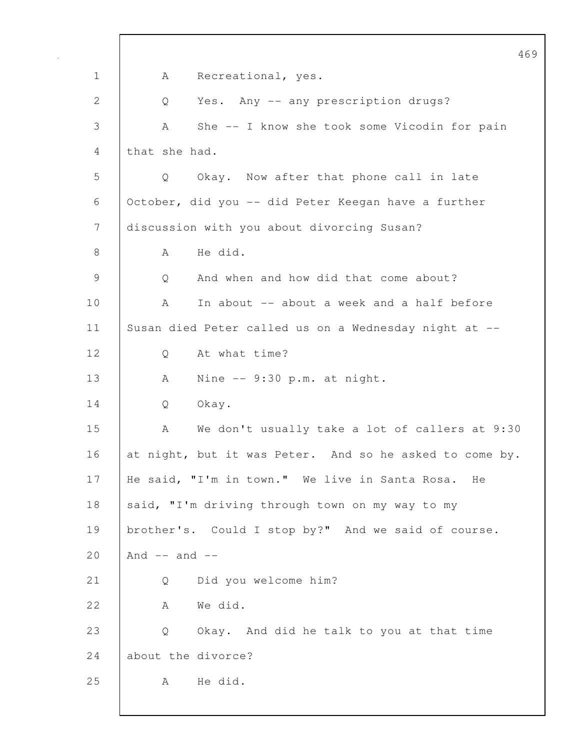A Recreational, yes.

Q Yes. Any -- any prescription drugs?

A She -- I know she took some Vicodin for pain that she had.

Q Okay. Now after that phone call in late October, did you -- did Peter Keegan have a further discussion with you about divorcing Susan?

A He did.

Q And when and how did that come about?

A In about -- about a week and a half before Susan died Peter called us on a Wednesday night at --

Q At what time?

A Nine -- 9:30 p.m. at night.

Q Okay.

A We don't usually take a lot of callers at 9:30 at night, but it was Peter. And so he asked to come by. He said, "I'm in town." We live in Santa Rosa. He said, "I'm driving through town on my way to my brother's. Could I stop by?" And we said of course. And -- and --

Q Did you welcome him?

A We did.

Q Okay. And did he talk to you at that time about the divorce?

A He did.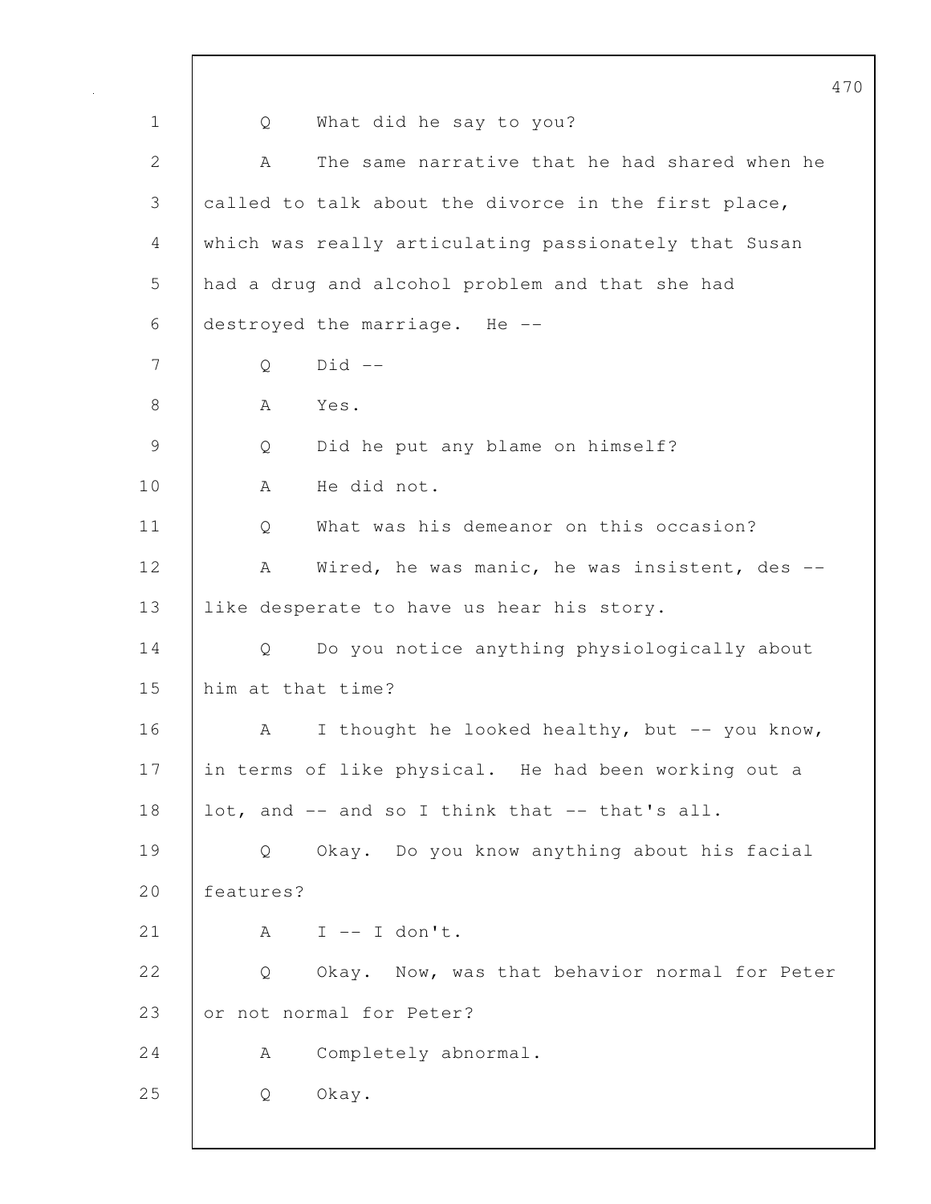Q What did he say to you?

A The same narrative that he had shared when he called to talk about the divorce in the first place, which was really articulating passionately that Susan had a drug and alcohol problem and that she had destroyed the marriage. He --

Q Did --

A Yes.

Q Did he put any blame on himself?

A He did not.

Q What was his demeanor on this occasion?

A Wired, he was manic, he was insistent, des -- like desperate to have us hear his story.

Q Do you notice anything physiologically about him at that time?

A I thought he looked healthy, but -- you know, in terms of like physical. He had been working out a lot, and -- and so I think that -- that's all.

Q Okay. Do you know anything about his facial features?

A I -- I don't.

Q Okay. Now, was that behavior normal for Peter or not normal for Peter?

A Completely abnormal.

Q Okay.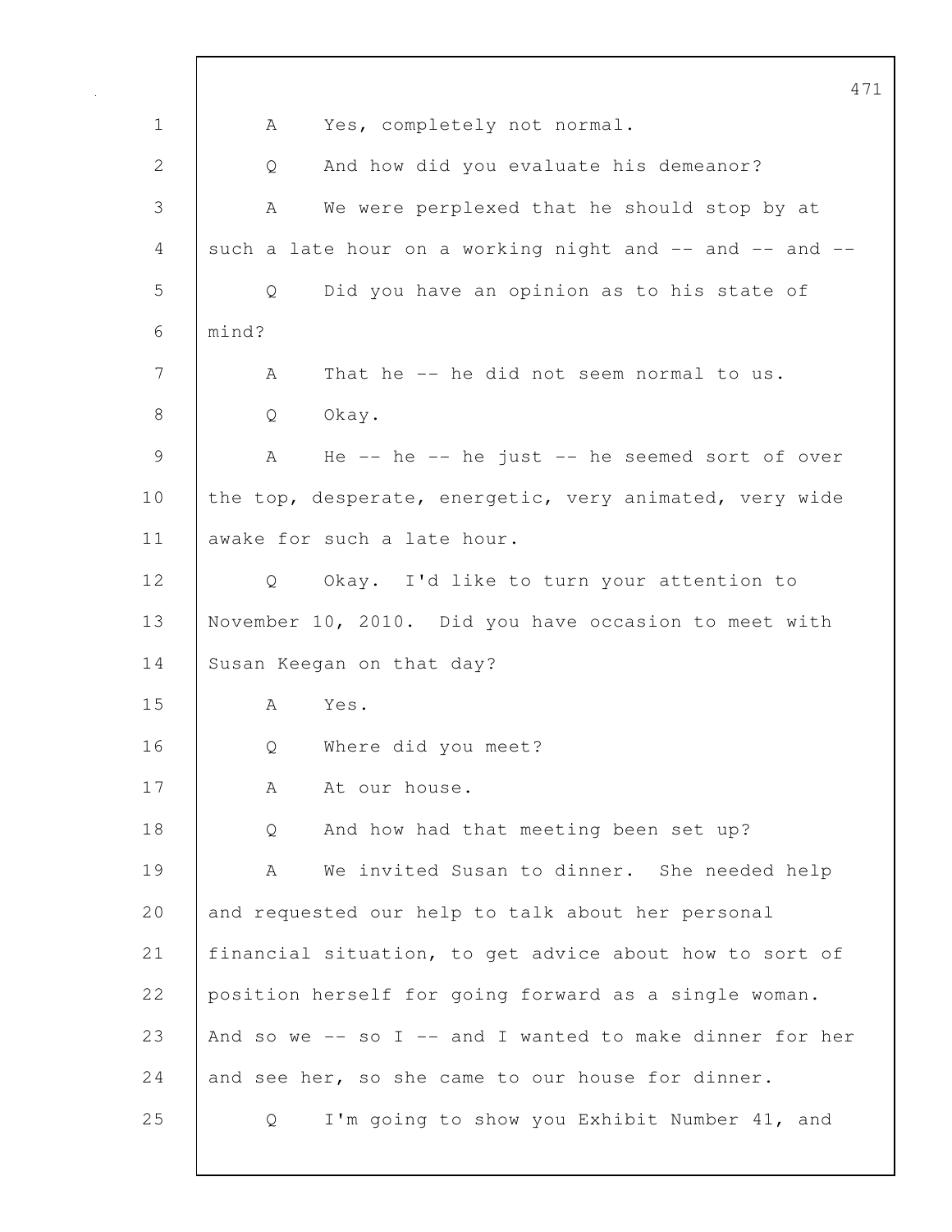A Yes, completely not normal.

Q And how did you evaluate his demeanor?

A We were perplexed that he should stop by at such a late hour on a working night and -- and -- and --

Q Did you have an opinion as to his state of mind?

A That he -- he did not seem normal to us.

Q Okay.

A He -- he -- he just -- he seemed sort of over the top, desperate, energetic, very animated, very wide awake for such a late hour.

Q Okay. I'd like to turn your attention to November 10, 2010. Did you have occasion to meet with Susan Keegan on that day?

A Yes.

Q Where did you meet?

A At our house.

Q And how had that meeting been set up?

A We invited Susan to dinner. She needed help and requested our help to talk about her personal financial situation, to get advice about how to sort of position herself for going forward as a single woman. And so we -- so I -- and I wanted to make dinner for her and see her, so she came to our house for dinner.

Q I'm going to show you Exhibit Number 41, and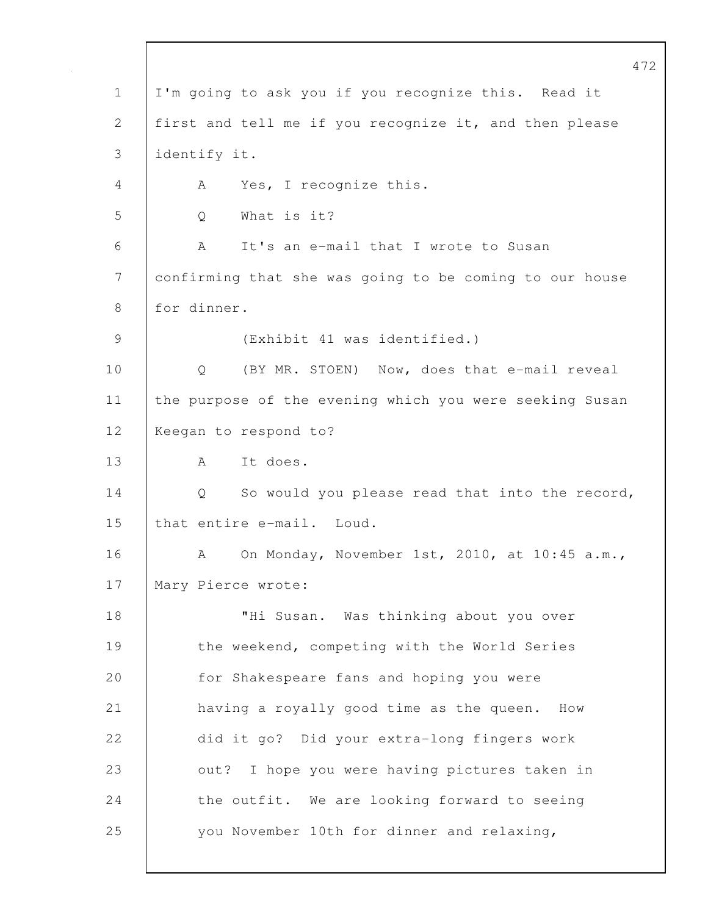1 I'm going to ask you if you recognize this. Read it
2 first and tell me if you recognize it, and then please
3 identify it.
4 A Yes, I recognize this.
5 Q What is it?
6 A It's an e-mail that I wrote to Susan
7 confirming that she was going to be coming to our house
8 for dinner.
9 (Exhibit 41 was identified.)
10 Q (BY MR. STOEN) Now, does that e-mail reveal
11 the purpose of the evening which you were seeking Susan
12 Keegan to respond to?
13 A It does.
14 Q So would you please read that into the record,
15 that entire e-mail. Loud.
16 A On Monday, November 1st, 2010, at 10:45 a.m.,
17 Mary Pierce wrote:
18 "Hi Susan. Was thinking about you over
19 the weekend, competing with the World Series
20 for Shakespeare fans and hoping you were
21 having a royally good time as the queen. How
22 did it go? Did your extra-long fingers work
23 out? I hope you were having pictures taken in
24 the outfit. We are looking forward to seeing
25 you November 10th for dinner and relaxing,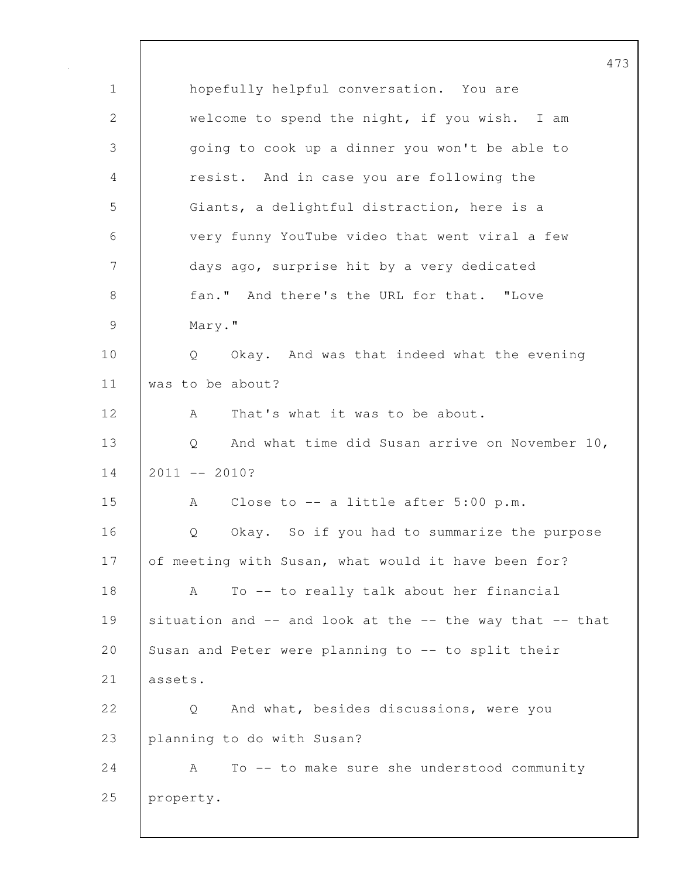hopefully helpful conversation. You are welcome to spend the night, if you wish. I am going to cook up a dinner you won't be able to resist. And in case you are following the Giants, a delightful distraction, here is a very funny YouTube video that went viral a few days ago, surprise hit by a very dedicated fan." And there's the URL for that. "Love Mary."

Q Okay. And was that indeed what the evening was to be about?

A That's what it was to be about.

Q And what time did Susan arrive on November 10, 2011 -- 2010?

A Close to -- a little after 5:00 p.m.

Q Okay. So if you had to summarize the purpose of meeting with Susan, what would it have been for?

A To -- to really talk about her financial situation and -- and look at the -- the way that -- that Susan and Peter were planning to -- to split their assets.

Q And what, besides discussions, were you planning to do with Susan?

A To -- to make sure she understood community property.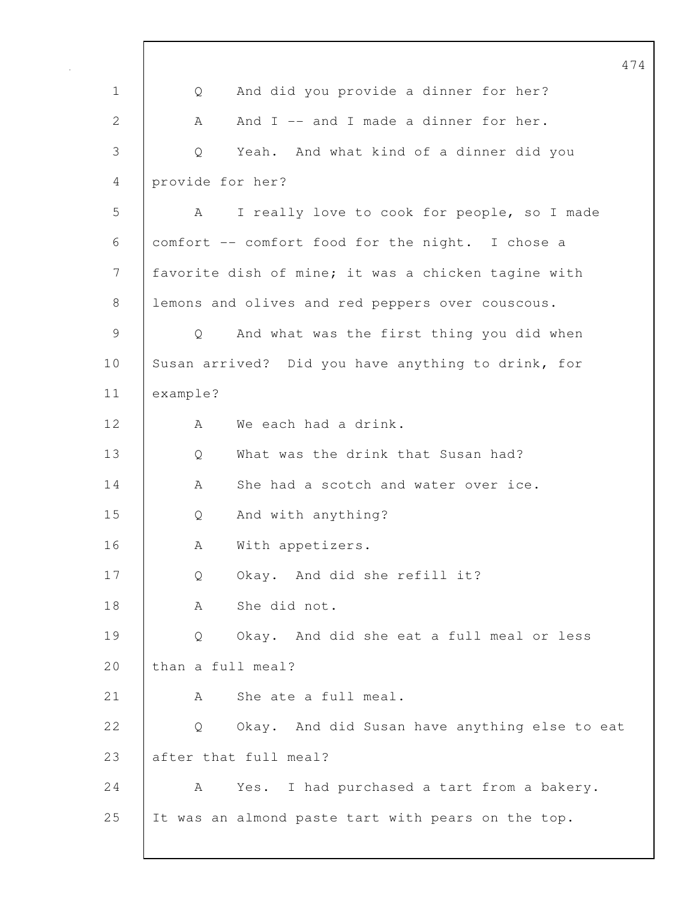1 Q And did you provide a dinner for her?

2 A And I -- and I made a dinner for her.

3 Q Yeah. And what kind of a dinner did you

4 provide for her?

5 A I really love to cook for people, so I made

6 comfort -- comfort food for the night. I chose a

7 favorite dish of mine; it was a chicken tagine with

8 lemons and olives and red peppers over couscous.

9 Q And what was the first thing you did when

10 Susan arrived? Did you have anything to drink, for

11 example?

12 A We each had a drink.

13 Q What was the drink that Susan had?

14 A She had a scotch and water over ice.

15 Q And with anything?

16 A With appetizers.

17 Q Okay. And did she refill it?

18 A She did not.

19 Q Okay. And did she eat a full meal or less

20 than a full meal?

21 A She ate a full meal.

22 Q Okay. And did Susan have anything else to eat

23 after that full meal?

24 A Yes. I had purchased a tart from a bakery.

25 It was an almond paste tart with pears on the top.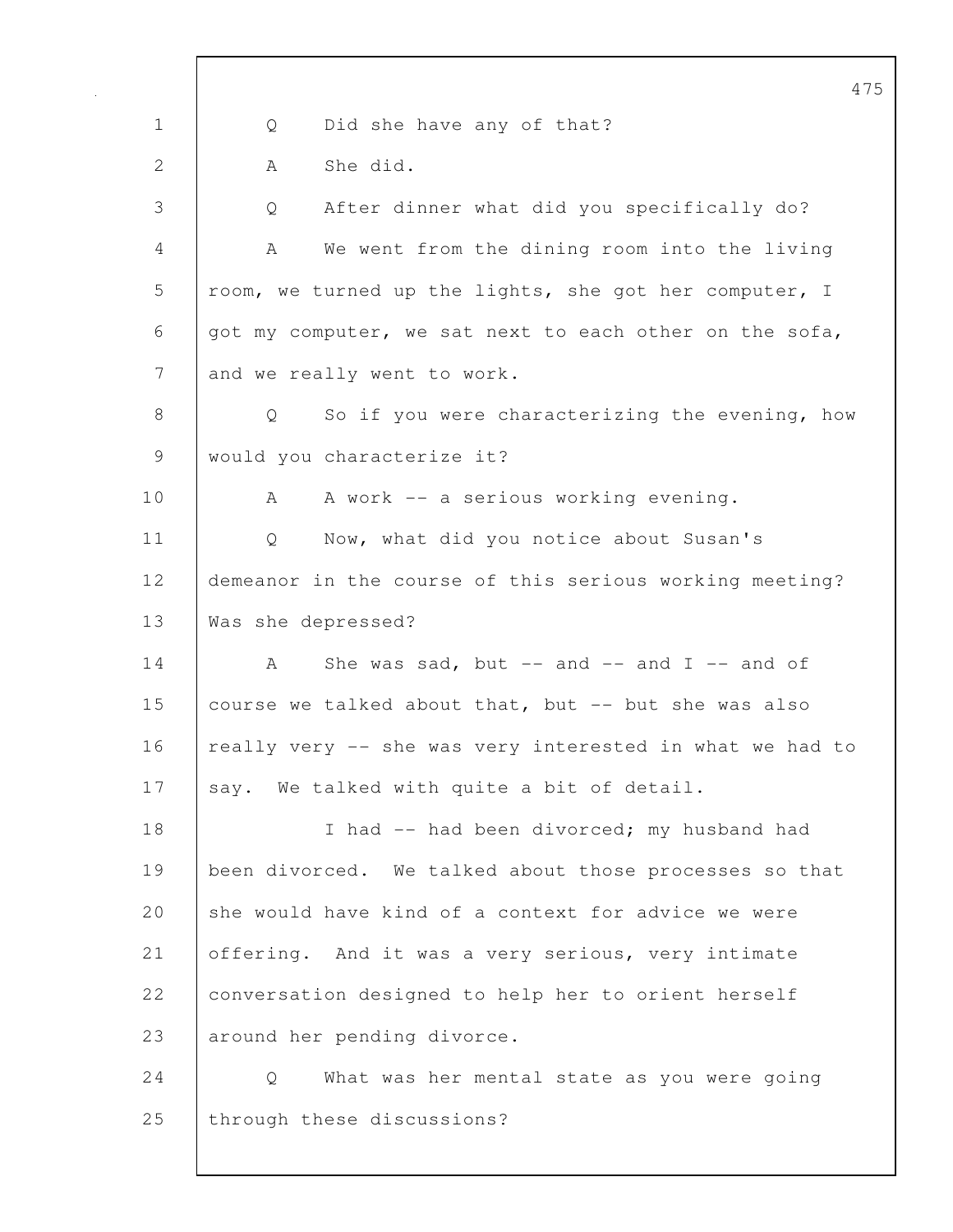Q Did she have any of that?

A She did.

Q After dinner what did you specifically do?

A We went from the dining room into the living room, we turned up the lights, she got her computer, I got my computer, we sat next to each other on the sofa, and we really went to work.

Q So if you were characterizing the evening, how would you characterize it?

A A work -- a serious working evening.

Q Now, what did you notice about Susan's demeanor in the course of this serious working meeting? Was she depressed?

A She was sad, but -- and -- and I -- and of course we talked about that, but -- but she was also really very -- she was very interested in what we had to say. We talked with quite a bit of detail.

I had -- had been divorced; my husband had been divorced. We talked about those processes so that she would have kind of a context for advice we were offering. And it was a very serious, very intimate conversation designed to help her to orient herself around her pending divorce.

Q What was her mental state as you were going through these discussions?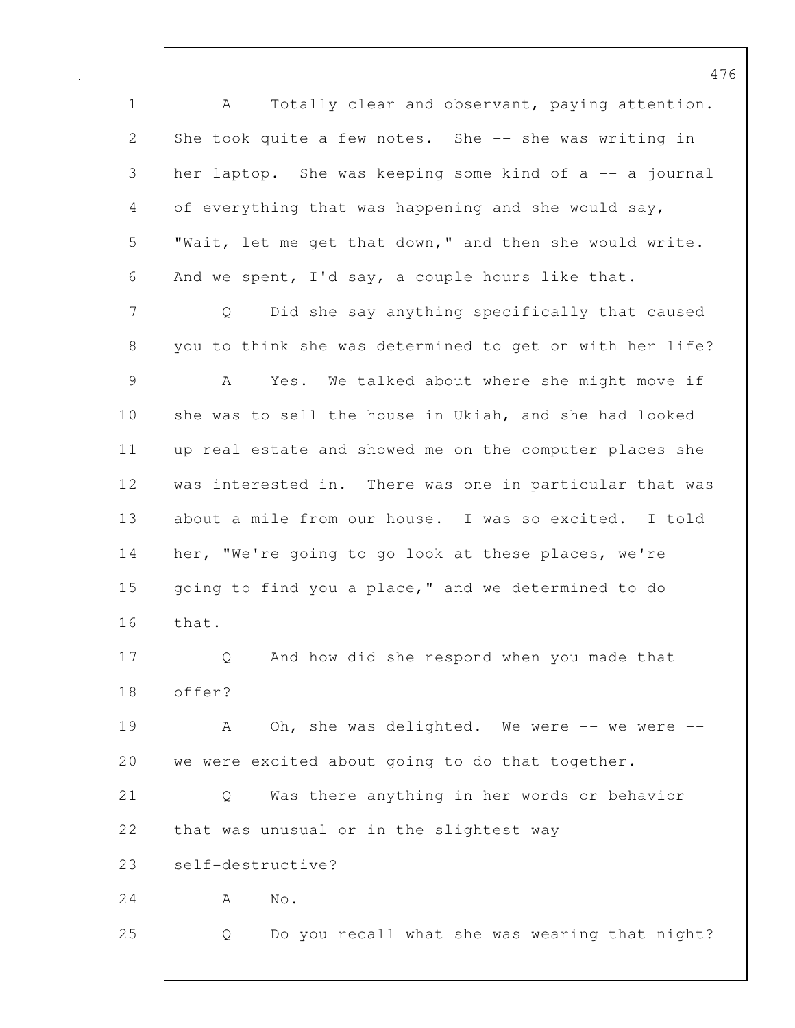A Totally clear and observant, paying attention. She took quite a few notes. She -- she was writing in her laptop. She was keeping some kind of a -- a journal of everything that was happening and she would say, "Wait, let me get that down," and then she would write. And we spent, I'd say, a couple hours like that.

Q Did she say anything specifically that caused you to think she was determined to get on with her life?

A Yes. We talked about where she might move if she was to sell the house in Ukiah, and she had looked up real estate and showed me on the computer places she was interested in. There was one in particular that was about a mile from our house. I was so excited. I told her, "We're going to go look at these places, we're going to find you a place," and we determined to do that.

Q And how did she respond when you made that offer?

A Oh, she was delighted. We were -- we were -- we were excited about going to do that together.

Q Was there anything in her words or behavior that was unusual or in the slightest way self-destructive?

A No.

Q Do you recall what she was wearing that night?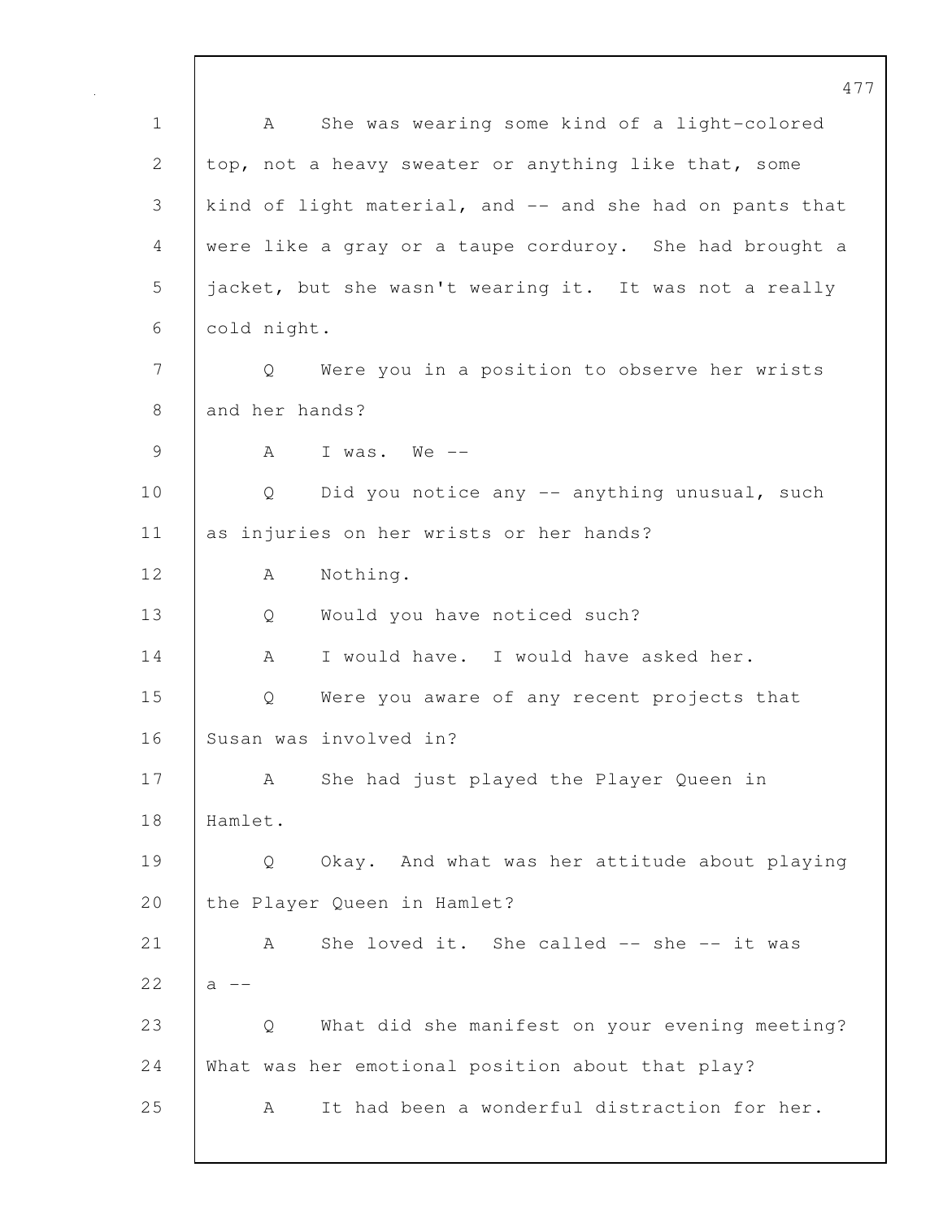A She was wearing some kind of a light-colored top, not a heavy sweater or anything like that, some kind of light material, and -- and she had on pants that were like a gray or a taupe corduroy. She had brought a jacket, but she wasn't wearing it. It was not a really cold night.

Q Were you in a position to observe her wrists and her hands?

A I was. We --

Q Did you notice any -- anything unusual, such as injuries on her wrists or her hands?

A Nothing.

Q Would you have noticed such?

A I would have. I would have asked her.

Q Were you aware of any recent projects that Susan was involved in?

A She had just played the Player Queen in Hamlet.

Q Okay. And what was her attitude about playing the Player Queen in Hamlet?

A She loved it. She called -- she -- it was a --

Q What did she manifest on your evening meeting? What was her emotional position about that play?

A It had been a wonderful distraction for her.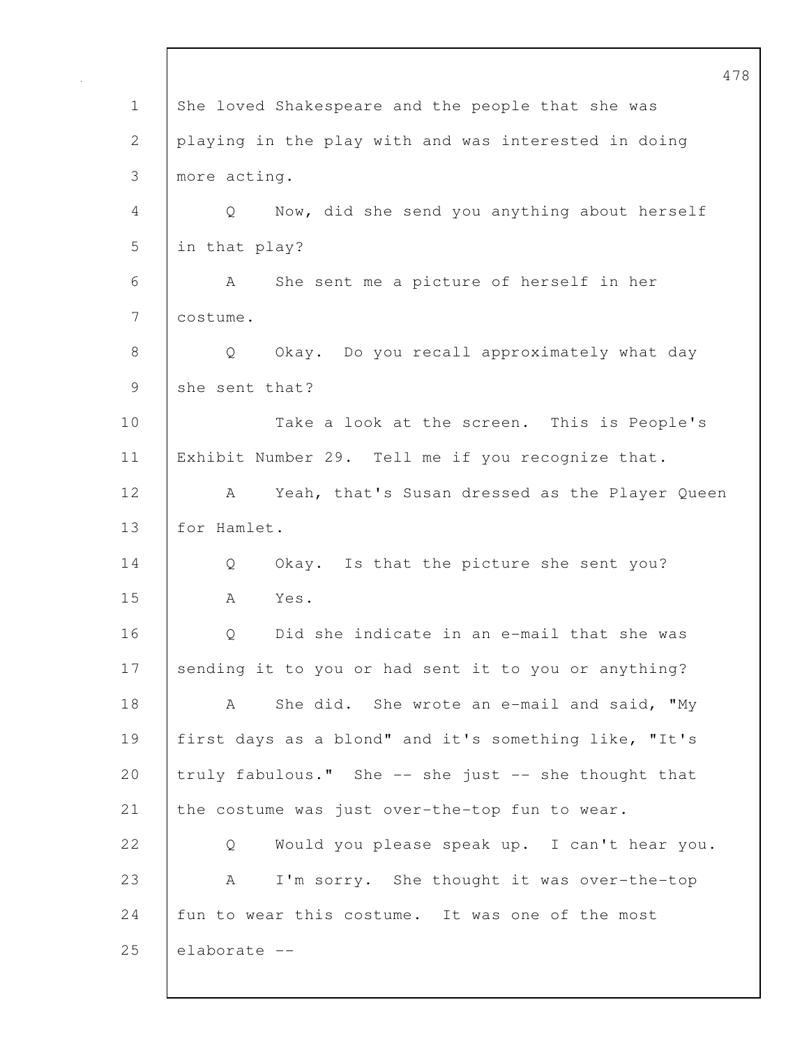She loved Shakespeare and the people that she was playing in the play with and was interested in doing more acting.

Q Now, did she send you anything about herself in that play?

A She sent me a picture of herself in her costume.

Q Okay. Do you recall approximately what day she sent that?

Take a look at the screen. This is People's Exhibit Number 29. Tell me if you recognize that.

A Yeah, that's Susan dressed as the Player Queen for Hamlet.

Q Okay. Is that the picture she sent you?

A Yes.

Q Did she indicate in an e-mail that she was sending it to you or had sent it to you or anything?

A She did. She wrote an e-mail and said, "My first days as a blond" and it's something like, "It's truly fabulous." She -- she just -- she thought that the costume was just over-the-top fun to wear.

Q Would you please speak up. I can't hear you.

A I'm sorry. She thought it was over-the-top fun to wear this costume. It was one of the most elaborate --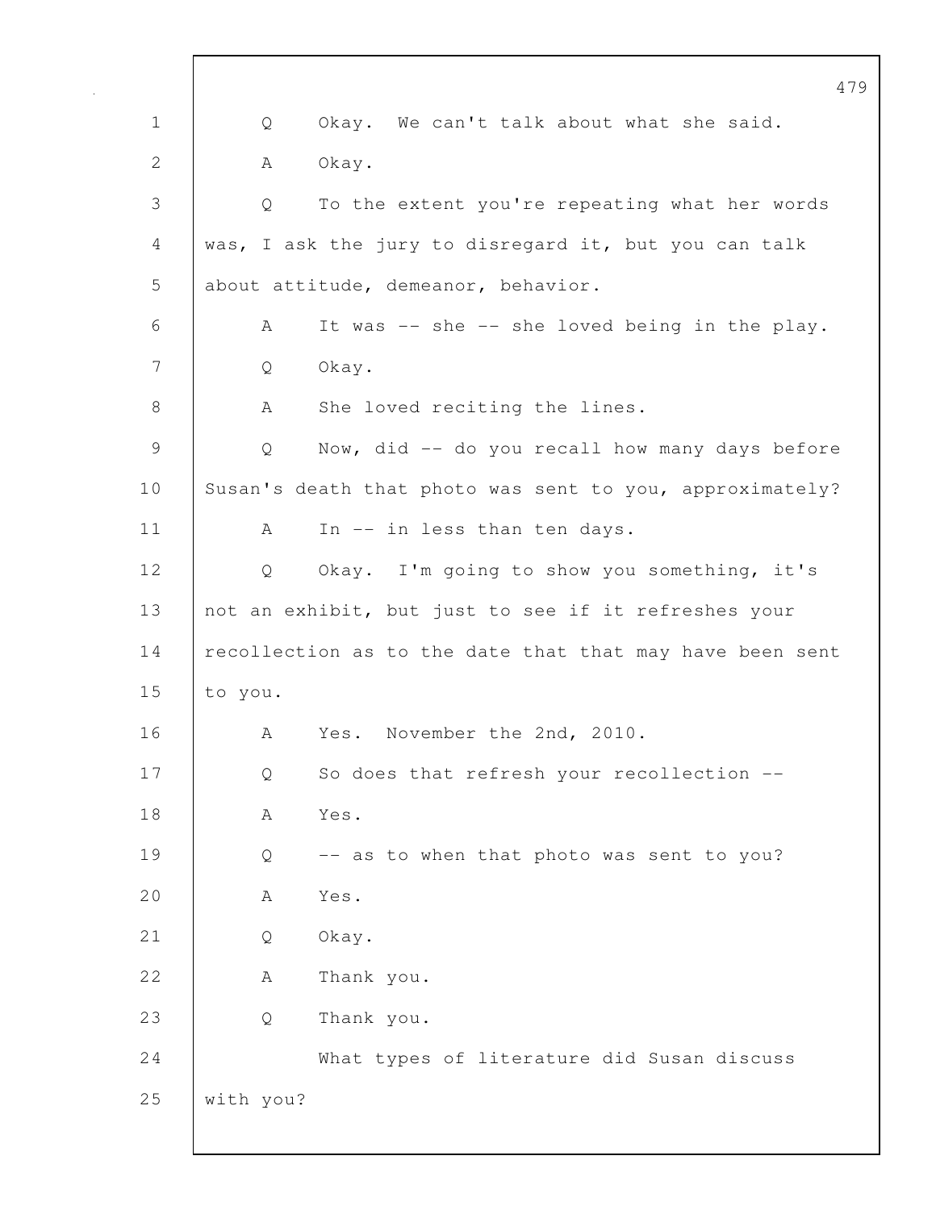Q Okay. We can't talk about what she said.

A Okay.

Q To the extent you're repeating what her words was, I ask the jury to disregard it, but you can talk about attitude, demeanor, behavior.

A It was -- she -- she loved being in the play.

Q Okay.

A She loved reciting the lines.

Q Now, did -- do you recall how many days before Susan's death that photo was sent to you, approximately?

A In -- in less than ten days.

Q Okay. I'm going to show you something, it's not an exhibit, but just to see if it refreshes your recollection as to the date that that may have been sent to you.

A Yes. November the 2nd, 2010.

Q So does that refresh your recollection --

A Yes.

Q -- as to when that photo was sent to you?

A Yes.

Q Okay.

A Thank you.

Q Thank you.

What types of literature did Susan discuss with you?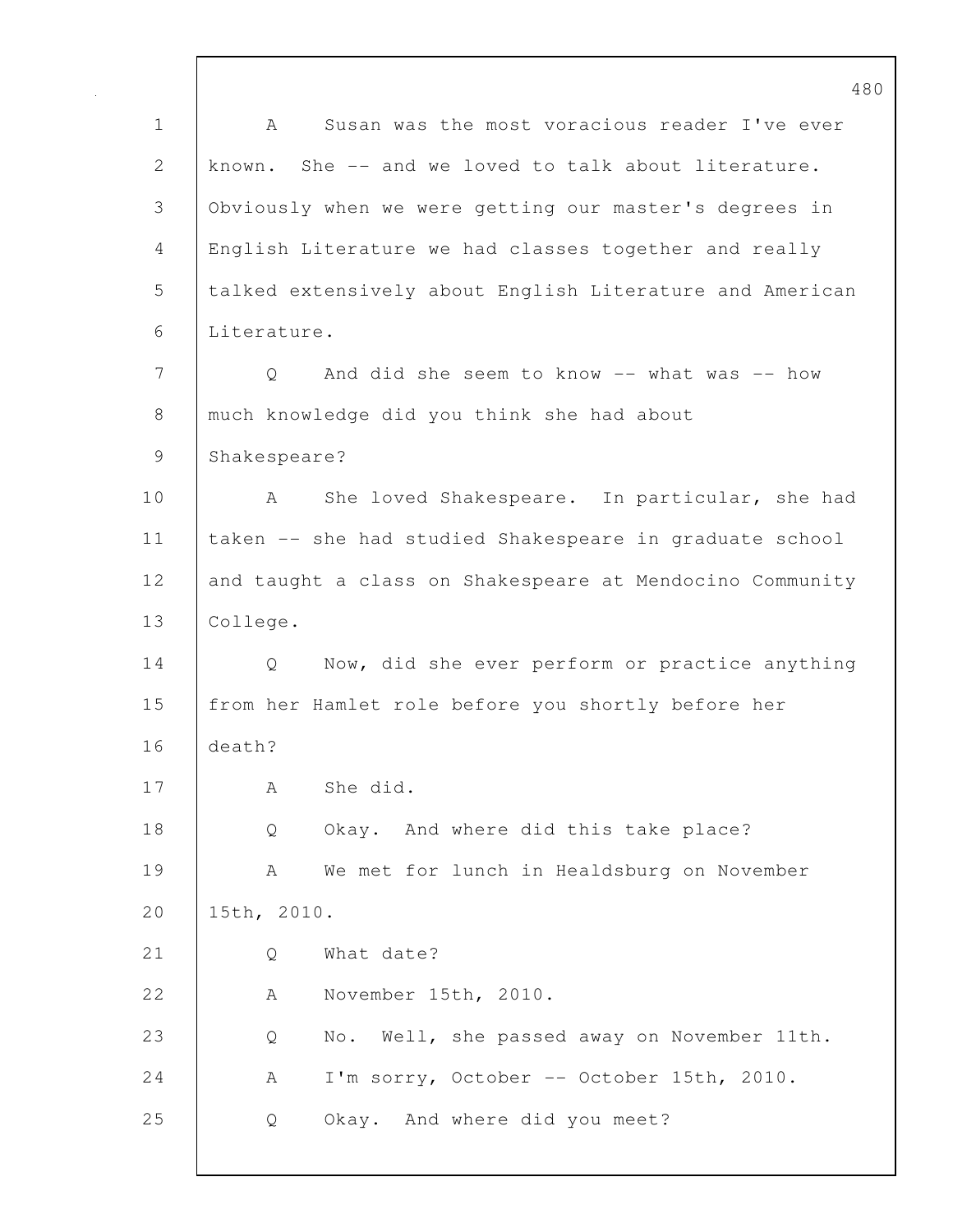A Susan was the most voracious reader I've ever known. She -- and we loved to talk about literature. Obviously when we were getting our master's degrees in English Literature we had classes together and really talked extensively about English Literature and American Literature.

Q And did she seem to know -- what was -- how much knowledge did you think she had about Shakespeare?

A She loved Shakespeare. In particular, she had taken -- she had studied Shakespeare in graduate school and taught a class on Shakespeare at Mendocino Community College.

Q Now, did she ever perform or practice anything from her Hamlet role before you shortly before her death?

A She did.

Q Okay. And where did this take place?

A We met for lunch in Healdsburg on November 15th, 2010.

Q What date?

A November 15th, 2010.

Q No. Well, she passed away on November 11th.

A I'm sorry, October -- October 15th, 2010.

Q Okay. And where did you meet?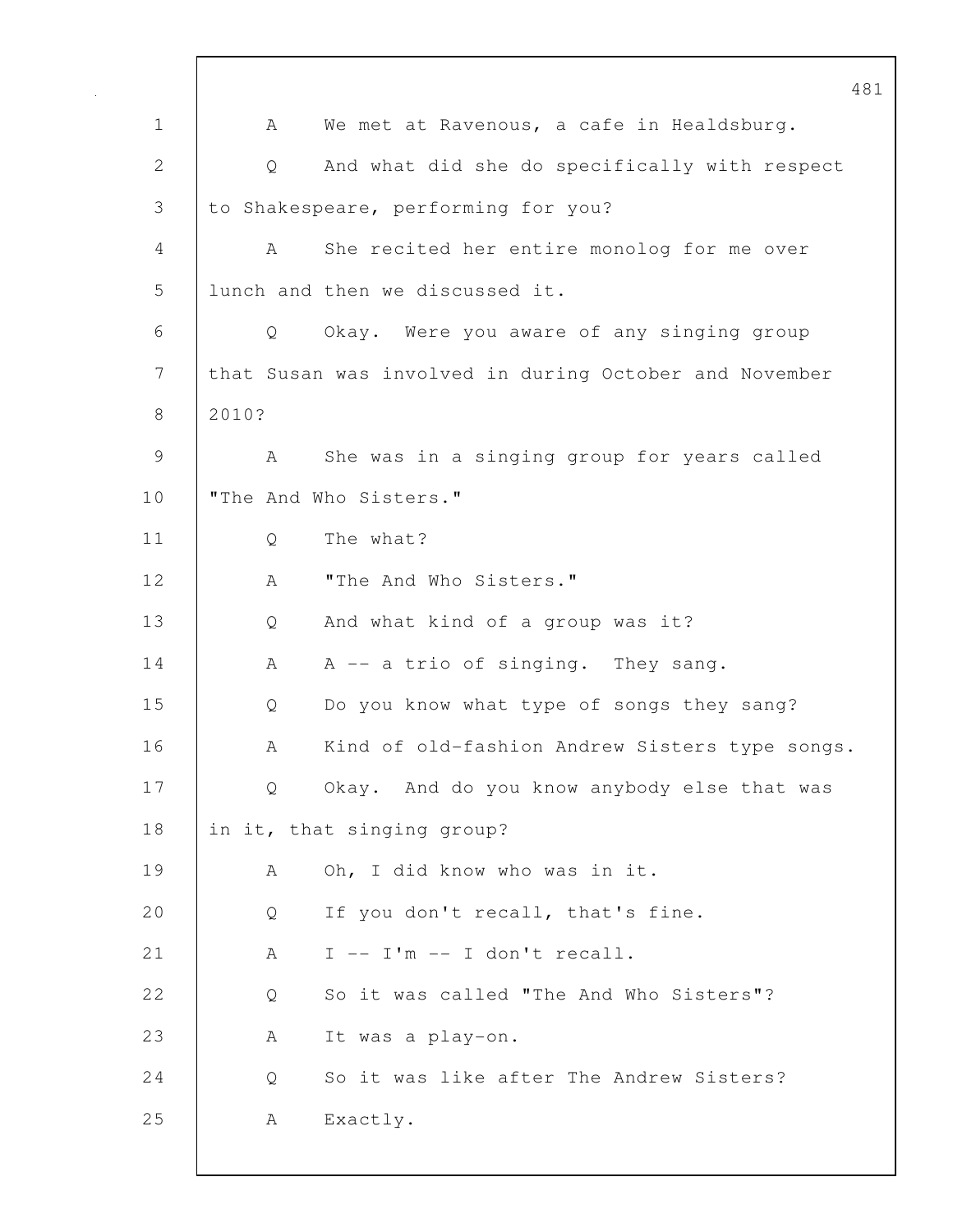A We met at Ravenous, a cafe in Healdsburg.

Q And what did she do specifically with respect to Shakespeare, performing for you?

A She recited her entire monolog for me over lunch and then we discussed it.

Q Okay. Were you aware of any singing group that Susan was involved in during October and November 2010?

A She was in a singing group for years called "The And Who Sisters."

Q The what?

A "The And Who Sisters."

Q And what kind of a group was it?

A A -- a trio of singing. They sang.

Q Do you know what type of songs they sang?

A Kind of old-fashion Andrew Sisters type songs.

Q Okay. And do you know anybody else that was in it, that singing group?

A Oh, I did know who was in it.

Q If you don't recall, that's fine.

A I -- I'm -- I don't recall.

Q So it was called "The And Who Sisters"?

A It was a play-on.

Q So it was like after The Andrew Sisters?

A Exactly.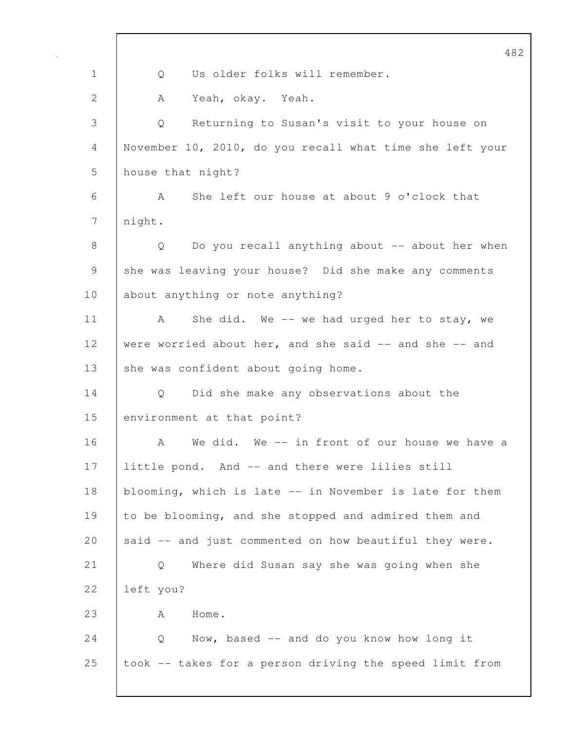Q Us older folks will remember.

A Yeah, okay. Yeah.

Q Returning to Susan's visit to your house on November 10, 2010, do you recall what time she left your house that night?

A She left our house at about 9 o'clock that night.

Q Do you recall anything about -- about her when she was leaving your house? Did she make any comments about anything or note anything?

A She did. We -- we had urged her to stay, we were worried about her, and she said -- and she -- and she was confident about going home.

Q Did she make any observations about the environment at that point?

A We did. We -- in front of our house we have a little pond. And -- and there were lilies still blooming, which is late -- in November is late for them to be blooming, and she stopped and admired them and said -- and just commented on how beautiful they were.

Q Where did Susan say she was going when she left you?

A Home.

Q Now, based -- and do you know how long it took -- takes for a person driving the speed limit from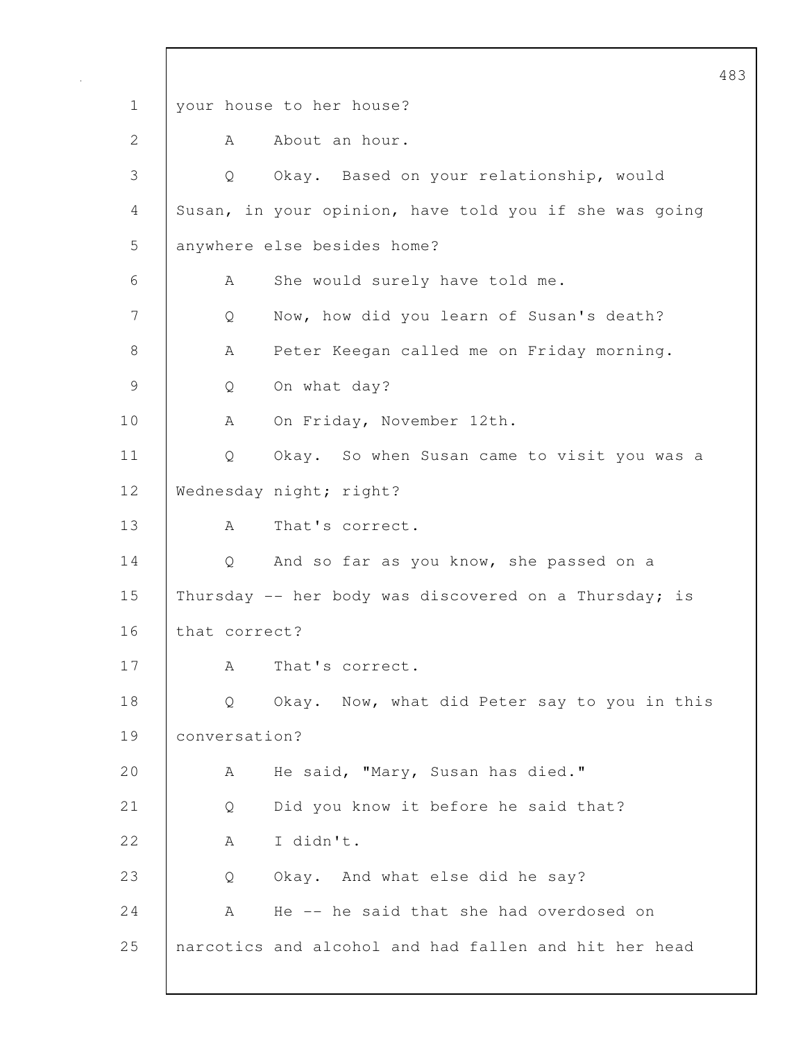your house to her house?

A About an hour.

Q Okay. Based on your relationship, would Susan, in your opinion, have told you if she was going anywhere else besides home?

A She would surely have told me.

Q Now, how did you learn of Susan's death?

A Peter Keegan called me on Friday morning.

Q On what day?

A On Friday, November 12th.

Q Okay. So when Susan came to visit you was a Wednesday night; right?

A That's correct.

Q And so far as you know, she passed on a Thursday -- her body was discovered on a Thursday; is that correct?

A That's correct.

Q Okay. Now, what did Peter say to you in this conversation?

A He said, "Mary, Susan has died."

Q Did you know it before he said that?

A I didn't.

Q Okay. And what else did he say?

A He -- he said that she had overdosed on narcotics and alcohol and had fallen and hit her head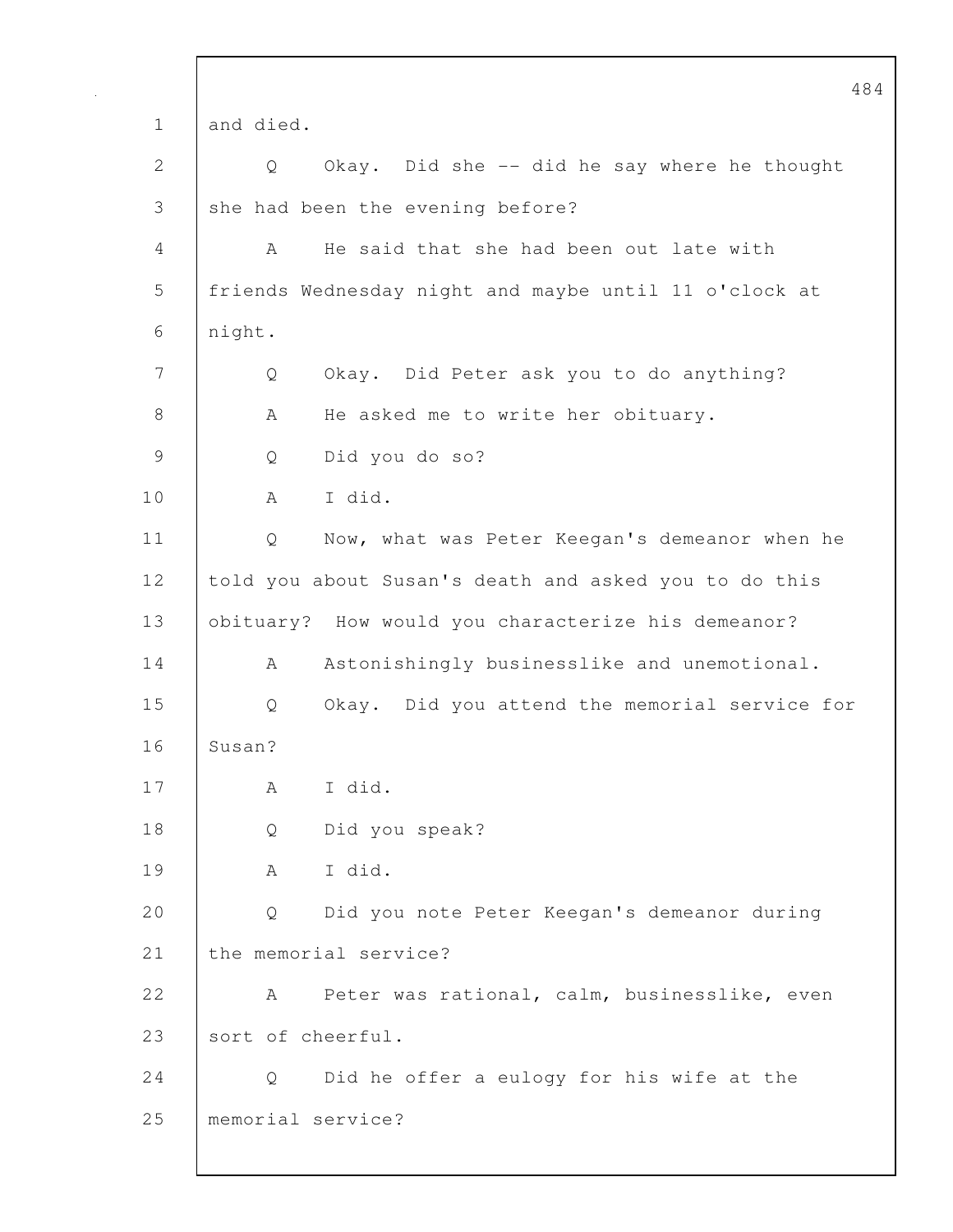and died.

Q Okay. Did she -- did he say where he thought she had been the evening before?

A He said that she had been out late with friends Wednesday night and maybe until 11 o'clock at night.

Q Okay. Did Peter ask you to do anything?

A He asked me to write her obituary.

Q Did you do so?

A I did.

Q Now, what was Peter Keegan's demeanor when he told you about Susan's death and asked you to do this obituary? How would you characterize his demeanor?

A Astonishingly businesslike and unemotional.

Q Okay. Did you attend the memorial service for Susan?

A I did.

Q Did you speak?

A I did.

Q Did you note Peter Keegan's demeanor during the memorial service?

A Peter was rational, calm, businesslike, even sort of cheerful.

Q Did he offer a eulogy for his wife at the memorial service?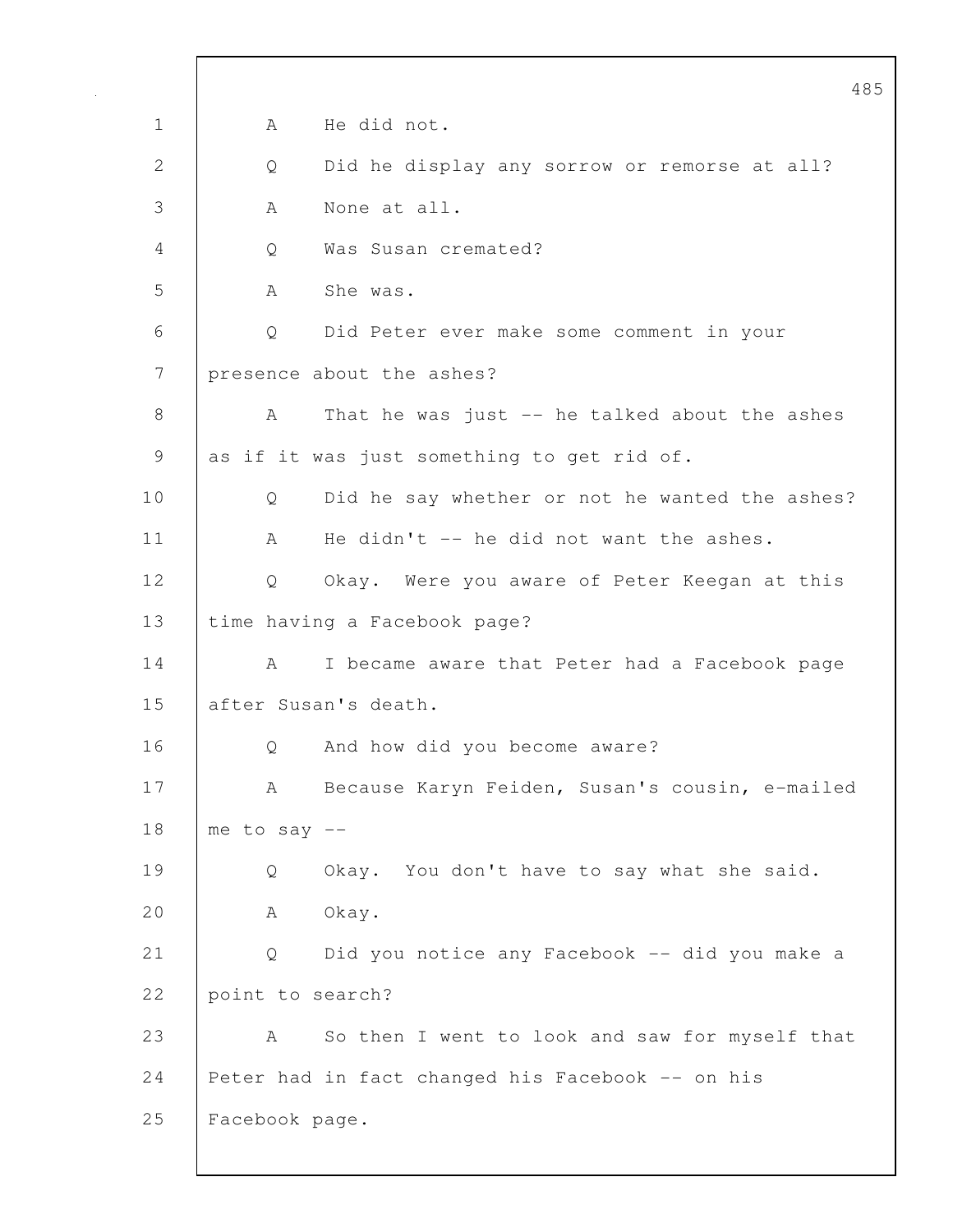A He did not.

Q Did he display any sorrow or remorse at all?

A None at all.

Q Was Susan cremated?

A She was.

Q Did Peter ever make some comment in your presence about the ashes?

A That he was just -- he talked about the ashes as if it was just something to get rid of.

Q Did he say whether or not he wanted the ashes?

A He didn't -- he did not want the ashes.

Q Okay. Were you aware of Peter Keegan at this time having a Facebook page?

A I became aware that Peter had a Facebook page after Susan's death.

Q And how did you become aware?

A Because Karyn Feiden, Susan's cousin, e-mailed me to say --

Q Okay. You don't have to say what she said.

A Okay.

Q Did you notice any Facebook -- did you make a point to search?

A So then I went to look and saw for myself that Peter had in fact changed his Facebook -- on his Facebook page.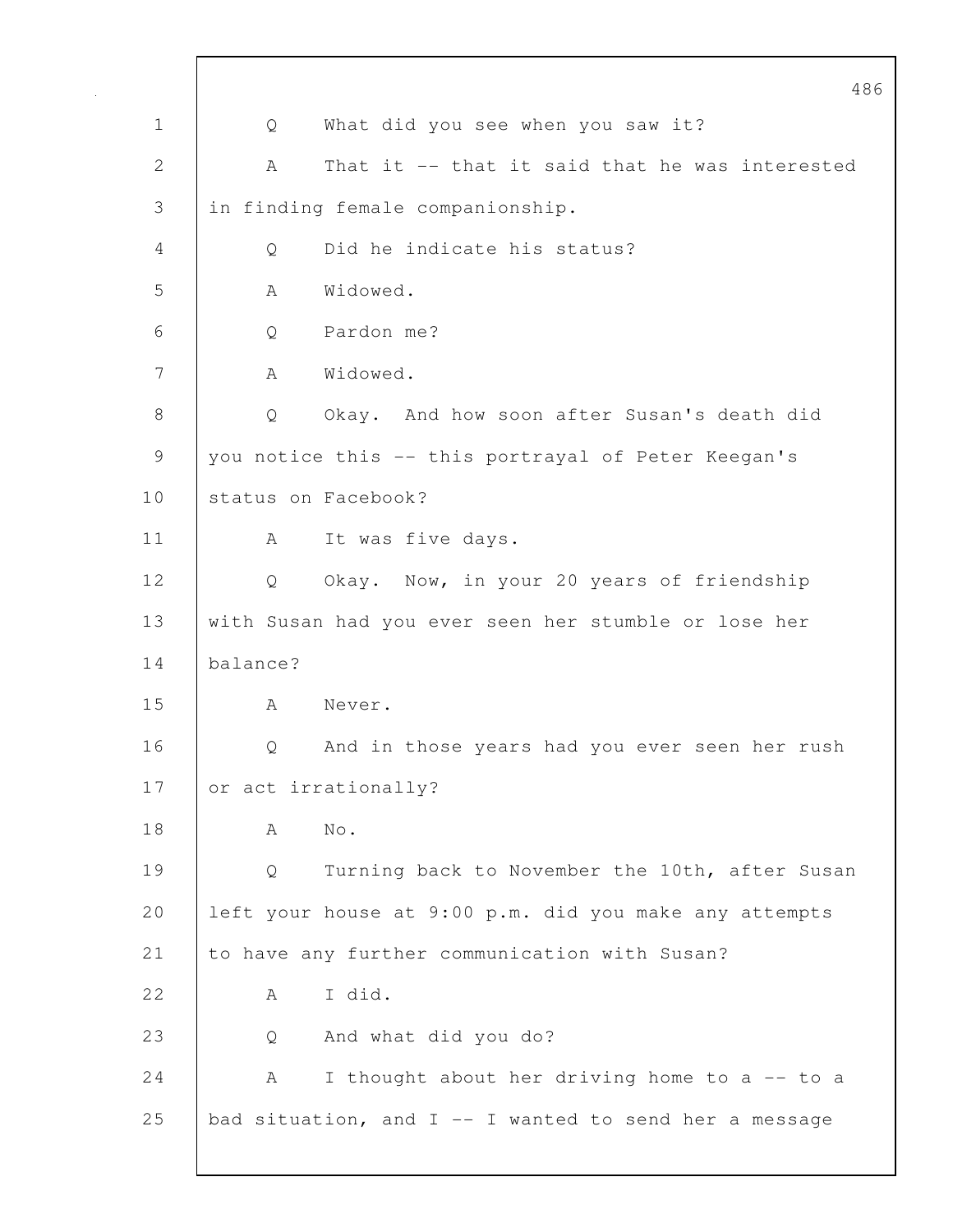Q What did you see when you saw it?

A That it -- that it said that he was interested in finding female companionship.

Q Did he indicate his status?

A Widowed.

Q Pardon me?

A Widowed.

Q Okay. And how soon after Susan's death did you notice this -- this portrayal of Peter Keegan's status on Facebook?

A It was five days.

Q Okay. Now, in your 20 years of friendship with Susan had you ever seen her stumble or lose her balance?

A Never.

Q And in those years had you ever seen her rush or act irrationally?

A No.

Q Turning back to November the 10th, after Susan left your house at 9:00 p.m. did you make any attempts to have any further communication with Susan?

A I did.

Q And what did you do?

A I thought about her driving home to a -- to a bad situation, and I -- I wanted to send her a message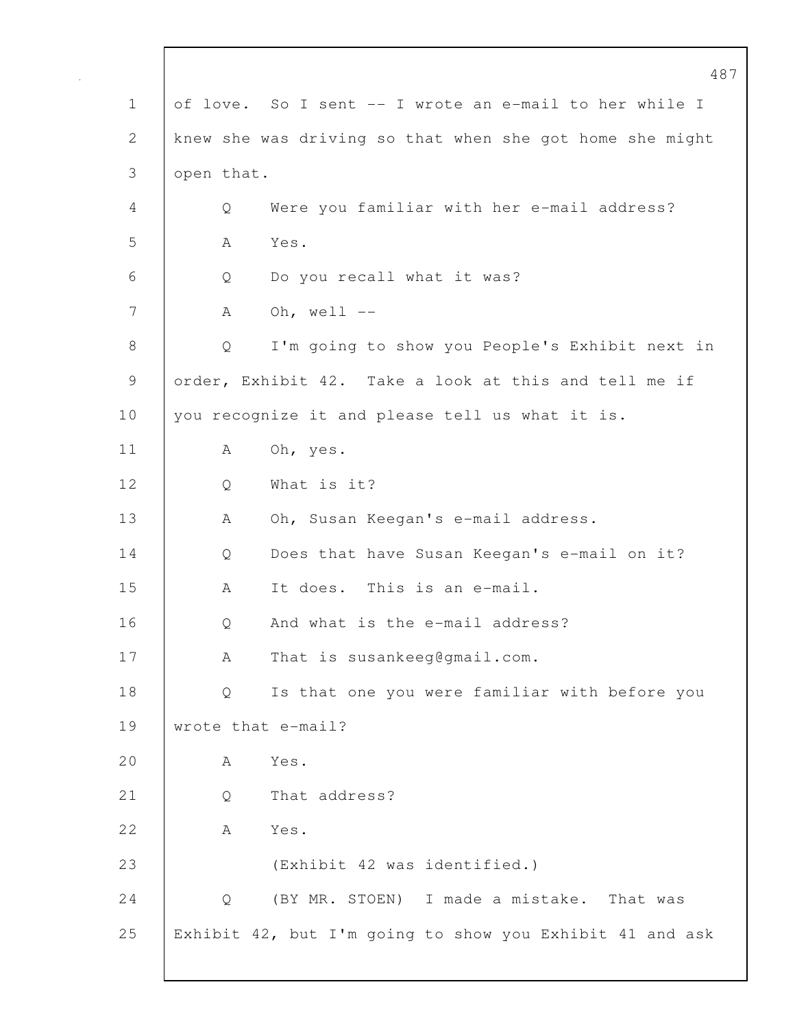1 of love. So I sent -- I wrote an e-mail to her while I
2 knew she was driving so that when she got home she might
3 open that.

4 Q Were you familiar with her e-mail address?

5 A Yes.

6 Q Do you recall what it was?

7 A Oh, well --

8 Q I'm going to show you People's Exhibit next in
9 order, Exhibit 42. Take a look at this and tell me if
10 you recognize it and please tell us what it is.

11 A Oh, yes.

12 Q What is it?

13 A Oh, Susan Keegan's e-mail address.

14 Q Does that have Susan Keegan's e-mail on it?

15 A It does. This is an e-mail.

16 Q And what is the e-mail address?

17 A That is susankeeg@gmail.com.

18 Q Is that one you were familiar with before you
19 wrote that e-mail?

20 A Yes.

21 Q That address?

22 A Yes.

23 (Exhibit 42 was identified.)

24 Q (BY MR. STOEN) I made a mistake. That was
25 Exhibit 42, but I'm going to show you Exhibit 41 and ask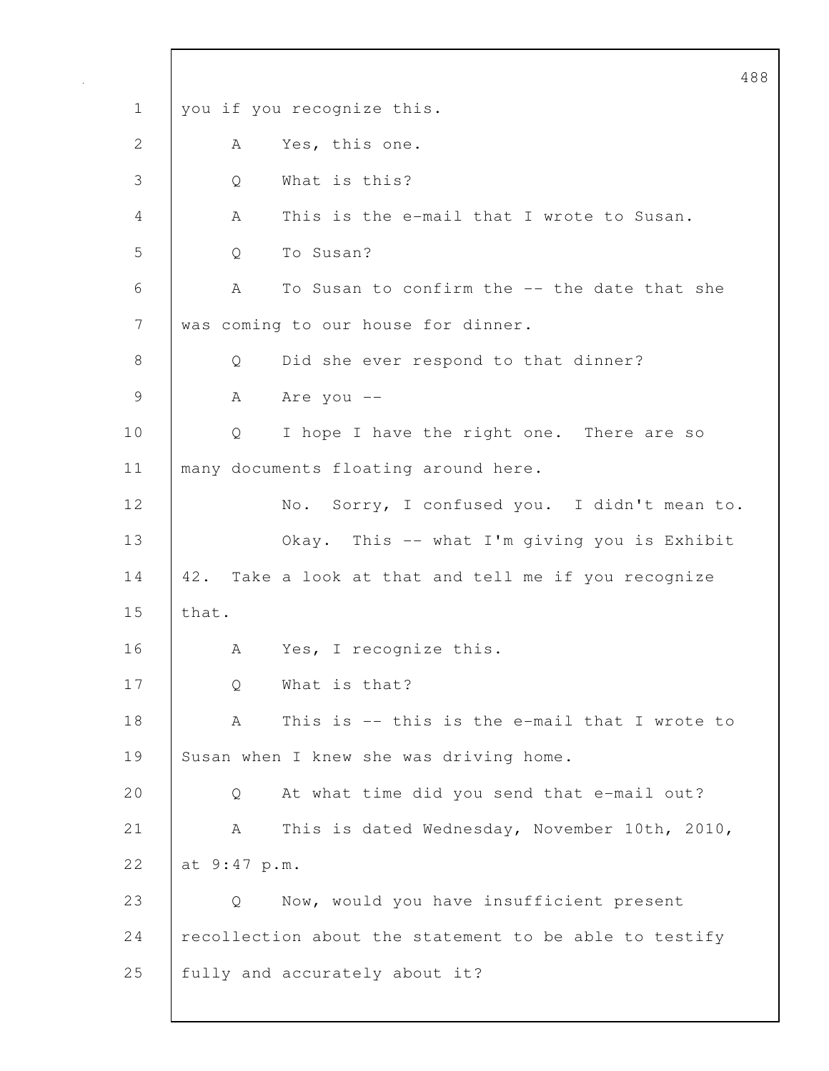you if you recognize this.

A Yes, this one.

Q What is this?

A This is the e-mail that I wrote to Susan.

Q To Susan?

A To Susan to confirm the -- the date that she was coming to our house for dinner.

Q Did she ever respond to that dinner?

A Are you --

Q I hope I have the right one. There are so many documents floating around here.

No. Sorry, I confused you. I didn't mean to.

Okay. This -- what I'm giving you is Exhibit 42. Take a look at that and tell me if you recognize that.

A Yes, I recognize this.

Q What is that?

A This is -- this is the e-mail that I wrote to Susan when I knew she was driving home.

Q At what time did you send that e-mail out?

A This is dated Wednesday, November 10th, 2010, at 9:47 p.m.

Q Now, would you have insufficient present recollection about the statement to be able to testify fully and accurately about it?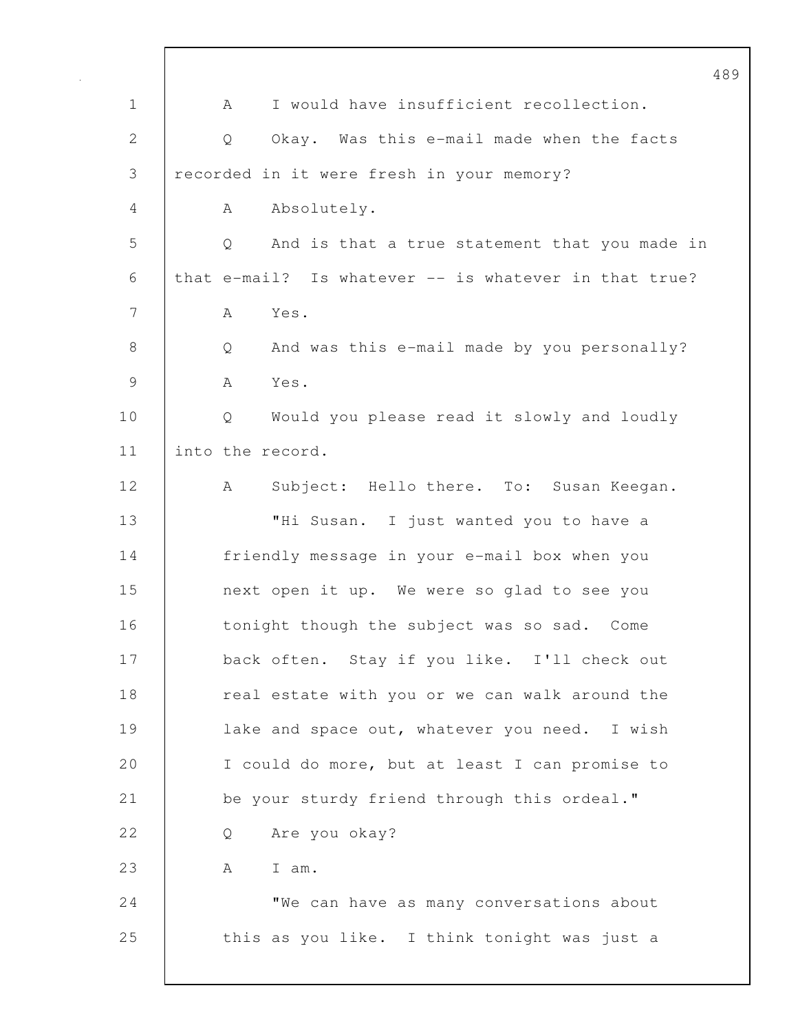A I would have insufficient recollection.

Q Okay. Was this e-mail made when the facts recorded in it were fresh in your memory?

A Absolutely.

Q And is that a true statement that you made in that e-mail? Is whatever -- is whatever in that true?

A Yes.

Q And was this e-mail made by you personally?

A Yes.

Q Would you please read it slowly and loudly into the record.

A Subject: Hello there. To: Susan Keegan.

"Hi Susan. I just wanted you to have a friendly message in your e-mail box when you next open it up. We were so glad to see you tonight though the subject was so sad. Come back often. Stay if you like. I'll check out real estate with you or we can walk around the lake and space out, whatever you need. I wish I could do more, but at least I can promise to be your sturdy friend through this ordeal."

Q Are you okay?

A I am.

"We can have as many conversations about this as you like. I think tonight was just a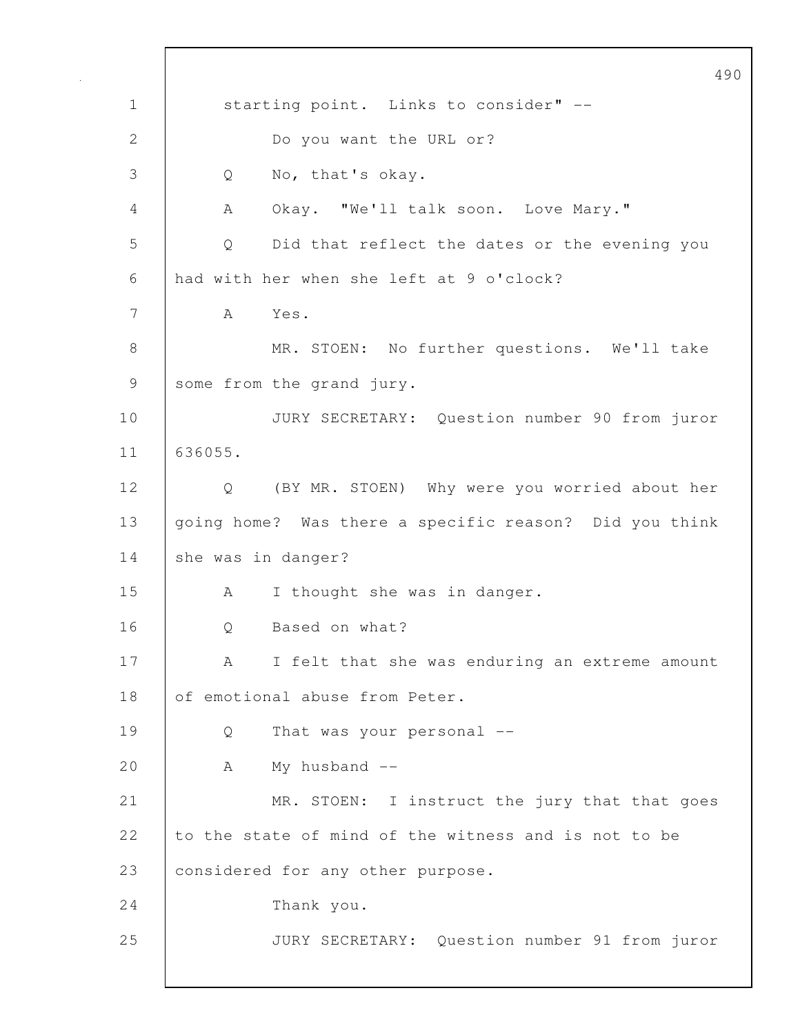starting point. Links to consider" --

Do you want the URL or?

Q No, that's okay.

A Okay. "We'll talk soon. Love Mary."

Q Did that reflect the dates or the evening you had with her when she left at 9 o'clock?

A Yes.

MR. STOEN: No further questions. We'll take some from the grand jury.

JURY SECRETARY: Question number 90 from juror 636055.

Q (BY MR. STOEN) Why were you worried about her going home? Was there a specific reason? Did you think she was in danger?

A I thought she was in danger.

Q Based on what?

A I felt that she was enduring an extreme amount of emotional abuse from Peter.

Q That was your personal --

A My husband --

MR. STOEN: I instruct the jury that that goes to the state of mind of the witness and is not to be considered for any other purpose.

Thank you.

JURY SECRETARY: Question number 91 from juror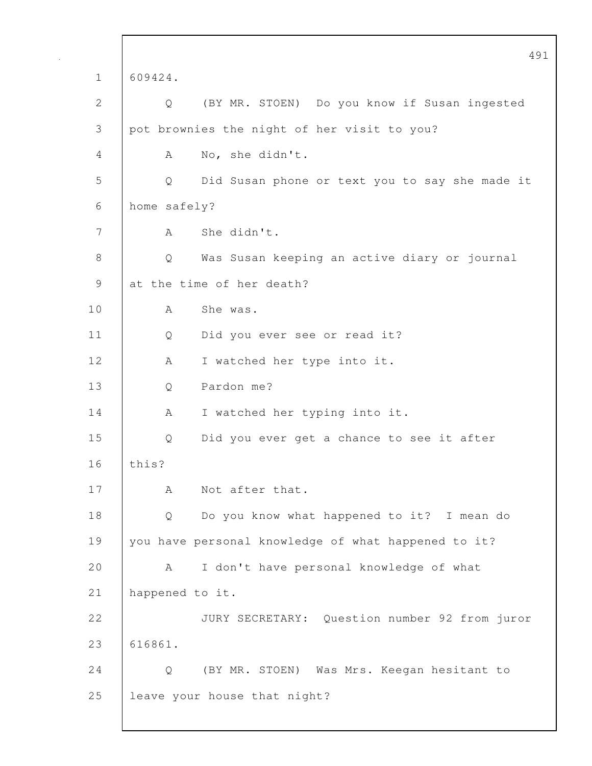609424.

Q (BY MR. STOEN) Do you know if Susan ingested pot brownies the night of her visit to you?

A No, she didn't.

Q Did Susan phone or text you to say she made it home safely?

A She didn't.

Q Was Susan keeping an active diary or journal at the time of her death?

A She was.

Q Did you ever see or read it?

A I watched her type into it.

Q Pardon me?

A I watched her typing into it.

Q Did you ever get a chance to see it after this?

A Not after that.

Q Do you know what happened to it? I mean do you have personal knowledge of what happened to it?

A I don't have personal knowledge of what happened to it.

JURY SECRETARY: Question number 92 from juror 616861.

Q (BY MR. STOEN) Was Mrs. Keegan hesitant to leave your house that night?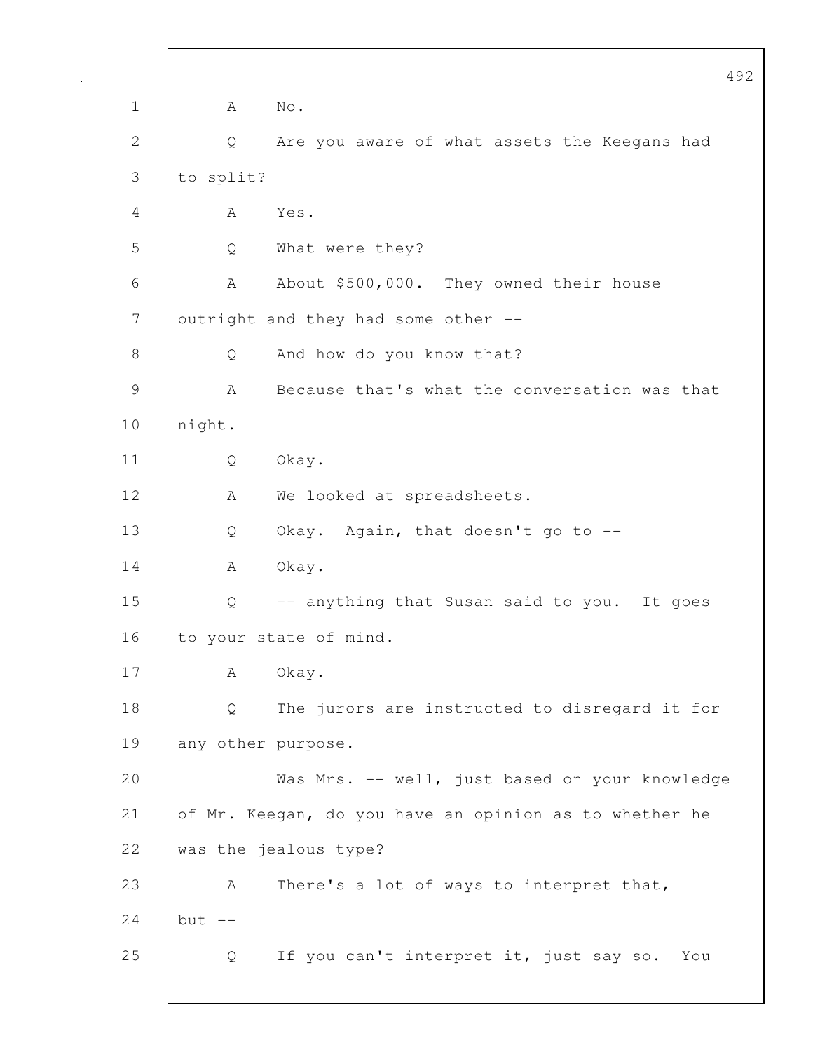A No.

Q Are you aware of what assets the Keegans had to split?

A Yes.

Q What were they?

A About $500,000. They owned their house outright and they had some other --

Q And how do you know that?

A Because that's what the conversation was that night.

Q Okay.

A We looked at spreadsheets.

Q Okay. Again, that doesn't go to --

A Okay.

Q -- anything that Susan said to you. It goes to your state of mind.

A Okay.

Q The jurors are instructed to disregard it for any other purpose.

Was Mrs. -- well, just based on your knowledge of Mr. Keegan, do you have an opinion as to whether he was the jealous type?

A There's a lot of ways to interpret that, but --

Q If you can't interpret it, just say so. You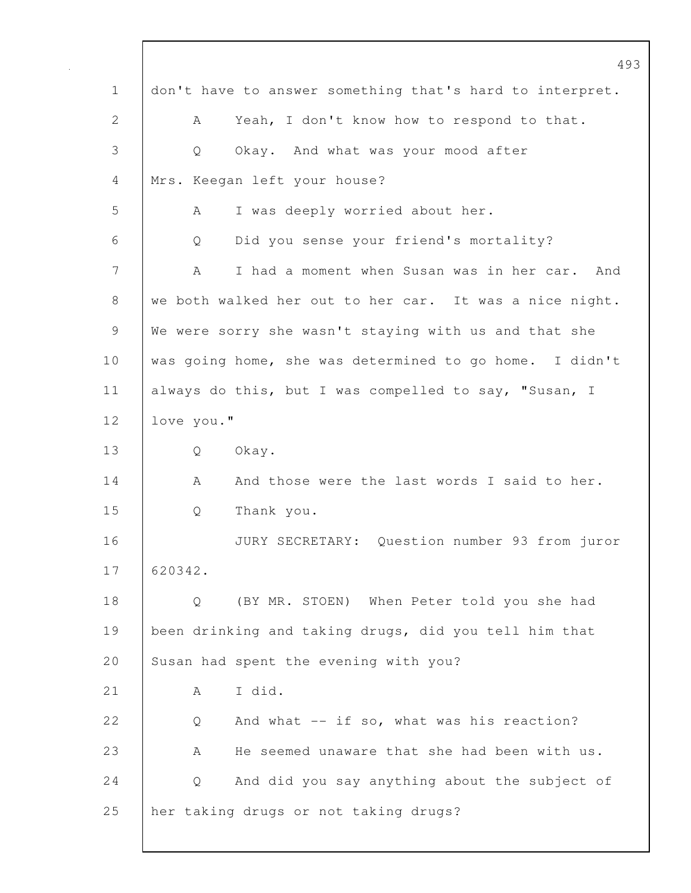don't have to answer something that's hard to interpret.

A Yeah, I don't know how to respond to that.

Q Okay. And what was your mood after Mrs. Keegan left your house?

A I was deeply worried about her.

Q Did you sense your friend's mortality?

A I had a moment when Susan was in her car. And we both walked her out to her car. It was a nice night. We were sorry she wasn't staying with us and that she was going home, she was determined to go home. I didn't always do this, but I was compelled to say, "Susan, I love you."

Q Okay.

A And those were the last words I said to her.

Q Thank you.

JURY SECRETARY: Question number 93 from juror 620342.

Q (BY MR. STOEN) When Peter told you she had been drinking and taking drugs, did you tell him that Susan had spent the evening with you?

A I did.

Q And what -- if so, what was his reaction?

A He seemed unaware that she had been with us.

Q And did you say anything about the subject of her taking drugs or not taking drugs?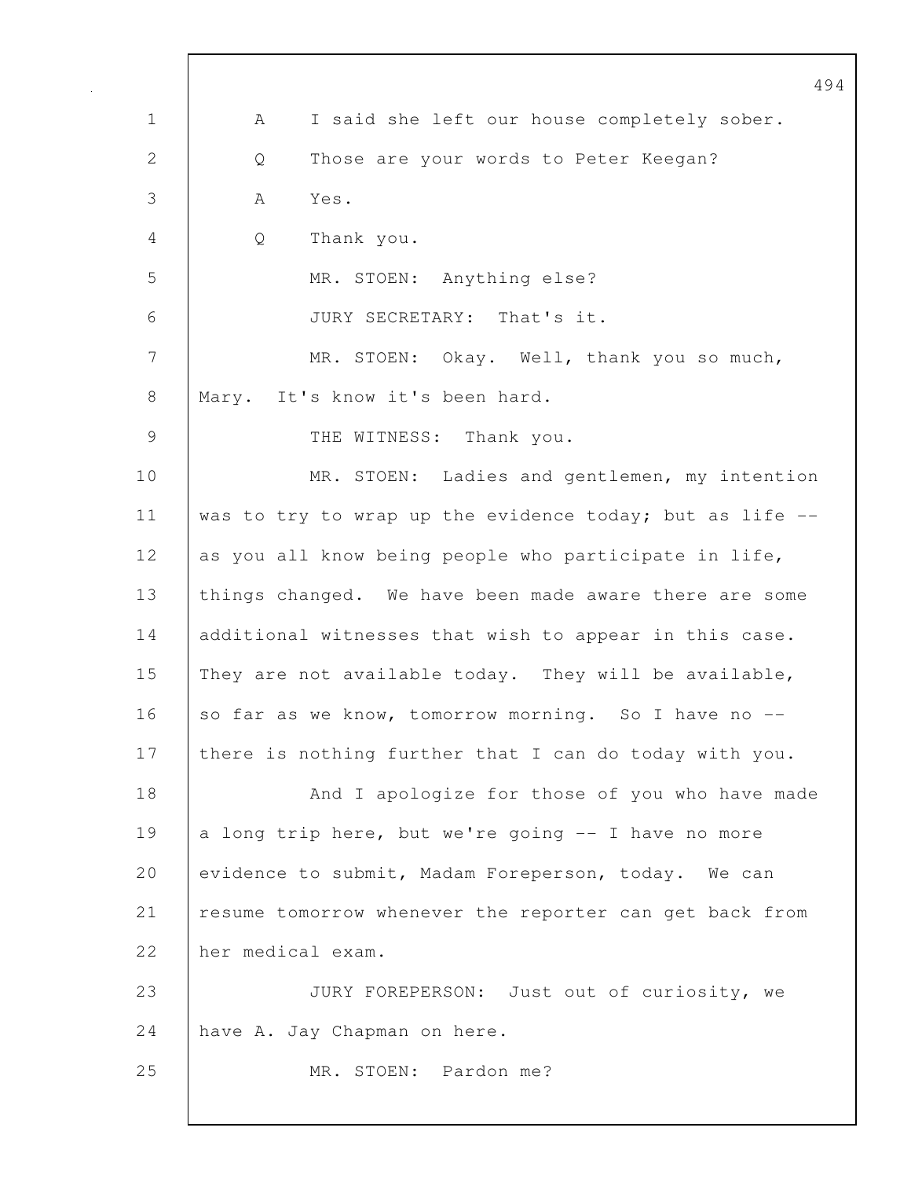A I said she left our house completely sober.

Q Those are your words to Peter Keegan?

A Yes.

Q Thank you.

MR. STOEN: Anything else?

JURY SECRETARY: That's it.

MR. STOEN: Okay. Well, thank you so much, Mary. It's know it's been hard.

THE WITNESS: Thank you.

MR. STOEN: Ladies and gentlemen, my intention was to try to wrap up the evidence today; but as life -- as you all know being people who participate in life, things changed. We have been made aware there are some additional witnesses that wish to appear in this case. They are not available today. They will be available, so far as we know, tomorrow morning. So I have no -- there is nothing further that I can do today with you.

And I apologize for those of you who have made a long trip here, but we're going -- I have no more evidence to submit, Madam Foreperson, today. We can resume tomorrow whenever the reporter can get back from her medical exam.

JURY FOREPERSON: Just out of curiosity, we have A. Jay Chapman on here.

MR. STOEN: Pardon me?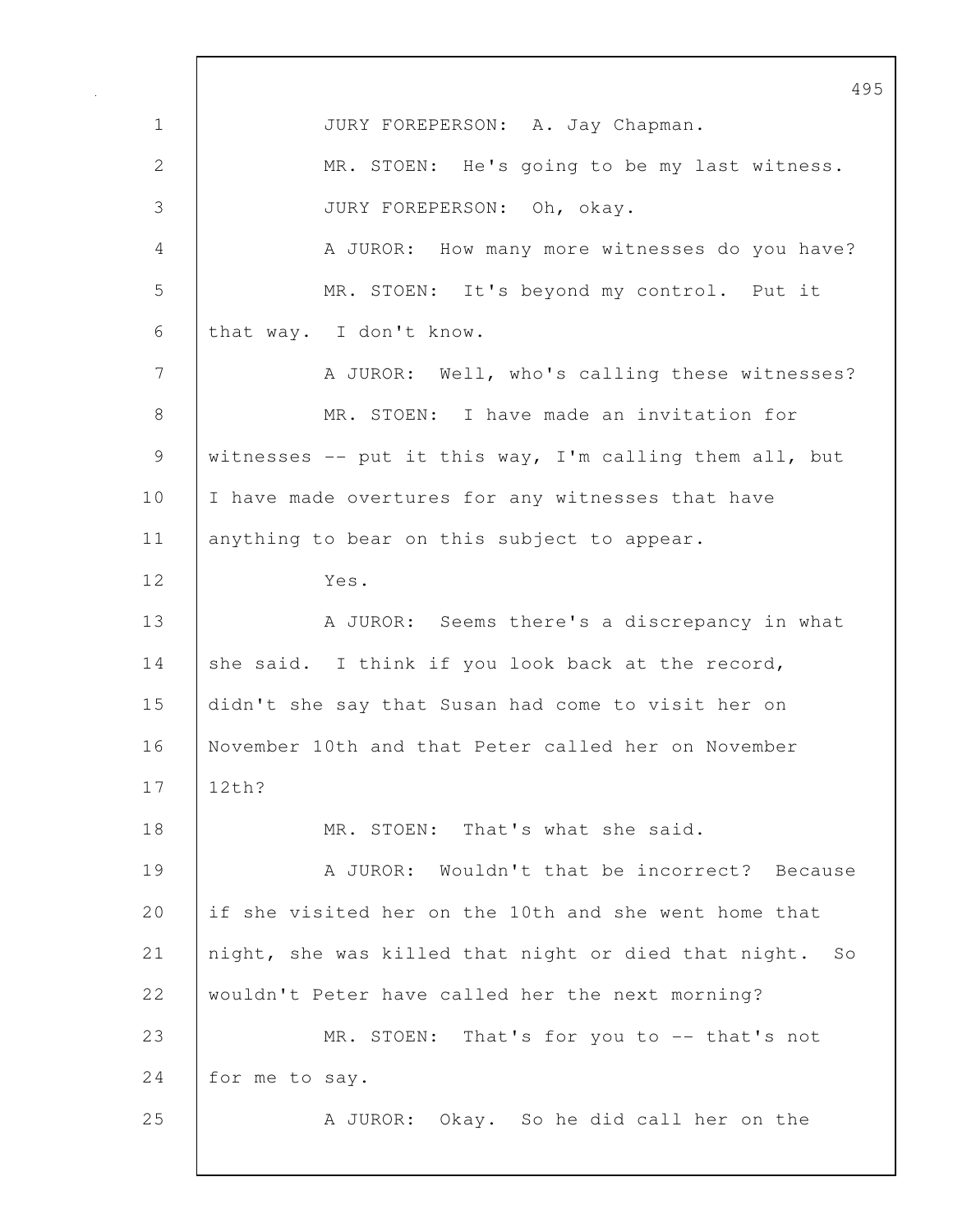JURY FOREPERSON: A. Jay Chapman.

MR. STOEN: He's going to be my last witness.

JURY FOREPERSON: Oh, okay.

A JUROR: How many more witnesses do you have?

MR. STOEN: It's beyond my control. Put it that way. I don't know.

A JUROR: Well, who's calling these witnesses?

MR. STOEN: I have made an invitation for witnesses -- put it this way, I'm calling them all, but I have made overtures for any witnesses that have anything to bear on this subject to appear.

Yes.

A JUROR: Seems there's a discrepancy in what she said. I think if you look back at the record, didn't she say that Susan had come to visit her on November 10th and that Peter called her on November 12th?

MR. STOEN: That's what she said.

A JUROR: Wouldn't that be incorrect? Because if she visited her on the 10th and she went home that night, she was killed that night or died that night. So wouldn't Peter have called her the next morning?

MR. STOEN: That's for you to -- that's not for me to say.

A JUROR: Okay. So he did call her on the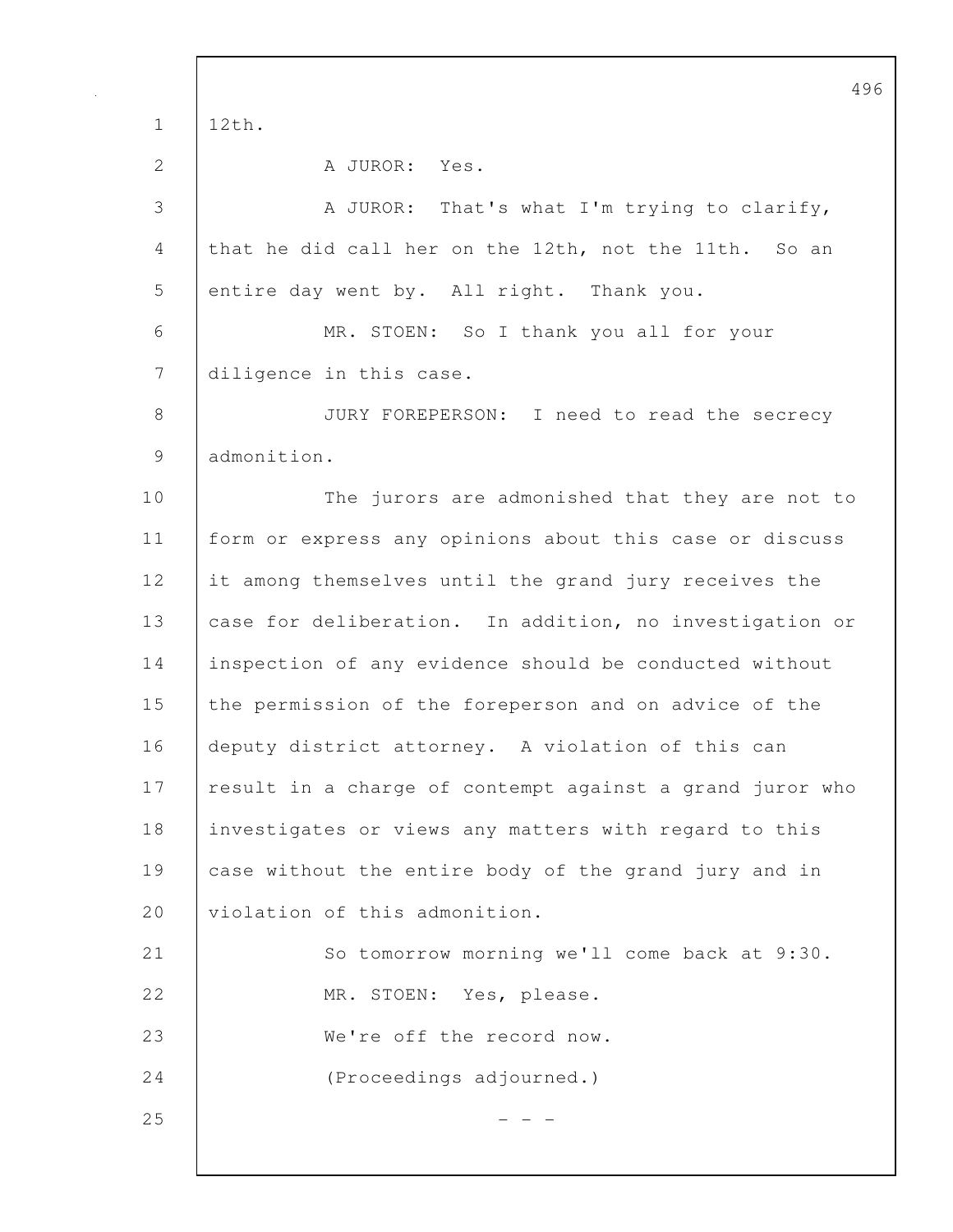12th.

A JUROR: Yes.

A JUROR: That's what I'm trying to clarify, that he did call her on the 12th, not the 11th. So an entire day went by. All right. Thank you.

MR. STOEN: So I thank you all for your diligence in this case.

JURY FOREPERSON: I need to read the secrecy admonition.

The jurors are admonished that they are not to form or express any opinions about this case or discuss it among themselves until the grand jury receives the case for deliberation. In addition, no investigation or inspection of any evidence should be conducted without the permission of the foreperson and on advice of the deputy district attorney. A violation of this can result in a charge of contempt against a grand juror who investigates or views any matters with regard to this case without the entire body of the grand jury and in violation of this admonition.

So tomorrow morning we'll come back at 9:30.

MR. STOEN: Yes, please.

We're off the record now.

(Proceedings adjourned.)

- - -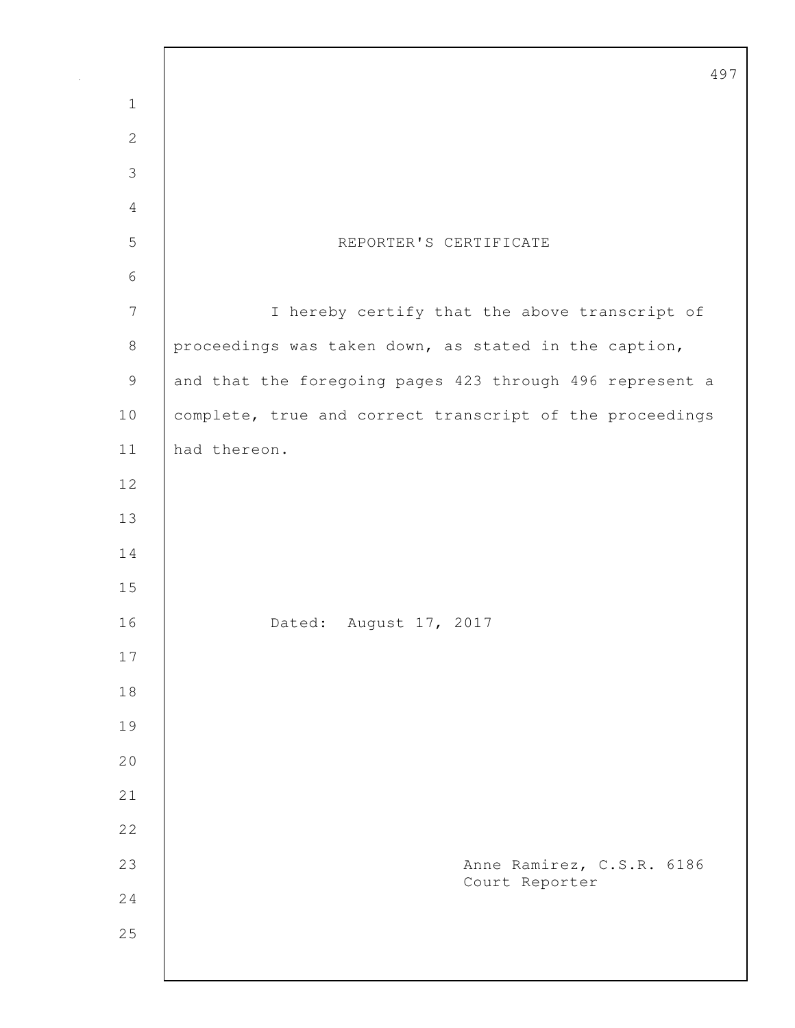# REPORTER'S CERTIFICATE

I hereby certify that the above transcript of proceedings was taken down, as stated in the caption, and that the foregoing pages 423 through 496 represent a complete, true and correct transcript of the proceedings had thereon.

Dated: August 17, 2017

Anne Ramirez, C.S.R. 6186
Court Reporter